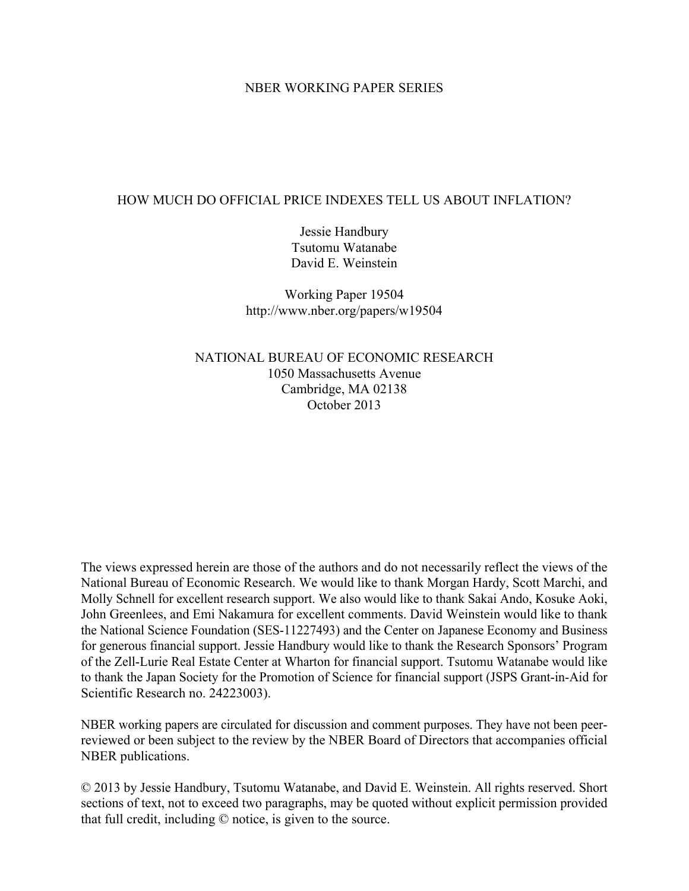NBER WORKING PAPER SERIES

# HOW MUCH DO OFFICIAL PRICE INDEXES TELL US ABOUT INFLATION?

Jessie Handbury  
Tsutomu Watanabe  
David E. Weinstein

Working Paper 19504  
http://www.nber.org/papers/w19504

NATIONAL BUREAU OF ECONOMIC RESEARCH  
1050 Massachusetts Avenue  
Cambridge, MA 02138  
October 2013

The views expressed herein are those of the authors and do not necessarily reflect the views of the National Bureau of Economic Research. We would like to thank Morgan Hardy, Scott Marchi, and Molly Schnell for excellent research support. We also would like to thank Sakai Ando, Kosuke Aoki, John Greenlees, and Emi Nakamura for excellent comments. David Weinstein would like to thank the National Science Foundation (SES-11227493) and the Center on Japanese Economy and Business for generous financial support. Jessie Handbury would like to thank the Research Sponsors' Program of the Zell-Lurie Real Estate Center at Wharton for financial support. Tsutomu Watanabe would like to thank the Japan Society for the Promotion of Science for financial support (JSPS Grant-in-Aid for Scientific Research no. 24223003).

NBER working papers are circulated for discussion and comment purposes. They have not been peer-reviewed or been subject to the review by the NBER Board of Directors that accompanies official NBER publications.

© 2013 by Jessie Handbury, Tsutomu Watanabe, and David E. Weinstein. All rights reserved. Short sections of text, not to exceed two paragraphs, may be quoted without explicit permission provided that full credit, including © notice, is given to the source.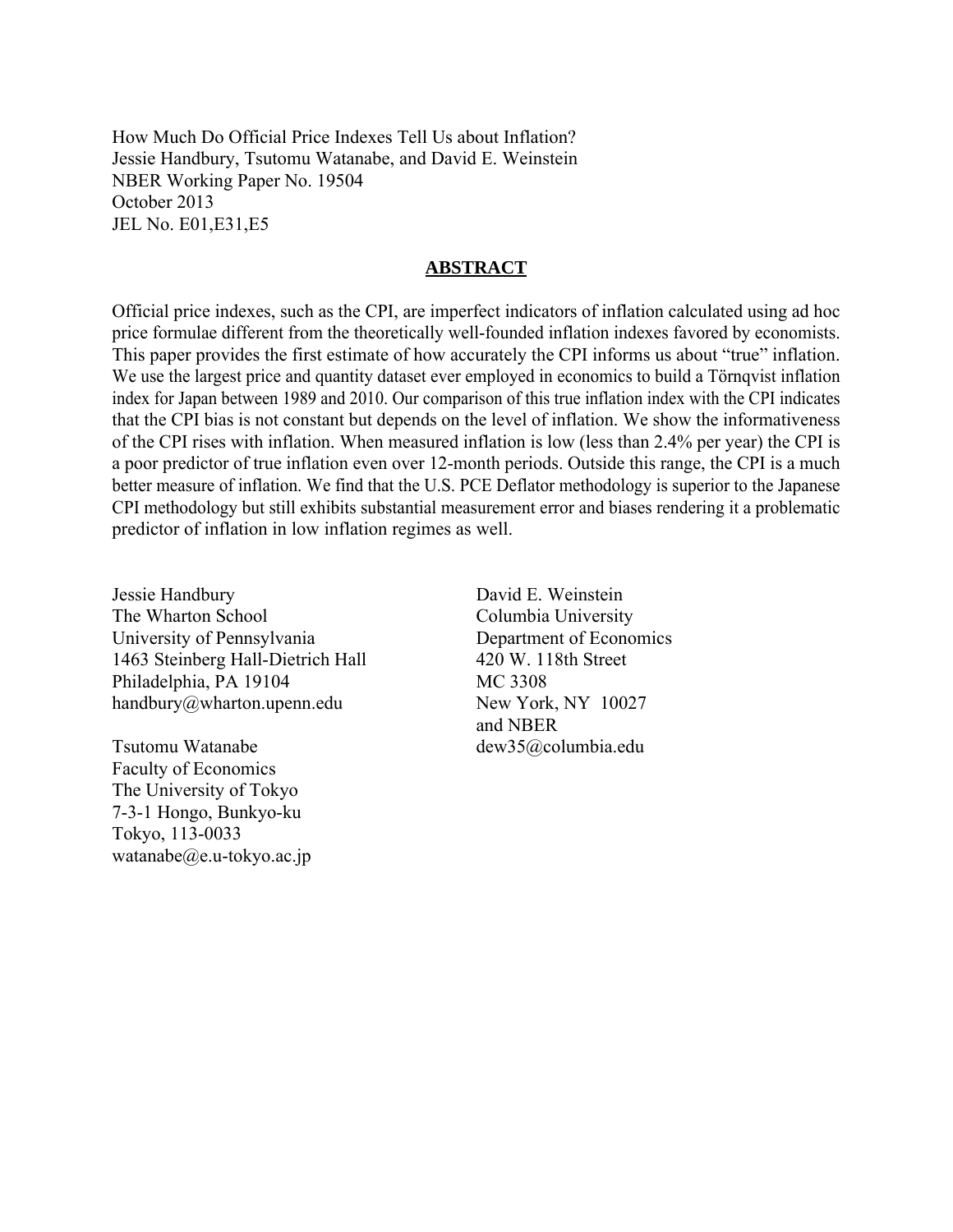How Much Do Official Price Indexes Tell Us about Inflation?
Jessie Handbury, Tsutomu Watanabe, and David E. Weinstein
NBER Working Paper No. 19504
October 2013
JEL No. E01,E31,E5

## ABSTRACT

Official price indexes, such as the CPI, are imperfect indicators of inflation calculated using ad hoc price formulae different from the theoretically well-founded inflation indexes favored by economists. This paper provides the first estimate of how accurately the CPI informs us about "true" inflation. We use the largest price and quantity dataset ever employed in economics to build a Törnqvist inflation index for Japan between 1989 and 2010. Our comparison of this true inflation index with the CPI indicates that the CPI bias is not constant but depends on the level of inflation. We show the informativeness of the CPI rises with inflation. When measured inflation is low (less than 2.4% per year) the CPI is a poor predictor of true inflation even over 12-month periods. Outside this range, the CPI is a much better measure of inflation. We find that the U.S. PCE Deflator methodology is superior to the Japanese CPI methodology but still exhibits substantial measurement error and biases rendering it a problematic predictor of inflation in low inflation regimes as well.

Jessie Handbury
The Wharton School
University of Pennsylvania
1463 Steinberg Hall-Dietrich Hall
Philadelphia, PA 19104
handbury@wharton.upenn.edu

Tsutomu Watanabe
Faculty of Economics
The University of Tokyo
7-3-1 Hongo, Bunkyo-ku
Tokyo, 113-0033
watanabe@e.u-tokyo.ac.jp

David E. Weinstein
Columbia University
Department of Economics
420 W. 118th Street
MC 3308
New York, NY 10027
and NBER
dew35@columbia.edu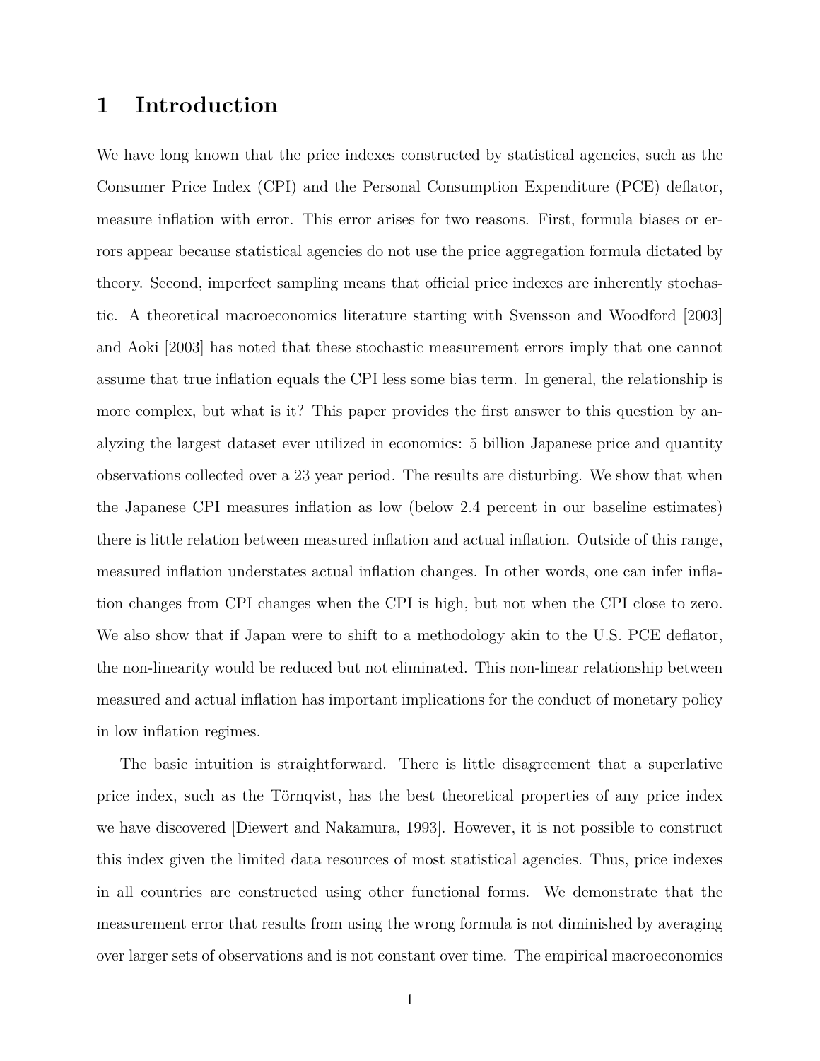# 1 Introduction

We have long known that the price indexes constructed by statistical agencies, such as the Consumer Price Index (CPI) and the Personal Consumption Expenditure (PCE) deflator, measure inflation with error. This error arises for two reasons. First, formula biases or errors appear because statistical agencies do not use the price aggregation formula dictated by theory. Second, imperfect sampling means that official price indexes are inherently stochastic. A theoretical macroeconomics literature starting with Svensson and Woodford [2003] and Aoki [2003] has noted that these stochastic measurement errors imply that one cannot assume that true inflation equals the CPI less some bias term. In general, the relationship is more complex, but what is it? This paper provides the first answer to this question by analyzing the largest dataset ever utilized in economics: 5 billion Japanese price and quantity observations collected over a 23 year period. The results are disturbing. We show that when the Japanese CPI measures inflation as low (below 2.4 percent in our baseline estimates) there is little relation between measured inflation and actual inflation. Outside of this range, measured inflation understates actual inflation changes. In other words, one can infer inflation changes from CPI changes when the CPI is high, but not when the CPI close to zero. We also show that if Japan were to shift to a methodology akin to the U.S. PCE deflator, the non-linearity would be reduced but not eliminated. This non-linear relationship between measured and actual inflation has important implications for the conduct of monetary policy in low inflation regimes.

The basic intuition is straightforward. There is little disagreement that a superlative price index, such as the Törnqvist, has the best theoretical properties of any price index we have discovered [Diewert and Nakamura, 1993]. However, it is not possible to construct this index given the limited data resources of most statistical agencies. Thus, price indexes in all countries are constructed using other functional forms. We demonstrate that the measurement error that results from using the wrong formula is not diminished by averaging over larger sets of observations and is not constant over time. The empirical macroeconomics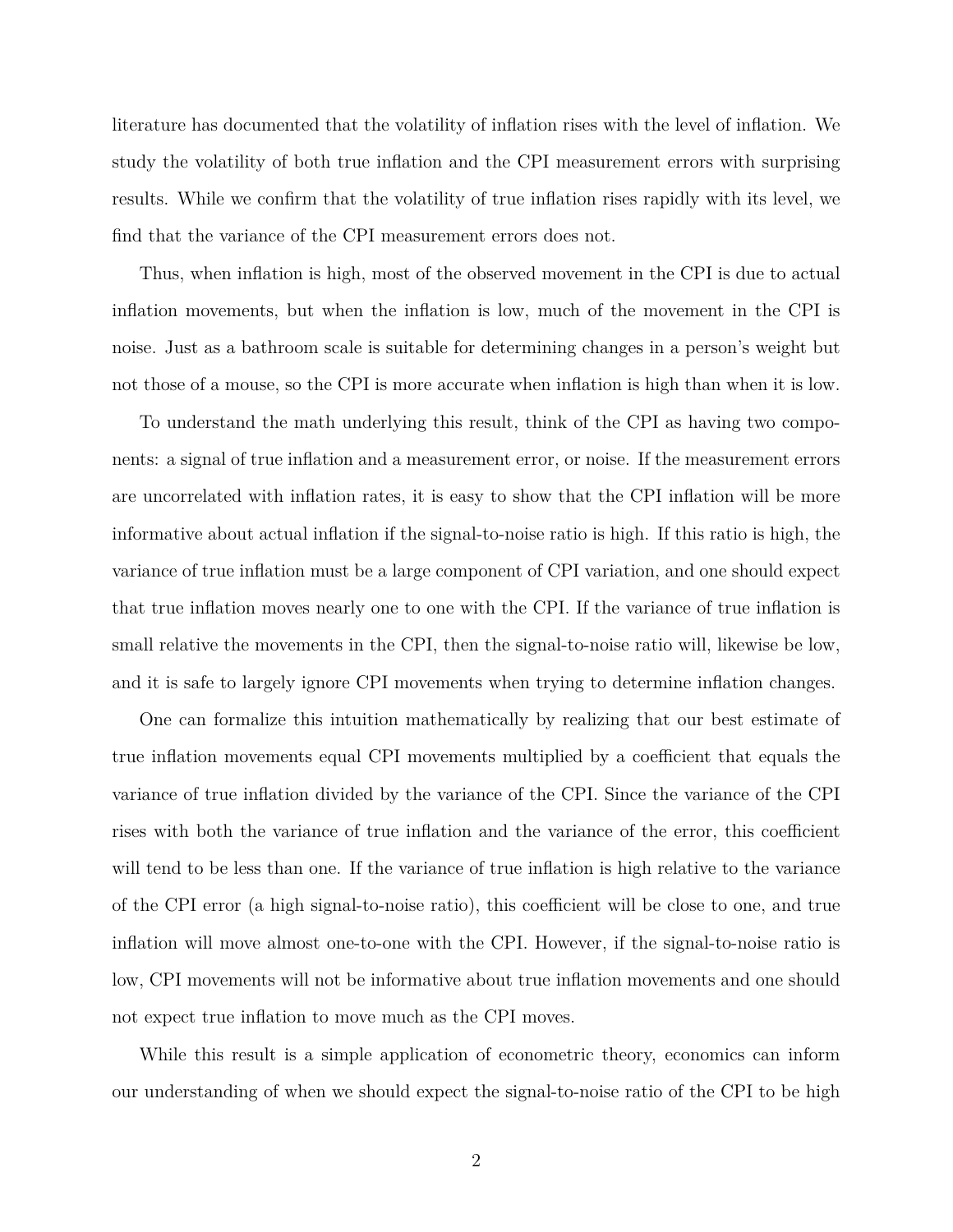literature has documented that the volatility of inflation rises with the level of inflation. We study the volatility of both true inflation and the CPI measurement errors with surprising results. While we confirm that the volatility of true inflation rises rapidly with its level, we find that the variance of the CPI measurement errors does not.

Thus, when inflation is high, most of the observed movement in the CPI is due to actual inflation movements, but when the inflation is low, much of the movement in the CPI is noise. Just as a bathroom scale is suitable for determining changes in a person's weight but not those of a mouse, so the CPI is more accurate when inflation is high than when it is low.

To understand the math underlying this result, think of the CPI as having two components: a signal of true inflation and a measurement error, or noise. If the measurement errors are uncorrelated with inflation rates, it is easy to show that the CPI inflation will be more informative about actual inflation if the signal-to-noise ratio is high. If this ratio is high, the variance of true inflation must be a large component of CPI variation, and one should expect that true inflation moves nearly one to one with the CPI. If the variance of true inflation is small relative the movements in the CPI, then the signal-to-noise ratio will, likewise be low, and it is safe to largely ignore CPI movements when trying to determine inflation changes.

One can formalize this intuition mathematically by realizing that our best estimate of true inflation movements equal CPI movements multiplied by a coefficient that equals the variance of true inflation divided by the variance of the CPI. Since the variance of the CPI rises with both the variance of true inflation and the variance of the error, this coefficient will tend to be less than one. If the variance of true inflation is high relative to the variance of the CPI error (a high signal-to-noise ratio), this coefficient will be close to one, and true inflation will move almost one-to-one with the CPI. However, if the signal-to-noise ratio is low, CPI movements will not be informative about true inflation movements and one should not expect true inflation to move much as the CPI moves.

While this result is a simple application of econometric theory, economics can inform our understanding of when we should expect the signal-to-noise ratio of the CPI to be high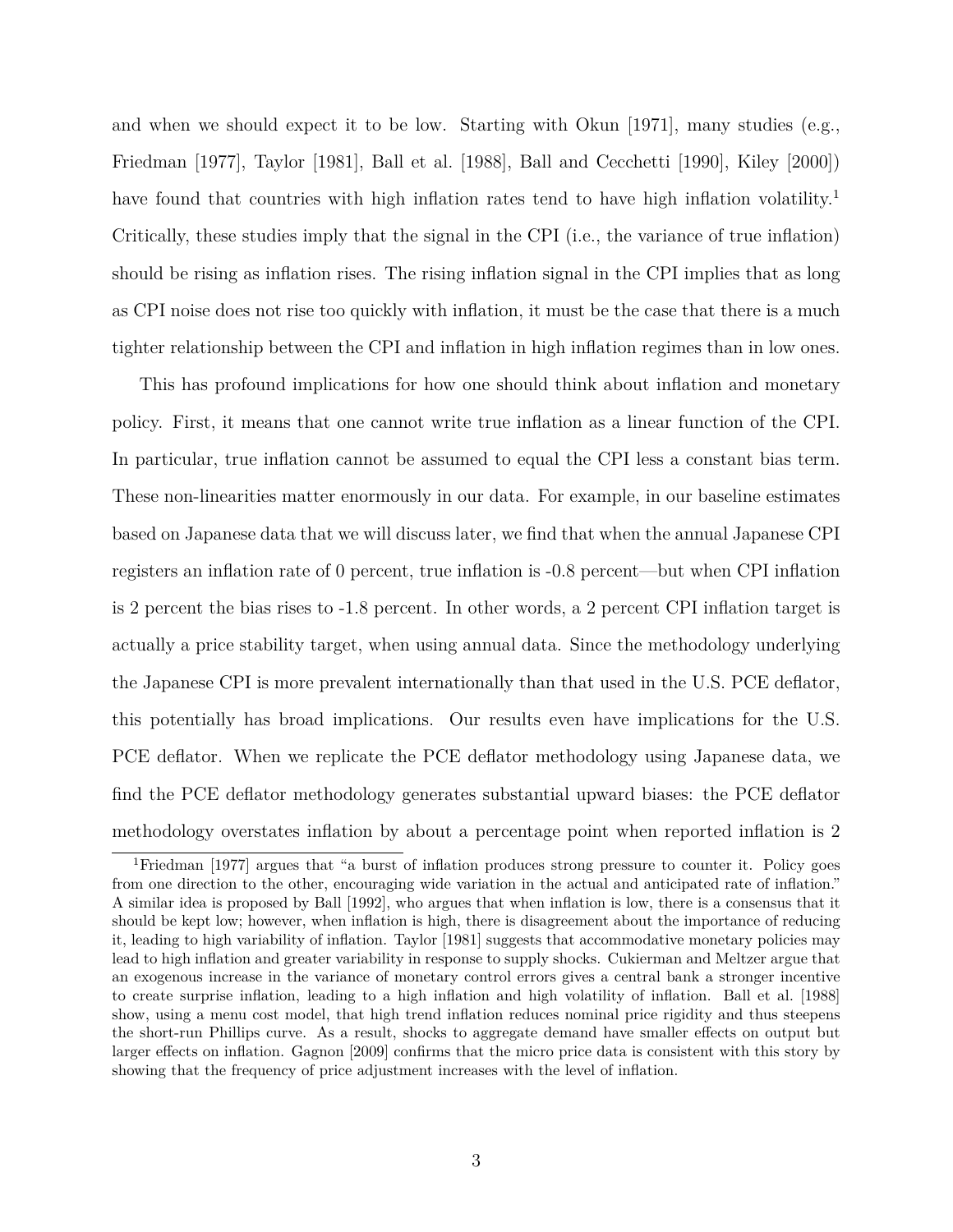and when we should expect it to be low. Starting with Okun [1971], many studies (e.g., Friedman [1977], Taylor [1981], Ball et al. [1988], Ball and Cecchetti [1990], Kiley [2000]) have found that countries with high inflation rates tend to have high inflation volatility.[1] Critically, these studies imply that the signal in the CPI (i.e., the variance of true inflation) should be rising as inflation rises. The rising inflation signal in the CPI implies that as long as CPI noise does not rise too quickly with inflation, it must be the case that there is a much tighter relationship between the CPI and inflation in high inflation regimes than in low ones.

This has profound implications for how one should think about inflation and monetary policy. First, it means that one cannot write true inflation as a linear function of the CPI. In particular, true inflation cannot be assumed to equal the CPI less a constant bias term. These non-linearities matter enormously in our data. For example, in our baseline estimates based on Japanese data that we will discuss later, we find that when the annual Japanese CPI registers an inflation rate of 0 percent, true inflation is -0.8 percent—but when CPI inflation is 2 percent the bias rises to -1.8 percent. In other words, a 2 percent CPI inflation target is actually a price stability target, when using annual data. Since the methodology underlying the Japanese CPI is more prevalent internationally than that used in the U.S. PCE deflator, this potentially has broad implications. Our results even have implications for the U.S. PCE deflator. When we replicate the PCE deflator methodology using Japanese data, we find the PCE deflator methodology generates substantial upward biases: the PCE deflator methodology overstates inflation by about a percentage point when reported inflation is 2

[1] Friedman [1977] argues that "a burst of inflation produces strong pressure to counter it. Policy goes from one direction to the other, encouraging wide variation in the actual and anticipated rate of inflation." A similar idea is proposed by Ball [1992], who argues that when inflation is low, there is a consensus that it should be kept low; however, when inflation is high, there is disagreement about the importance of reducing it, leading to high variability of inflation. Taylor [1981] suggests that accommodative monetary policies may lead to high inflation and greater variability in response to supply shocks. Cukierman and Meltzer argue that an exogenous increase in the variance of monetary control errors gives a central bank a stronger incentive to create surprise inflation, leading to a high inflation and high volatility of inflation. Ball et al. [1988] show, using a menu cost model, that high trend inflation reduces nominal price rigidity and thus steepens the short-run Phillips curve. As a result, shocks to aggregate demand have smaller effects on output but larger effects on inflation. Gagnon [2009] confirms that the micro price data is consistent with this story by showing that the frequency of price adjustment increases with the level of inflation.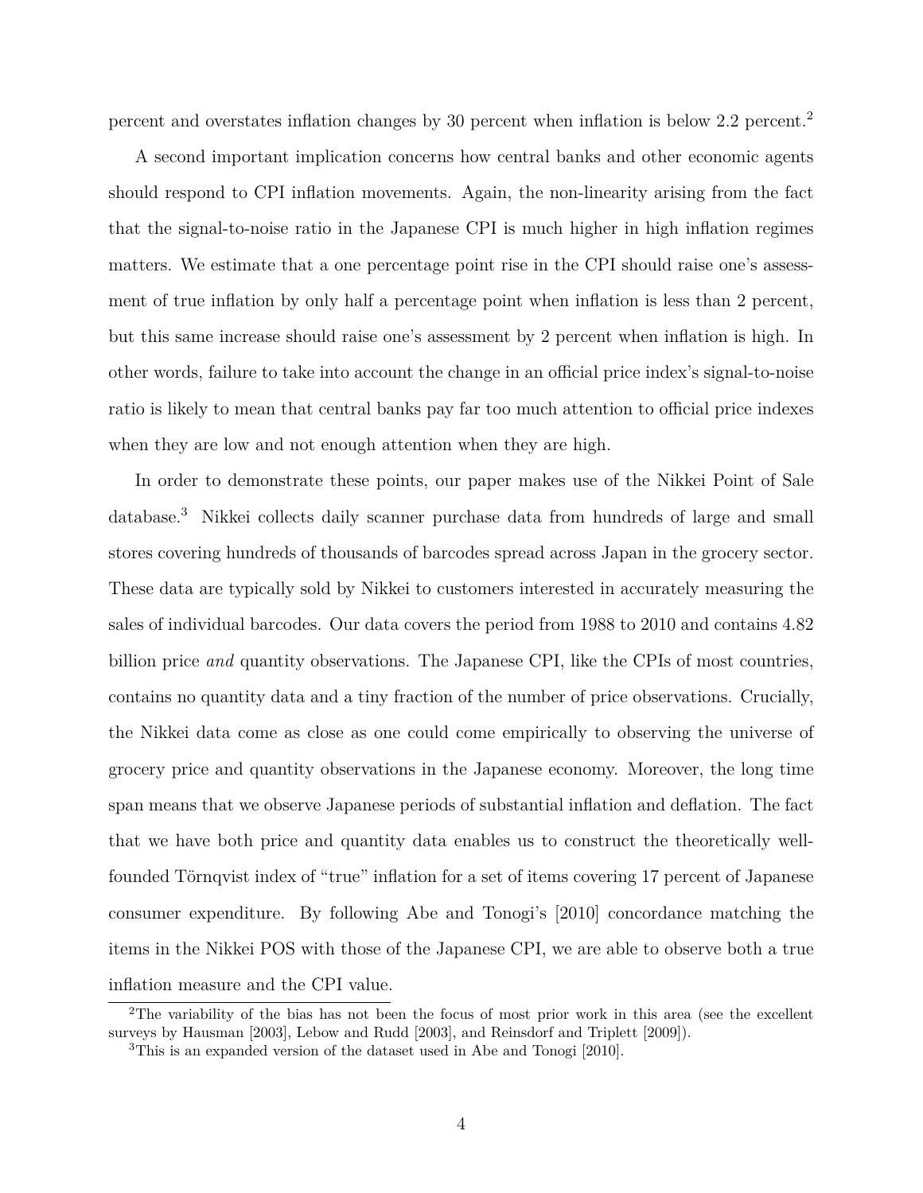percent and overstates inflation changes by 30 percent when inflation is below 2.2 percent.[2]

A second important implication concerns how central banks and other economic agents should respond to CPI inflation movements. Again, the non-linearity arising from the fact that the signal-to-noise ratio in the Japanese CPI is much higher in high inflation regimes matters. We estimate that a one percentage point rise in the CPI should raise one's assessment of true inflation by only half a percentage point when inflation is less than 2 percent, but this same increase should raise one's assessment by 2 percent when inflation is high. In other words, failure to take into account the change in an official price index's signal-to-noise ratio is likely to mean that central banks pay far too much attention to official price indexes when they are low and not enough attention when they are high.

In order to demonstrate these points, our paper makes use of the Nikkei Point of Sale database.[3] Nikkei collects daily scanner purchase data from hundreds of large and small stores covering hundreds of thousands of barcodes spread across Japan in the grocery sector. These data are typically sold by Nikkei to customers interested in accurately measuring the sales of individual barcodes. Our data covers the period from 1988 to 2010 and contains 4.82 billion price *and* quantity observations. The Japanese CPI, like the CPIs of most countries, contains no quantity data and a tiny fraction of the number of price observations. Crucially, the Nikkei data come as close as one could come empirically to observing the universe of grocery price and quantity observations in the Japanese economy. Moreover, the long time span means that we observe Japanese periods of substantial inflation and deflation. The fact that we have both price and quantity data enables us to construct the theoretically well-founded Törnqvist index of "true" inflation for a set of items covering 17 percent of Japanese consumer expenditure. By following Abe and Tonogi's [2010] concordance matching the items in the Nikkei POS with those of the Japanese CPI, we are able to observe both a true inflation measure and the CPI value.

[2] The variability of the bias has not been the focus of most prior work in this area (see the excellent surveys by Hausman [2003], Lebow and Rudd [2003], and Reinsdorf and Triplett [2009]).

[3] This is an expanded version of the dataset used in Abe and Tonogi [2010].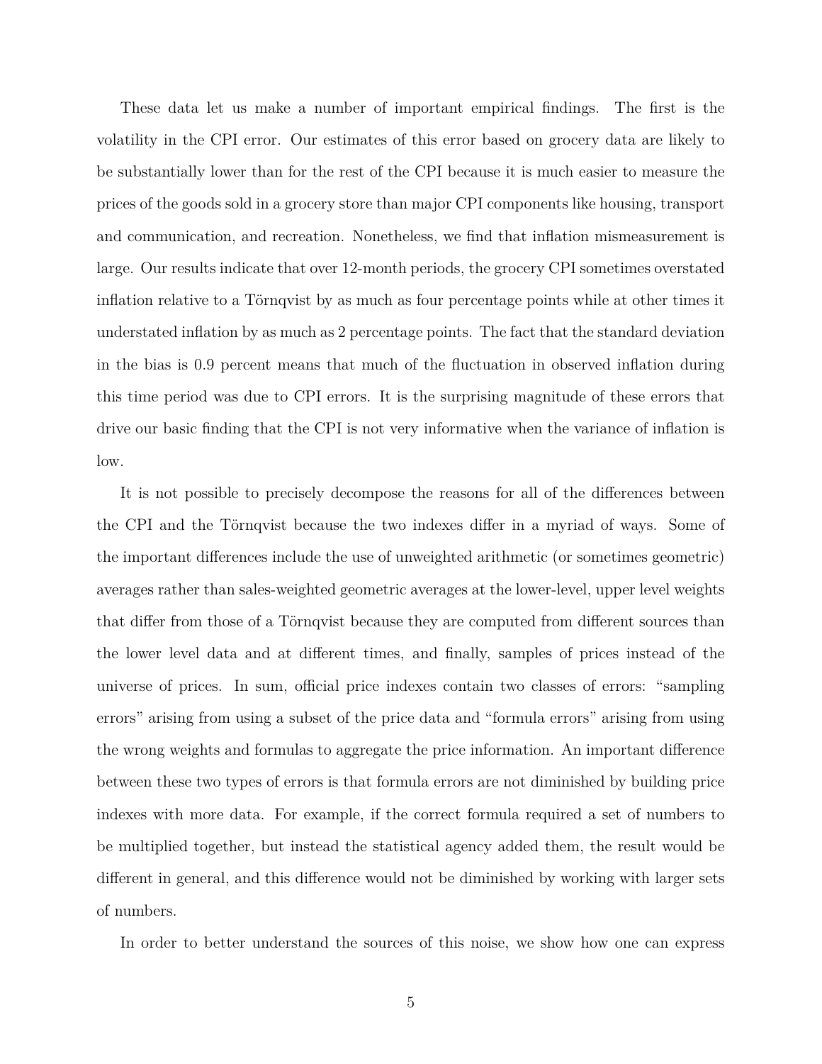These data let us make a number of important empirical findings. The first is the volatility in the CPI error. Our estimates of this error based on grocery data are likely to be substantially lower than for the rest of the CPI because it is much easier to measure the prices of the goods sold in a grocery store than major CPI components like housing, transport and communication, and recreation. Nonetheless, we find that inflation mismeasurement is large. Our results indicate that over 12-month periods, the grocery CPI sometimes overstated inflation relative to a Törnqvist by as much as four percentage points while at other times it understated inflation by as much as 2 percentage points. The fact that the standard deviation in the bias is 0.9 percent means that much of the fluctuation in observed inflation during this time period was due to CPI errors. It is the surprising magnitude of these errors that drive our basic finding that the CPI is not very informative when the variance of inflation is low.

It is not possible to precisely decompose the reasons for all of the differences between the CPI and the Törnqvist because the two indexes differ in a myriad of ways. Some of the important differences include the use of unweighted arithmetic (or sometimes geometric) averages rather than sales-weighted geometric averages at the lower-level, upper level weights that differ from those of a Törnqvist because they are computed from different sources than the lower level data and at different times, and finally, samples of prices instead of the universe of prices. In sum, official price indexes contain two classes of errors: "sampling errors" arising from using a subset of the price data and "formula errors" arising from using the wrong weights and formulas to aggregate the price information. An important difference between these two types of errors is that formula errors are not diminished by building price indexes with more data. For example, if the correct formula required a set of numbers to be multiplied together, but instead the statistical agency added them, the result would be different in general, and this difference would not be diminished by working with larger sets of numbers.

In order to better understand the sources of this noise, we show how one can express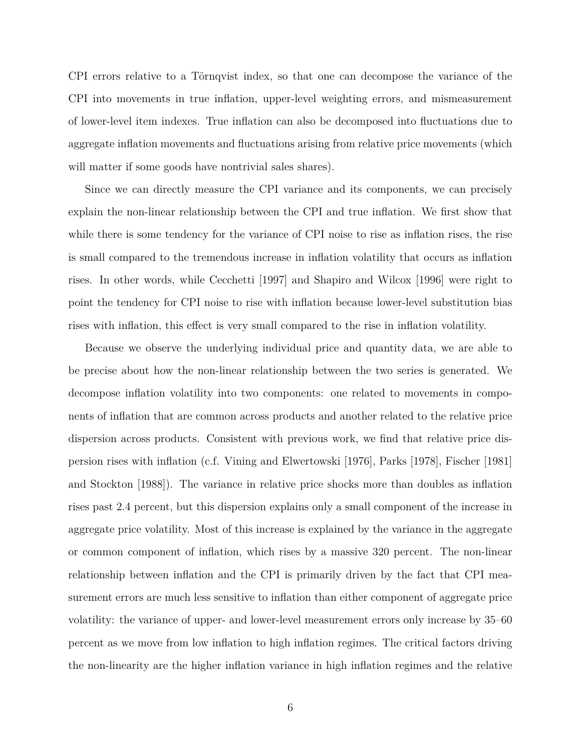CPI errors relative to a Törnqvist index, so that one can decompose the variance of the CPI into movements in true inflation, upper-level weighting errors, and mismeasurement of lower-level item indexes. True inflation can also be decomposed into fluctuations due to aggregate inflation movements and fluctuations arising from relative price movements (which will matter if some goods have nontrivial sales shares).

Since we can directly measure the CPI variance and its components, we can precisely explain the non-linear relationship between the CPI and true inflation. We first show that while there is some tendency for the variance of CPI noise to rise as inflation rises, the rise is small compared to the tremendous increase in inflation volatility that occurs as inflation rises. In other words, while Cecchetti [1997] and Shapiro and Wilcox [1996] were right to point the tendency for CPI noise to rise with inflation because lower-level substitution bias rises with inflation, this effect is very small compared to the rise in inflation volatility.

Because we observe the underlying individual price and quantity data, we are able to be precise about how the non-linear relationship between the two series is generated. We decompose inflation volatility into two components: one related to movements in components of inflation that are common across products and another related to the relative price dispersion across products. Consistent with previous work, we find that relative price dispersion rises with inflation (c.f. Vining and Elwertowski [1976], Parks [1978], Fischer [1981] and Stockton [1988]). The variance in relative price shocks more than doubles as inflation rises past 2.4 percent, but this dispersion explains only a small component of the increase in aggregate price volatility. Most of this increase is explained by the variance in the aggregate or common component of inflation, which rises by a massive 320 percent. The non-linear relationship between inflation and the CPI is primarily driven by the fact that CPI measurement errors are much less sensitive to inflation than either component of aggregate price volatility: the variance of upper- and lower-level measurement errors only increase by 35–60 percent as we move from low inflation to high inflation regimes. The critical factors driving the non-linearity are the higher inflation variance in high inflation regimes and the relative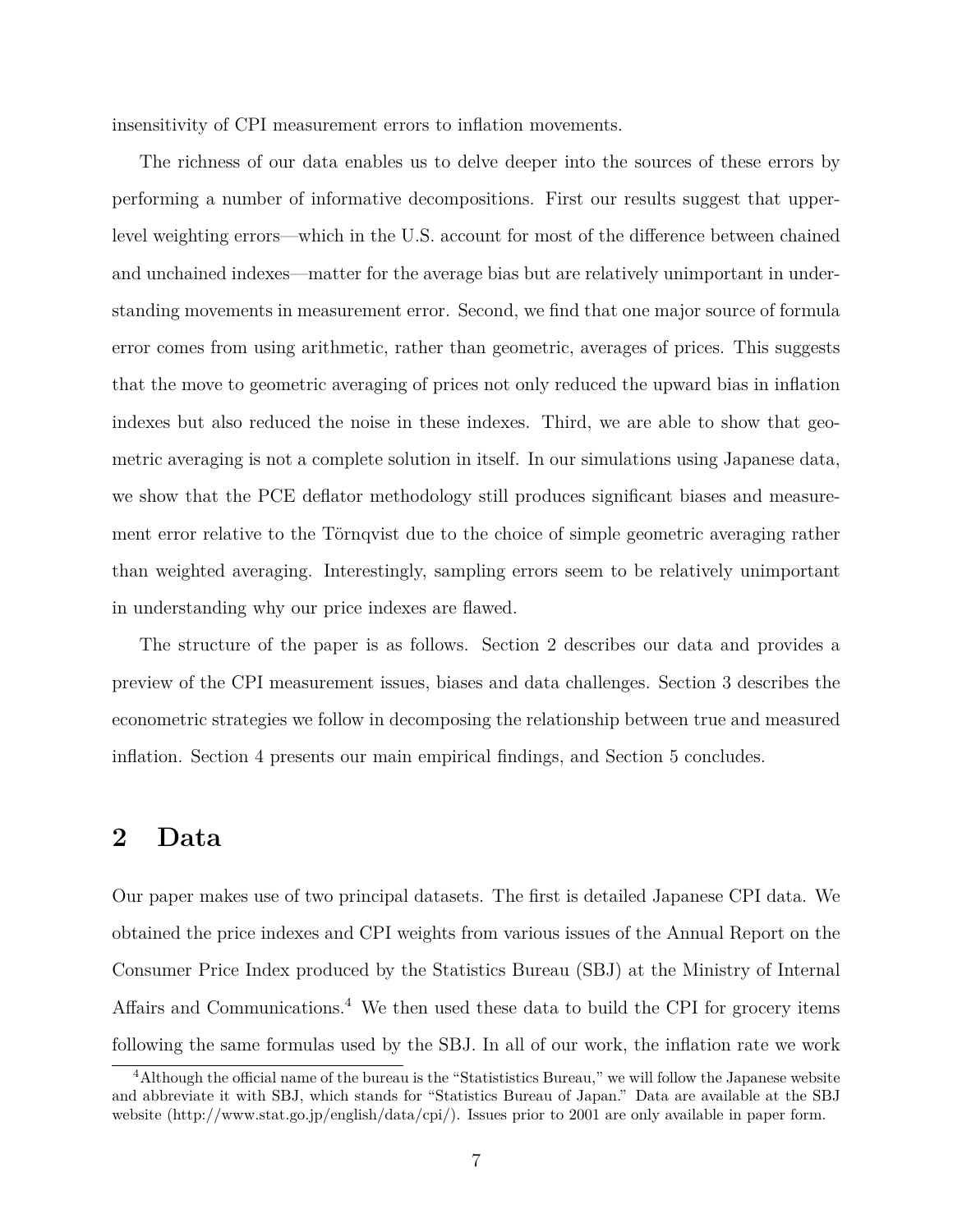insensitivity of CPI measurement errors to inflation movements.

The richness of our data enables us to delve deeper into the sources of these errors by performing a number of informative decompositions. First our results suggest that upper-level weighting errors—which in the U.S. account for most of the difference between chained and unchained indexes—matter for the average bias but are relatively unimportant in understanding movements in measurement error. Second, we find that one major source of formula error comes from using arithmetic, rather than geometric, averages of prices. This suggests that the move to geometric averaging of prices not only reduced the upward bias in inflation indexes but also reduced the noise in these indexes. Third, we are able to show that geometric averaging is not a complete solution in itself. In our simulations using Japanese data, we show that the PCE deflator methodology still produces significant biases and measurement error relative to the Törnqvist due to the choice of simple geometric averaging rather than weighted averaging. Interestingly, sampling errors seem to be relatively unimportant in understanding why our price indexes are flawed.

The structure of the paper is as follows. Section 2 describes our data and provides a preview of the CPI measurement issues, biases and data challenges. Section 3 describes the econometric strategies we follow in decomposing the relationship between true and measured inflation. Section 4 presents our main empirical findings, and Section 5 concludes.

## 2 Data

Our paper makes use of two principal datasets. The first is detailed Japanese CPI data. We obtained the price indexes and CPI weights from various issues of the Annual Report on the Consumer Price Index produced by the Statistics Bureau (SBJ) at the Ministry of Internal Affairs and Communications.[4] We then used these data to build the CPI for grocery items following the same formulas used by the SBJ. In all of our work, the inflation rate we work

[4] Although the official name of the bureau is the "Statististics Bureau," we will follow the Japanese website and abbreviate it with SBJ, which stands for "Statistics Bureau of Japan." Data are available at the SBJ website (http://www.stat.go.jp/english/data/cpi/). Issues prior to 2001 are only available in paper form.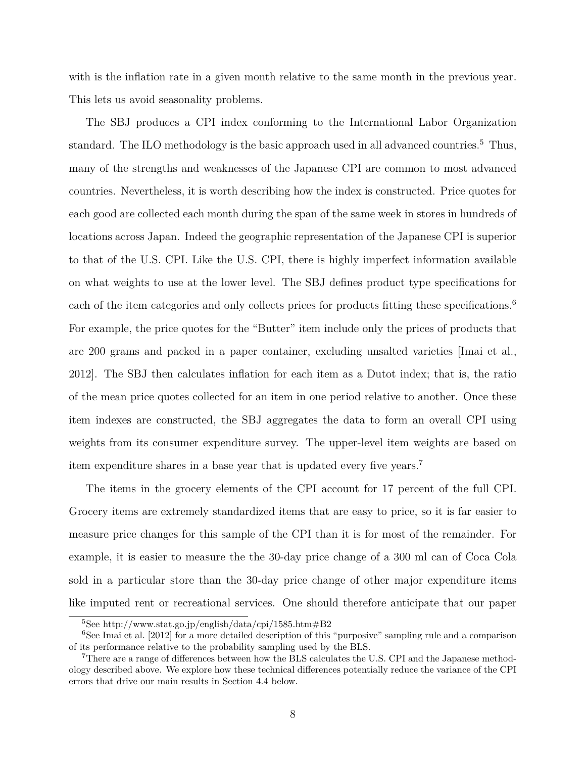with is the inflation rate in a given month relative to the same month in the previous year. This lets us avoid seasonality problems.

The SBJ produces a CPI index conforming to the International Labor Organization standard. The ILO methodology is the basic approach used in all advanced countries.[5] Thus, many of the strengths and weaknesses of the Japanese CPI are common to most advanced countries. Nevertheless, it is worth describing how the index is constructed. Price quotes for each good are collected each month during the span of the same week in stores in hundreds of locations across Japan. Indeed the geographic representation of the Japanese CPI is superior to that of the U.S. CPI. Like the U.S. CPI, there is highly imperfect information available on what weights to use at the lower level. The SBJ defines product type specifications for each of the item categories and only collects prices for products fitting these specifications.[6] For example, the price quotes for the "Butter" item include only the prices of products that are 200 grams and packed in a paper container, excluding unsalted varieties [Imai et al., 2012]. The SBJ then calculates inflation for each item as a Dutot index; that is, the ratio of the mean price quotes collected for an item in one period relative to another. Once these item indexes are constructed, the SBJ aggregates the data to form an overall CPI using weights from its consumer expenditure survey. The upper-level item weights are based on item expenditure shares in a base year that is updated every five years.[7]

The items in the grocery elements of the CPI account for 17 percent of the full CPI. Grocery items are extremely standardized items that are easy to price, so it is far easier to measure price changes for this sample of the CPI than it is for most of the remainder. For example, it is easier to measure the the 30-day price change of a 300 ml can of Coca Cola sold in a particular store than the 30-day price change of other major expenditure items like imputed rent or recreational services. One should therefore anticipate that our paper

[5] See http://www.stat.go.jp/english/data/cpi/1585.htm#B2

[6] See Imai et al. [2012] for a more detailed description of this "purposive" sampling rule and a comparison of its performance relative to the probability sampling used by the BLS.

[7] There are a range of differences between how the BLS calculates the U.S. CPI and the Japanese methodology described above. We explore how these technical differences potentially reduce the variance of the CPI errors that drive our main results in Section 4.4 below.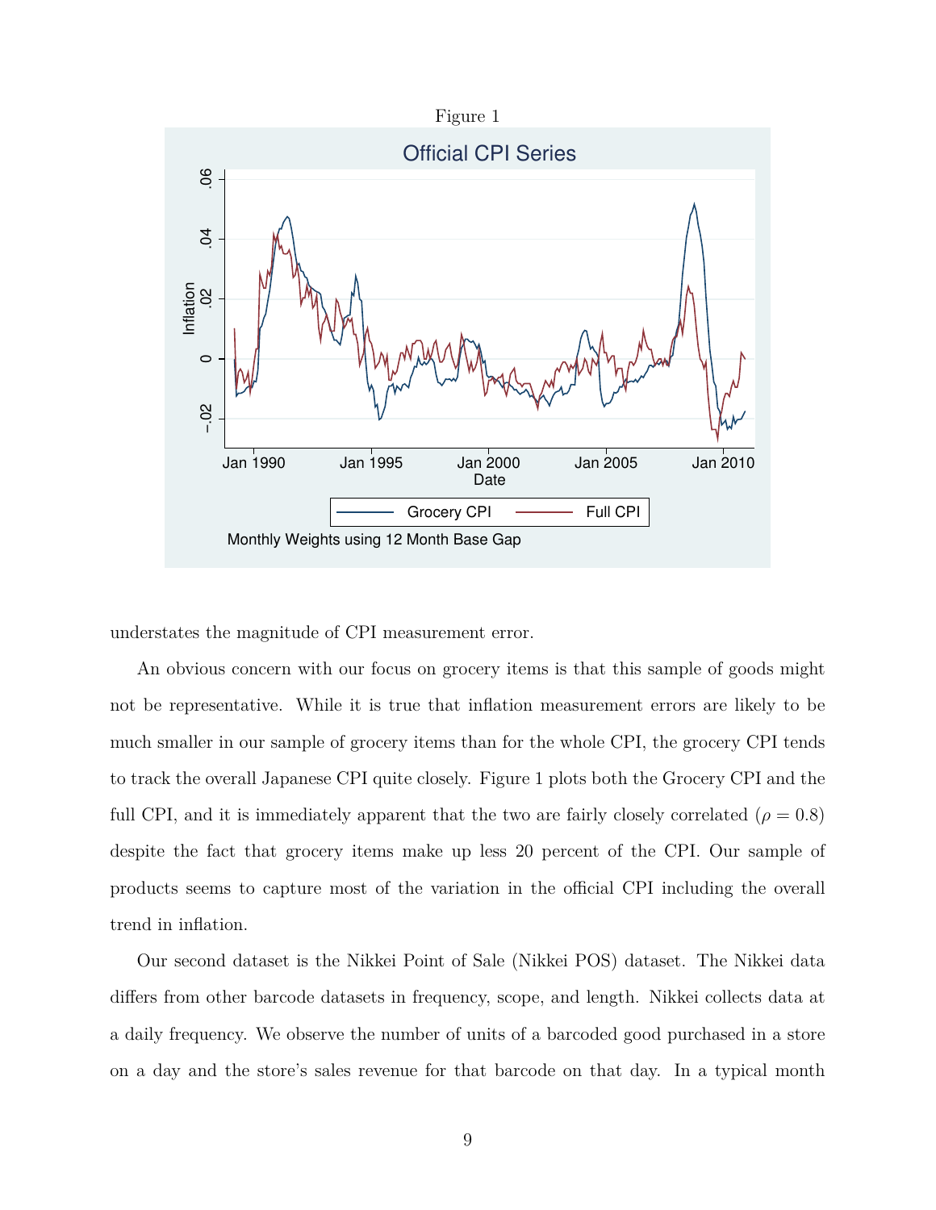Figure 1

understates the magnitude of CPI measurement error.

An obvious concern with our focus on grocery items is that this sample of goods might not be representative. While it is true that inflation measurement errors are likely to be much smaller in our sample of grocery items than for the whole CPI, the grocery CPI tends to track the overall Japanese CPI quite closely. Figure 1 plots both the Grocery CPI and the full CPI, and it is immediately apparent that the two are fairly closely correlated ($\rho = 0.8$) despite the fact that grocery items make up less 20 percent of the CPI. Our sample of products seems to capture most of the variation in the official CPI including the overall trend in inflation.

Our second dataset is the Nikkei Point of Sale (Nikkei POS) dataset. The Nikkei data differs from other barcode datasets in frequency, scope, and length. Nikkei collects data at a daily frequency. We observe the number of units of a barcoded good purchased in a store on a day and the store's sales revenue for that barcode on that day. In a typical month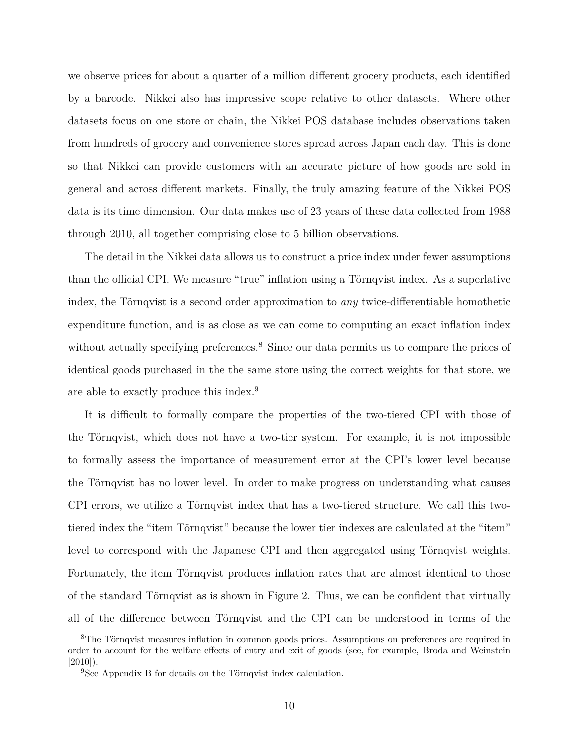we observe prices for about a quarter of a million different grocery products, each identified by a barcode. Nikkei also has impressive scope relative to other datasets. Where other datasets focus on one store or chain, the Nikkei POS database includes observations taken from hundreds of grocery and convenience stores spread across Japan each day. This is done so that Nikkei can provide customers with an accurate picture of how goods are sold in general and across different markets. Finally, the truly amazing feature of the Nikkei POS data is its time dimension. Our data makes use of 23 years of these data collected from 1988 through 2010, all together comprising close to 5 billion observations.

The detail in the Nikkei data allows us to construct a price index under fewer assumptions than the official CPI. We measure "true" inflation using a Törnqvist index. As a superlative index, the Törnqvist is a second order approximation to *any* twice-differentiable homothetic expenditure function, and is as close as we can come to computing an exact inflation index without actually specifying preferences.[8] Since our data permits us to compare the prices of identical goods purchased in the the same store using the correct weights for that store, we are able to exactly produce this index.[9]

It is difficult to formally compare the properties of the two-tiered CPI with those of the Törnqvist, which does not have a two-tier system. For example, it is not impossible to formally assess the importance of measurement error at the CPI's lower level because the Törnqvist has no lower level. In order to make progress on understanding what causes CPI errors, we utilize a Törnqvist index that has a two-tiered structure. We call this two-tiered index the "item Törnqvist" because the lower tier indexes are calculated at the "item" level to correspond with the Japanese CPI and then aggregated using Törnqvist weights. Fortunately, the item Törnqvist produces inflation rates that are almost identical to those of the standard Törnqvist as is shown in Figure 2. Thus, we can be confident that virtually all of the difference between Törnqvist and the CPI can be understood in terms of the

[8] The Törnqvist measures inflation in common goods prices. Assumptions on preferences are required in order to account for the welfare effects of entry and exit of goods (see, for example, Broda and Weinstein [2010]).

[9] See Appendix B for details on the Törnqvist index calculation.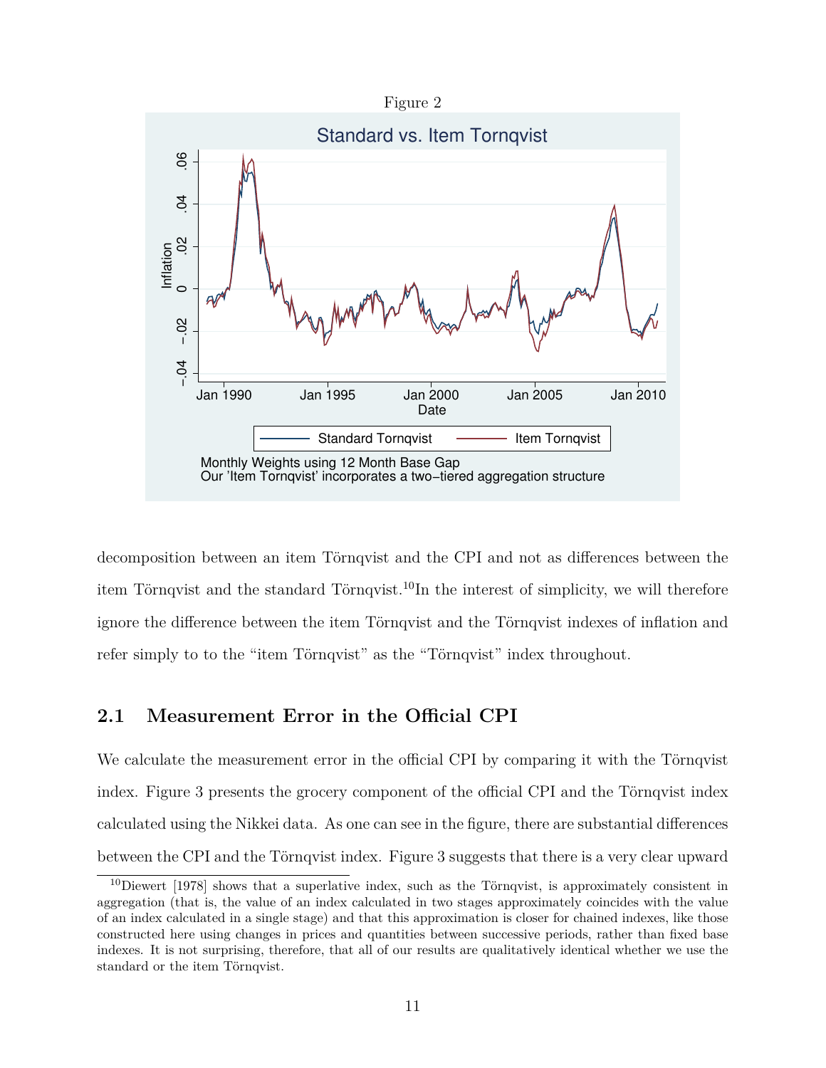Figure 2

decomposition between an item Törnqvist and the CPI and not as differences between the item Törnqvist and the standard Törnqvist.[10] In the interest of simplicity, we will therefore ignore the difference between the item Törnqvist and the Törnqvist indexes of inflation and refer simply to to the "item Törnqvist" as the "Törnqvist" index throughout.

## 2.1 Measurement Error in the Official CPI

We calculate the measurement error in the official CPI by comparing it with the Törnqvist index. Figure 3 presents the grocery component of the official CPI and the Törnqvist index calculated using the Nikkei data. As one can see in the figure, there are substantial differences between the CPI and the Törnqvist index. Figure 3 suggests that there is a very clear upward

[10] Diewert [1978] shows that a superlative index, such as the Törnqvist, is approximately consistent in aggregation (that is, the value of an index calculated in two stages approximately coincides with the value of an index calculated in a single stage) and that this approximation is closer for chained indexes, like those constructed here using changes in prices and quantities between successive periods, rather than fixed base indexes. It is not surprising, therefore, that all of our results are qualitatively identical whether we use the standard or the item Törnqvist.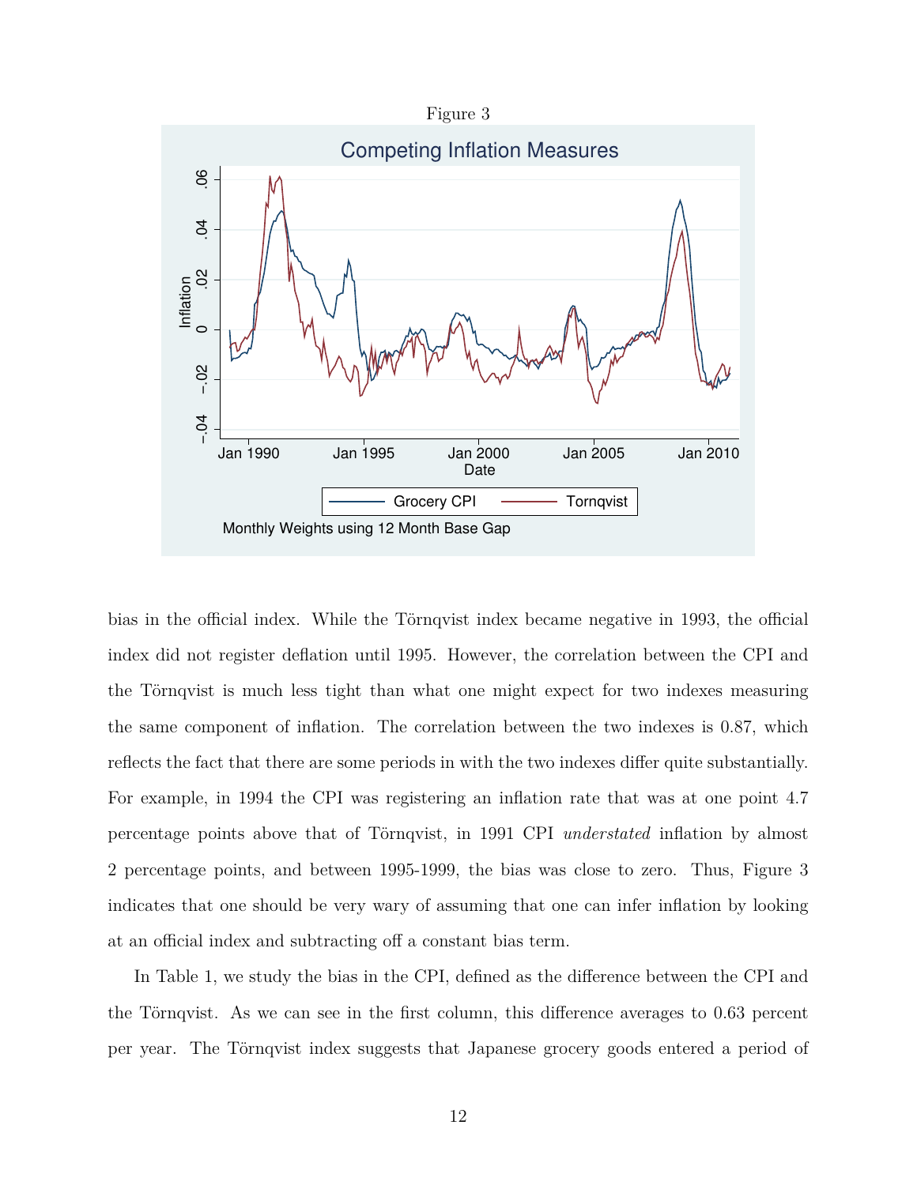Figure 3

bias in the official index. While the Törnqvist index became negative in 1993, the official index did not register deflation until 1995. However, the correlation between the CPI and the Törnqvist is much less tight than what one might expect for two indexes measuring the same component of inflation. The correlation between the two indexes is 0.87, which reflects the fact that there are some periods in with the two indexes differ quite substantially. For example, in 1994 the CPI was registering an inflation rate that was at one point 4.7 percentage points above that of Törnqvist, in 1991 CPI *understated* inflation by almost 2 percentage points, and between 1995-1999, the bias was close to zero. Thus, Figure 3 indicates that one should be very wary of assuming that one can infer inflation by looking at an official index and subtracting off a constant bias term.

In Table 1, we study the bias in the CPI, defined as the difference between the CPI and the Törnqvist. As we can see in the first column, this difference averages to 0.63 percent per year. The Törnqvist index suggests that Japanese grocery goods entered a period of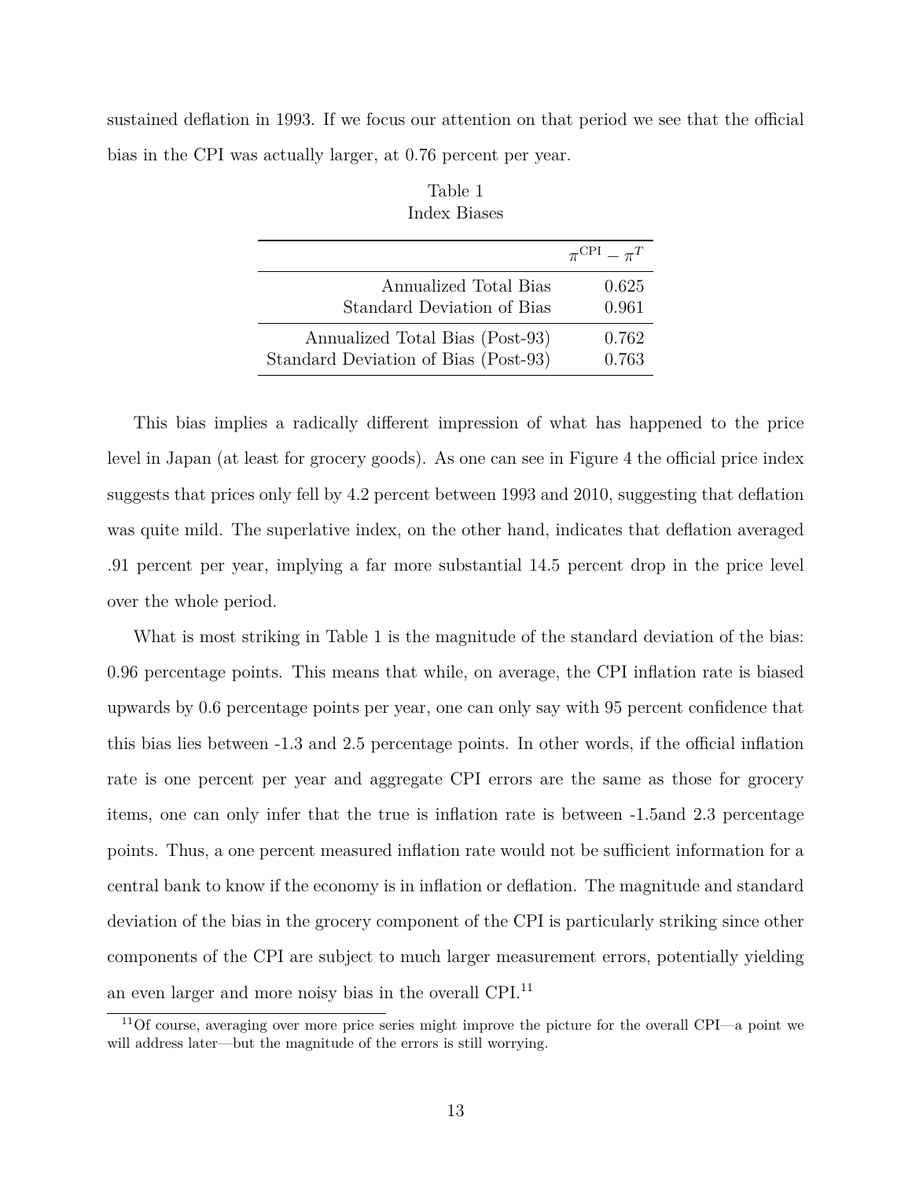sustained deflation in 1993. If we focus our attention on that period we see that the official bias in the CPI was actually larger, at 0.76 percent per year.

Table 1
Index Biases

| | $\pi^{\text{CPI}} - \pi^{T}$ |
|---|---|
| Annualized Total Bias | 0.625 |
| Standard Deviation of Bias | 0.961 |
| Annualized Total Bias (Post-93) | 0.762 |
| Standard Deviation of Bias (Post-93) | 0.763 |

This bias implies a radically different impression of what has happened to the price level in Japan (at least for grocery goods). As one can see in Figure 4 the official price index suggests that prices only fell by 4.2 percent between 1993 and 2010, suggesting that deflation was quite mild. The superlative index, on the other hand, indicates that deflation averaged .91 percent per year, implying a far more substantial 14.5 percent drop in the price level over the whole period.

What is most striking in Table 1 is the magnitude of the standard deviation of the bias: 0.96 percentage points. This means that while, on average, the CPI inflation rate is biased upwards by 0.6 percentage points per year, one can only say with 95 percent confidence that this bias lies between -1.3 and 2.5 percentage points. In other words, if the official inflation rate is one percent per year and aggregate CPI errors are the same as those for grocery items, one can only infer that the true is inflation rate is between -1.5and 2.3 percentage points. Thus, a one percent measured inflation rate would not be sufficient information for a central bank to know if the economy is in inflation or deflation. The magnitude and standard deviation of the bias in the grocery component of the CPI is particularly striking since other components of the CPI are subject to much larger measurement errors, potentially yielding an even larger and more noisy bias in the overall CPI.[11]

[11] Of course, averaging over more price series might improve the picture for the overall CPI—a point we will address later—but the magnitude of the errors is still worrying.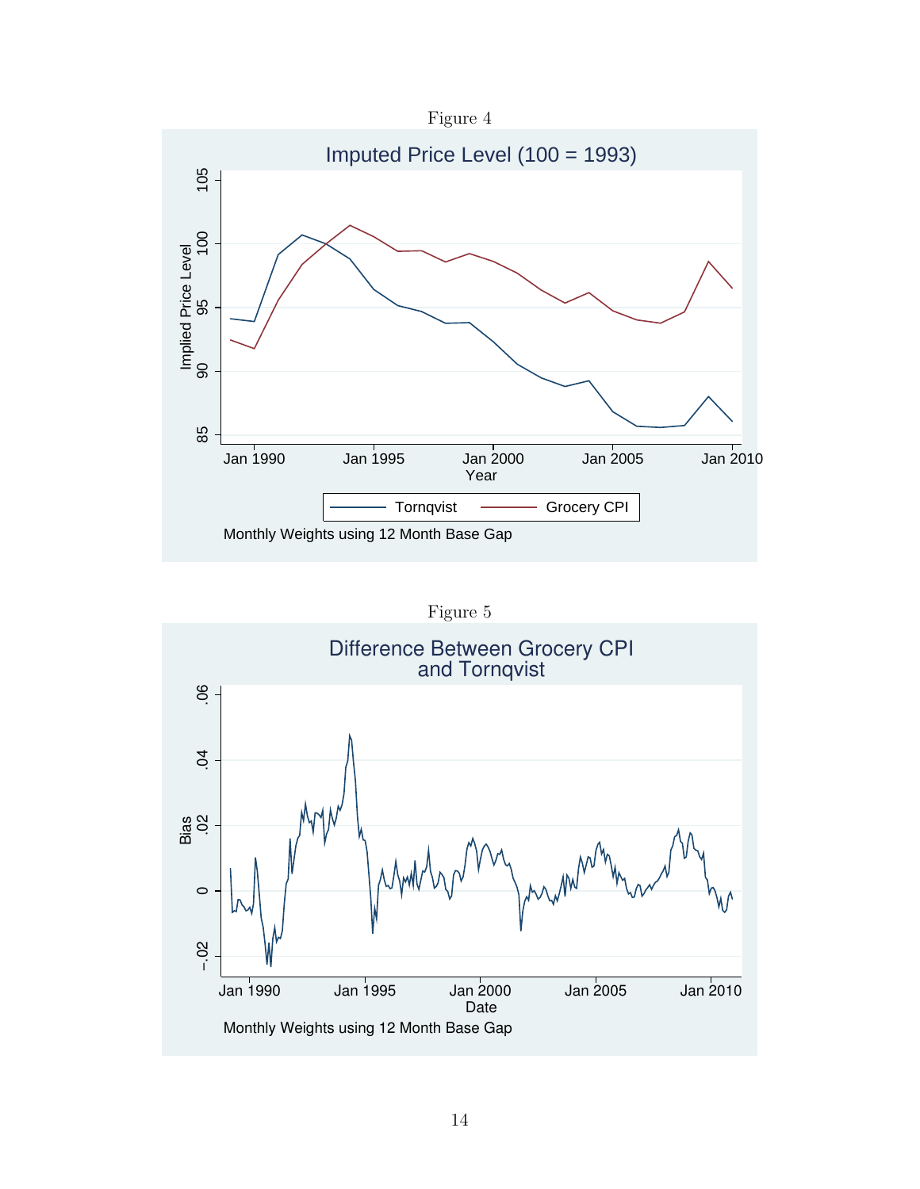Figure 4

Figure 5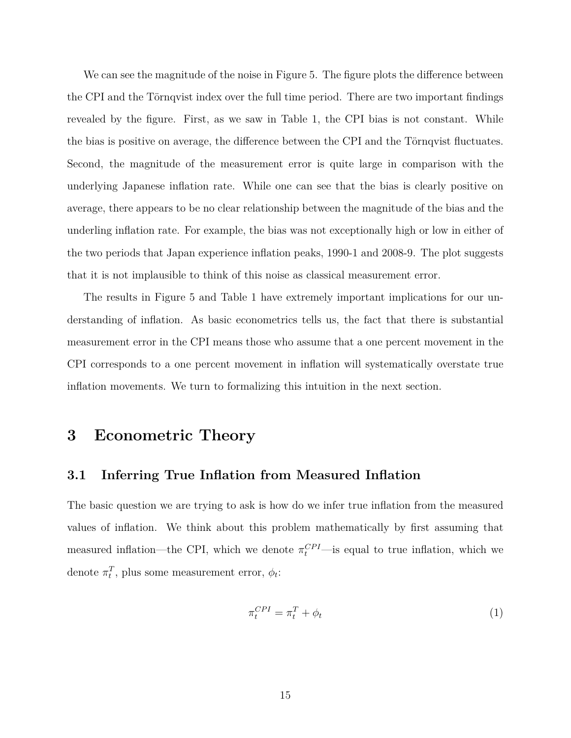We can see the magnitude of the noise in Figure 5. The figure plots the difference between the CPI and the Törnqvist index over the full time period. There are two important findings revealed by the figure. First, as we saw in Table 1, the CPI bias is not constant. While the bias is positive on average, the difference between the CPI and the Törnqvist fluctuates. Second, the magnitude of the measurement error is quite large in comparison with the underlying Japanese inflation rate. While one can see that the bias is clearly positive on average, there appears to be no clear relationship between the magnitude of the bias and the underling inflation rate. For example, the bias was not exceptionally high or low in either of the two periods that Japan experience inflation peaks, 1990-1 and 2008-9. The plot suggests that it is not implausible to think of this noise as classical measurement error.

The results in Figure 5 and Table 1 have extremely important implications for our understanding of inflation. As basic econometrics tells us, the fact that there is substantial measurement error in the CPI means those who assume that a one percent movement in the CPI corresponds to a one percent movement in inflation will systematically overstate true inflation movements. We turn to formalizing this intuition in the next section.

# 3 Econometric Theory

## 3.1 Inferring True Inflation from Measured Inflation

The basic question we are trying to ask is how do we infer true inflation from the measured values of inflation. We think about this problem mathematically by first assuming that measured inflation—the CPI, which we denote $\pi_t^{CPI}$—is equal to true inflation, which we denote $\pi_t^T$, plus some measurement error, $\phi_t$:

$$\pi_t^{CPI} = \pi_t^T + \phi_t \tag{1}$$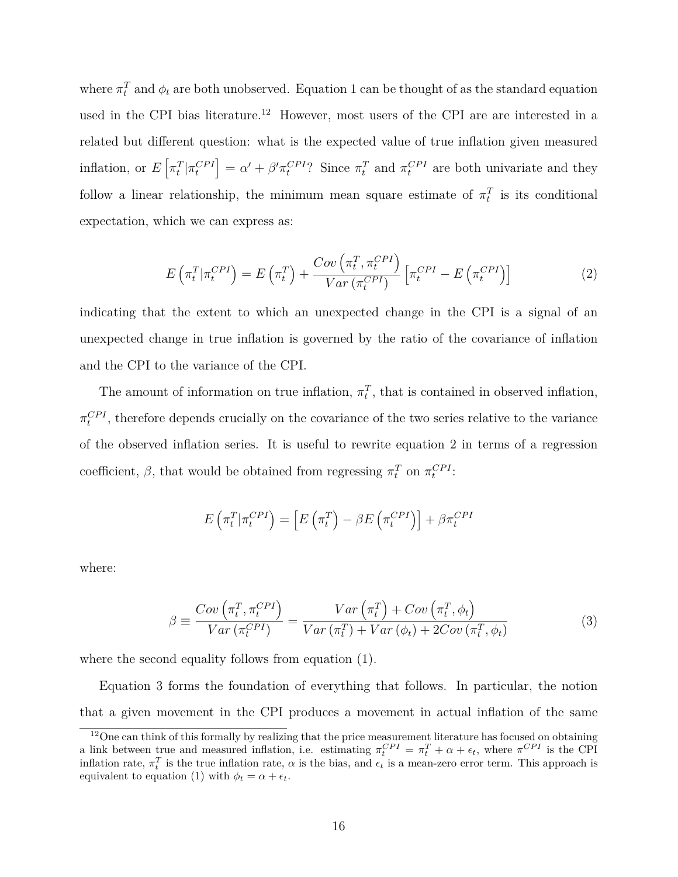where $\pi_t^T$ and $\phi_t$ are both unobserved. Equation 1 can be thought of as the standard equation used in the CPI bias literature.[12] However, most users of the CPI are are interested in a related but different question: what is the expected value of true inflation given measured inflation, or $E\left[\pi_t^T|\pi_t^{CPI}\right] = \alpha' + \beta' \pi_t^{CPI}$? Since $\pi_t^T$ and $\pi_t^{CPI}$ are both univariate and they follow a linear relationship, the minimum mean square estimate of $\pi_t^T$ is its conditional expectation, which we can express as:

$$E\left(\pi_t^T|\pi_t^{CPI}\right) = E\left(\pi_t^T\right) + \frac{Cov\left(\pi_t^T, \pi_t^{CPI}\right)}{Var\left(\pi_t^{CPI}\right)}\left[\pi_t^{CPI} - E\left(\pi_t^{CPI}\right)\right] \tag{2}$$

indicating that the extent to which an unexpected change in the CPI is a signal of an unexpected change in true inflation is governed by the ratio of the covariance of inflation and the CPI to the variance of the CPI.

The amount of information on true inflation, $\pi_t^T$, that is contained in observed inflation, $\pi_t^{CPI}$, therefore depends crucially on the covariance of the two series relative to the variance of the observed inflation series. It is useful to rewrite equation 2 in terms of a regression coefficient, $\beta$, that would be obtained from regressing $\pi_t^T$ on $\pi_t^{CPI}$:

$$E\left(\pi_t^T|\pi_t^{CPI}\right) = \left[E\left(\pi_t^T\right) - \beta E\left(\pi_t^{CPI}\right)\right] + \beta \pi_t^{CPI}$$

where:

$$\beta \equiv \frac{Cov\left(\pi_t^T, \pi_t^{CPI}\right)}{Var\left(\pi_t^{CPI}\right)} = \frac{Var\left(\pi_t^T\right) + Cov\left(\pi_t^T, \phi_t\right)}{Var\left(\pi_t^T\right) + Var\left(\phi_t\right) + 2Cov\left(\pi_t^T, \phi_t\right)} \tag{3}$$

where the second equality follows from equation (1).

Equation 3 forms the foundation of everything that follows. In particular, the notion that a given movement in the CPI produces a movement in actual inflation of the same

[12] One can think of this formally by realizing that the price measurement literature has focused on obtaining a link between true and measured inflation, i.e. estimating $\pi_t^{CPI} = \pi_t^T + \alpha + \epsilon_t$, where $\pi^{CPI}$ is the CPI inflation rate, $\pi_t^T$ is the true inflation rate, $\alpha$ is the bias, and $\epsilon_t$ is a mean-zero error term. This approach is equivalent to equation (1) with $\phi_t = \alpha + \epsilon_t$.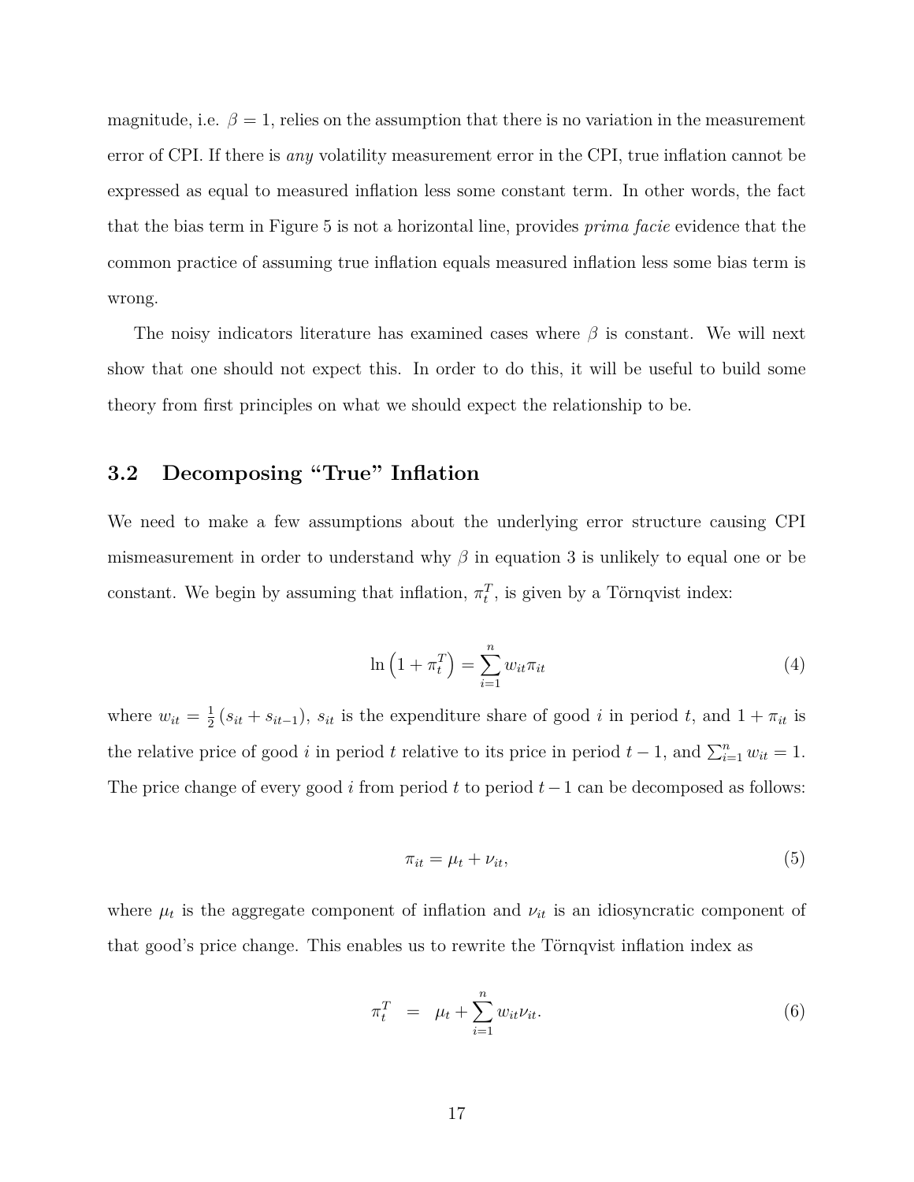magnitude, i.e. $\beta = 1$, relies on the assumption that there is no variation in the measurement error of CPI. If there is *any* volatility measurement error in the CPI, true inflation cannot be expressed as equal to measured inflation less some constant term. In other words, the fact that the bias term in Figure 5 is not a horizontal line, provides *prima facie* evidence that the common practice of assuming true inflation equals measured inflation less some bias term is wrong.

The noisy indicators literature has examined cases where $\beta$ is constant. We will next show that one should not expect this. In order to do this, it will be useful to build some theory from first principles on what we should expect the relationship to be.

### 3.2 Decomposing "True" Inflation

We need to make a few assumptions about the underlying error structure causing CPI mismeasurement in order to understand why $\beta$ in equation 3 is unlikely to equal one or be constant. We begin by assuming that inflation, $\pi_t^T$, is given by a Törnqvist index:

$$\ln\left(1 + \pi_t^T\right) = \sum_{i=1}^{n} w_{it}\pi_{it} \tag{4}$$

where $w_{it} = \frac{1}{2}\left(s_{it} + s_{it-1}\right)$, $s_{it}$ is the expenditure share of good $i$ in period $t$, and $1 + \pi_{it}$ is the relative price of good $i$ in period $t$ relative to its price in period $t-1$, and $\sum_{i=1}^{n} w_{it} = 1$. The price change of every good $i$ from period $t$ to period $t-1$ can be decomposed as follows:

$$\pi_{it} = \mu_t + \nu_{it}, \tag{5}$$

where $\mu_t$ is the aggregate component of inflation and $\nu_{it}$ is an idiosyncratic component of that good's price change. This enables us to rewrite the Törnqvist inflation index as

$$\pi_t^T \;\;=\;\; \mu_t + \sum_{i=1}^{n} w_{it}\nu_{it}. \tag{6}$$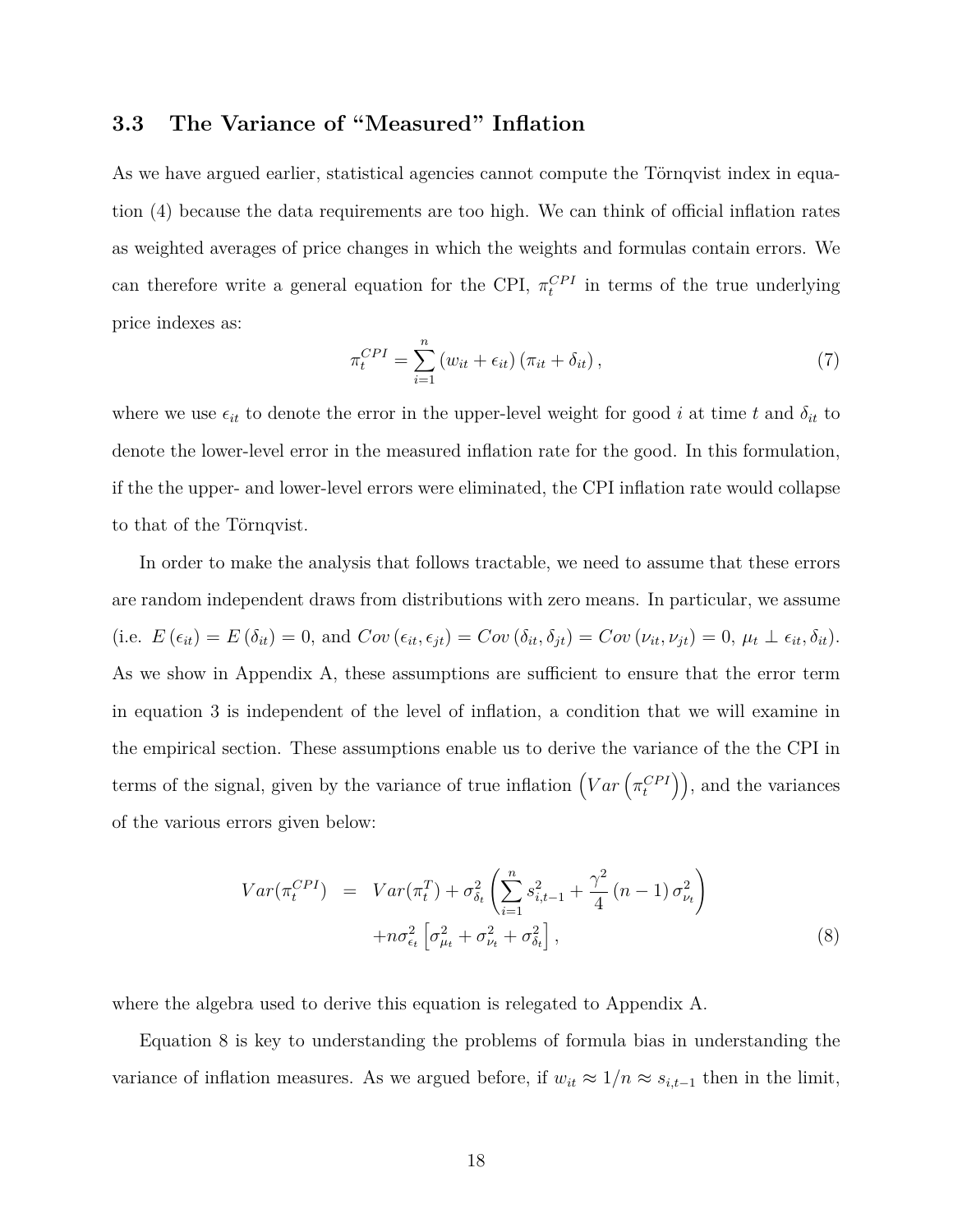### 3.3 The Variance of "Measured" Inflation

As we have argued earlier, statistical agencies cannot compute the Törnqvist index in equation (4) because the data requirements are too high. We can think of official inflation rates as weighted averages of price changes in which the weights and formulas contain errors. We can therefore write a general equation for the CPI, $\pi_t^{CPI}$ in terms of the true underlying price indexes as:

$$\pi_t^{CPI} = \sum_{i=1}^{n} \left(w_{it} + \epsilon_{it}\right)\left(\pi_{it} + \delta_{it}\right), \tag{7}$$

where we use $\epsilon_{it}$ to denote the error in the upper-level weight for good $i$ at time $t$ and $\delta_{it}$ to denote the lower-level error in the measured inflation rate for the good. In this formulation, if the the upper- and lower-level errors were eliminated, the CPI inflation rate would collapse to that of the Törnqvist.

In order to make the analysis that follows tractable, we need to assume that these errors are random independent draws from distributions with zero means. In particular, we assume (i.e. $E\left(\epsilon_{it}\right) = E\left(\delta_{it}\right) = 0$, and $Cov\left(\epsilon_{it}, \epsilon_{jt}\right) = Cov\left(\delta_{it}, \delta_{jt}\right) = Cov\left(\nu_{it}, \nu_{jt}\right) = 0$, $\mu_t \perp \epsilon_{it}, \delta_{it}$). As we show in Appendix A, these assumptions are sufficient to ensure that the error term in equation 3 is independent of the level of inflation, a condition that we will examine in the empirical section. These assumptions enable us to derive the variance of the the CPI in terms of the signal, given by the variance of true inflation $\left(Var\left(\pi_t^{CPI}\right)\right)$, and the variances of the various errors given below:

$$\begin{aligned} Var(\pi_t^{CPI}) &= Var(\pi_t^{T}) + \sigma_{\delta_t}^2 \left(\sum_{i=1}^{n} s_{i,t-1}^2 + \frac{\gamma^2}{4}\left(n-1\right)\sigma_{\nu_t}^2\right) \\ &\quad + n\sigma_{\epsilon_t}^2 \left[\sigma_{\mu_t}^2 + \sigma_{\nu_t}^2 + \sigma_{\delta_t}^2\right], \end{aligned} \tag{8}$$

where the algebra used to derive this equation is relegated to Appendix A.

Equation 8 is key to understanding the problems of formula bias in understanding the variance of inflation measures. As we argued before, if $w_{it} \approx 1/n \approx s_{i,t-1}$ then in the limit,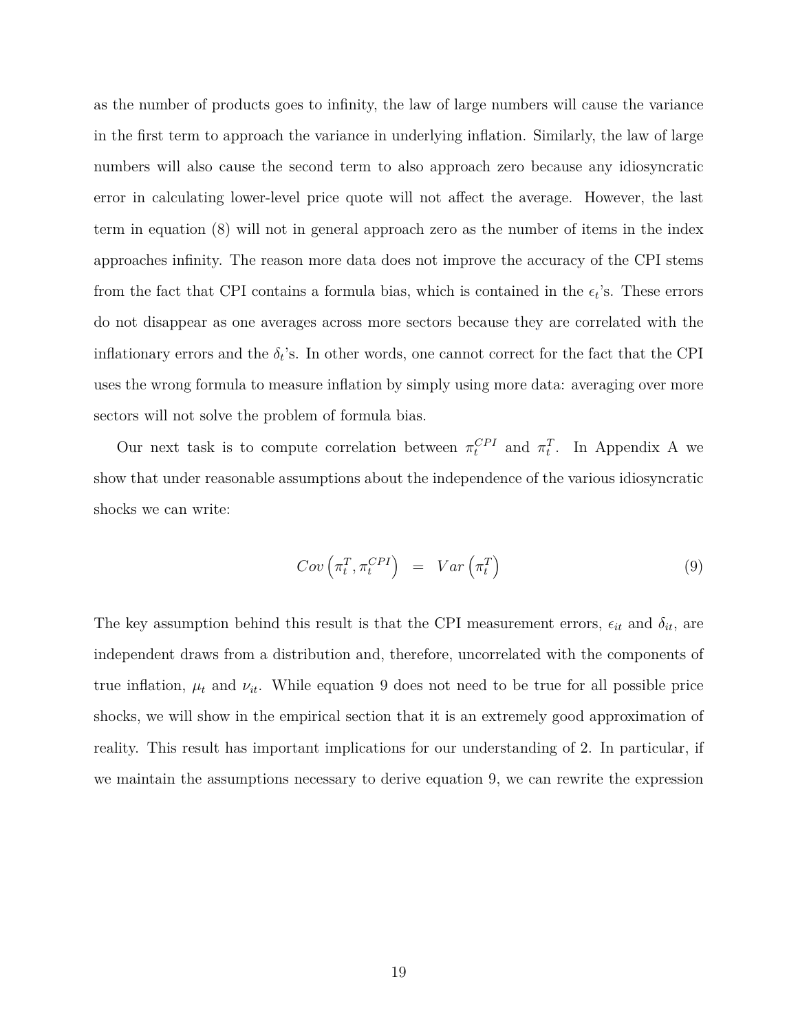as the number of products goes to infinity, the law of large numbers will cause the variance in the first term to approach the variance in underlying inflation. Similarly, the law of large numbers will also cause the second term to also approach zero because any idiosyncratic error in calculating lower-level price quote will not affect the average. However, the last term in equation (8) will not in general approach zero as the number of items in the index approaches infinity. The reason more data does not improve the accuracy of the CPI stems from the fact that CPI contains a formula bias, which is contained in the $\epsilon_t$'s. These errors do not disappear as one averages across more sectors because they are correlated with the inflationary errors and the $\delta_t$'s. In other words, one cannot correct for the fact that the CPI uses the wrong formula to measure inflation by simply using more data: averaging over more sectors will not solve the problem of formula bias.

Our next task is to compute correlation between $\pi_t^{CPI}$ and $\pi_t^T$. In Appendix A we show that under reasonable assumptions about the independence of the various idiosyncratic shocks we can write:

$$Cov\left(\pi_t^T, \pi_t^{CPI}\right) = Var\left(\pi_t^T\right) \tag{9}$$

The key assumption behind this result is that the CPI measurement errors, $\epsilon_{it}$ and $\delta_{it}$, are independent draws from a distribution and, therefore, uncorrelated with the components of true inflation, $\mu_t$ and $\nu_{it}$. While equation 9 does not need to be true for all possible price shocks, we will show in the empirical section that it is an extremely good approximation of reality. This result has important implications for our understanding of 2. In particular, if we maintain the assumptions necessary to derive equation 9, we can rewrite the expression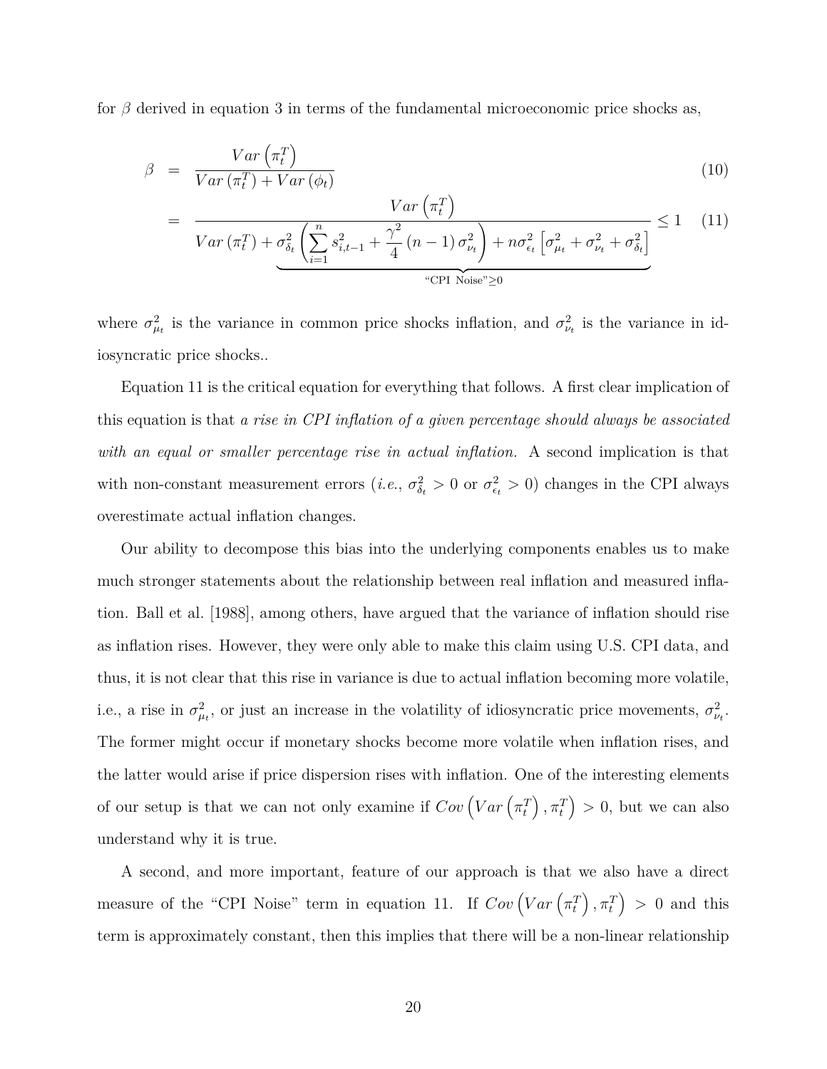for $\beta$ derived in equation 3 in terms of the fundamental microeconomic price shocks as,

$$
\begin{aligned}
\beta &= \frac{Var\left(\pi_t^T\right)}{Var\left(\pi_t^T\right) + Var\left(\phi_t\right)} &(10)\\
&= \frac{Var\left(\pi_t^T\right)}{Var\left(\pi_t^T\right) + \underbrace{\sigma_{\delta_t}^2\left(\sum_{i=1}^{n} s_{i,t-1}^2 + \frac{\gamma^2}{4}\left(n-1\right)\sigma_{\nu_t}^2\right) + n\sigma_{\epsilon_t}^2\left[\sigma_{\mu_t}^2 + \sigma_{\nu_t}^2 + \sigma_{\delta_t}^2\right]}_{\text{"CPI Noise"}\geq 0}} \leq 1 &(11)
\end{aligned}
$$

where $\sigma_{\mu_t}^2$ is the variance in common price shocks inflation, and $\sigma_{\nu_t}^2$ is the variance in idiosyncratic price shocks..

Equation 11 is the critical equation for everything that follows. A first clear implication of this equation is that *a rise in CPI inflation of a given percentage should always be associated with an equal or smaller percentage rise in actual inflation.* A second implication is that with non-constant measurement errors (*i.e.*, $\sigma_{\delta_t}^2 > 0$ or $\sigma_{\epsilon_t}^2 > 0$) changes in the CPI always overestimate actual inflation changes.

Our ability to decompose this bias into the underlying components enables us to make much stronger statements about the relationship between real inflation and measured inflation. Ball et al. [1988], among others, have argued that the variance of inflation should rise as inflation rises. However, they were only able to make this claim using U.S. CPI data, and thus, it is not clear that this rise in variance is due to actual inflation becoming more volatile, i.e., a rise in $\sigma_{\mu_t}^2$, or just an increase in the volatility of idiosyncratic price movements, $\sigma_{\nu_t}^2$. The former might occur if monetary shocks become more volatile when inflation rises, and the latter would arise if price dispersion rises with inflation. One of the interesting elements of our setup is that we can not only examine if $Cov\left(Var\left(\pi_t^T\right), \pi_t^T\right) > 0$, but we can also understand why it is true.

A second, and more important, feature of our approach is that we also have a direct measure of the "CPI Noise" term in equation 11. If $Cov\left(Var\left(\pi_t^T\right), \pi_t^T\right) > 0$ and this term is approximately constant, then this implies that there will be a non-linear relationship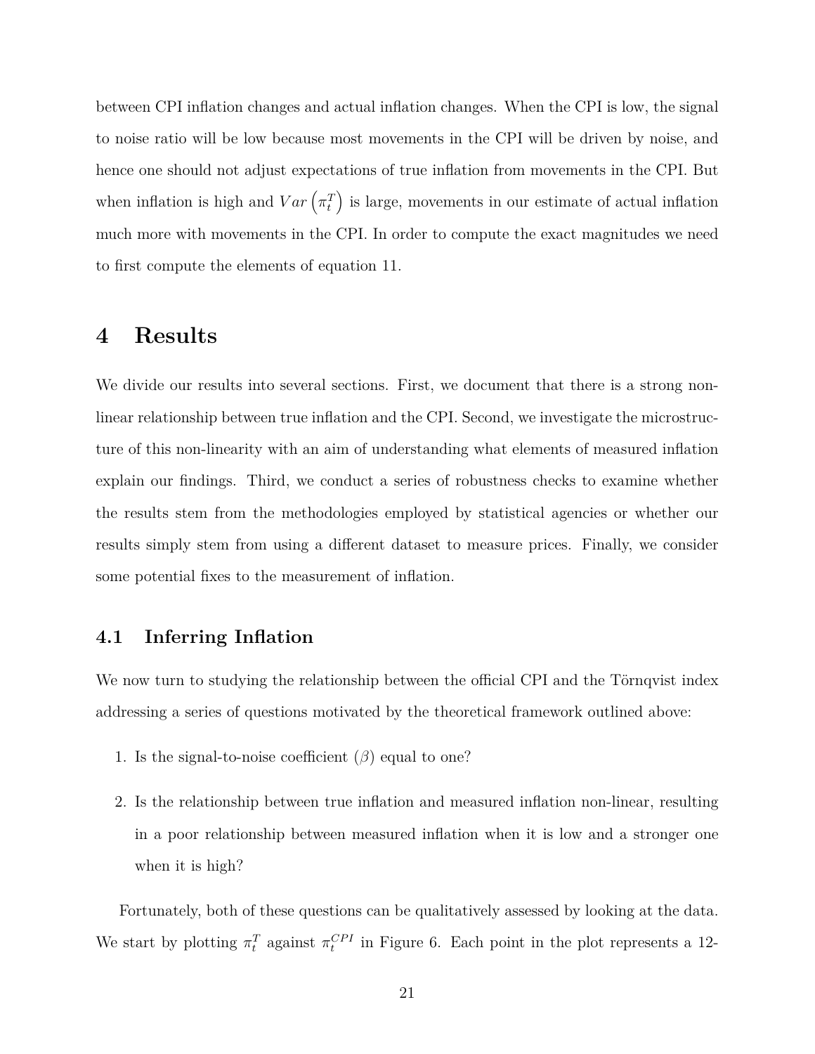between CPI inflation changes and actual inflation changes. When the CPI is low, the signal to noise ratio will be low because most movements in the CPI will be driven by noise, and hence one should not adjust expectations of true inflation from movements in the CPI. But when inflation is high and $Var\left(\pi_t^T\right)$ is large, movements in our estimate of actual inflation much more with movements in the CPI. In order to compute the exact magnitudes we need to first compute the elements of equation 11.

# 4 Results

We divide our results into several sections. First, we document that there is a strong non-linear relationship between true inflation and the CPI. Second, we investigate the microstructure of this non-linearity with an aim of understanding what elements of measured inflation explain our findings. Third, we conduct a series of robustness checks to examine whether the results stem from the methodologies employed by statistical agencies or whether our results simply stem from using a different dataset to measure prices. Finally, we consider some potential fixes to the measurement of inflation.

## 4.1 Inferring Inflation

We now turn to studying the relationship between the official CPI and the Törnqvist index addressing a series of questions motivated by the theoretical framework outlined above:

1. Is the signal-to-noise coefficient ($\beta$) equal to one?
2. Is the relationship between true inflation and measured inflation non-linear, resulting in a poor relationship between measured inflation when it is low and a stronger one when it is high?

Fortunately, both of these questions can be qualitatively assessed by looking at the data. We start by plotting $\pi_t^T$ against $\pi_t^{CPI}$ in Figure 6. Each point in the plot represents a 12-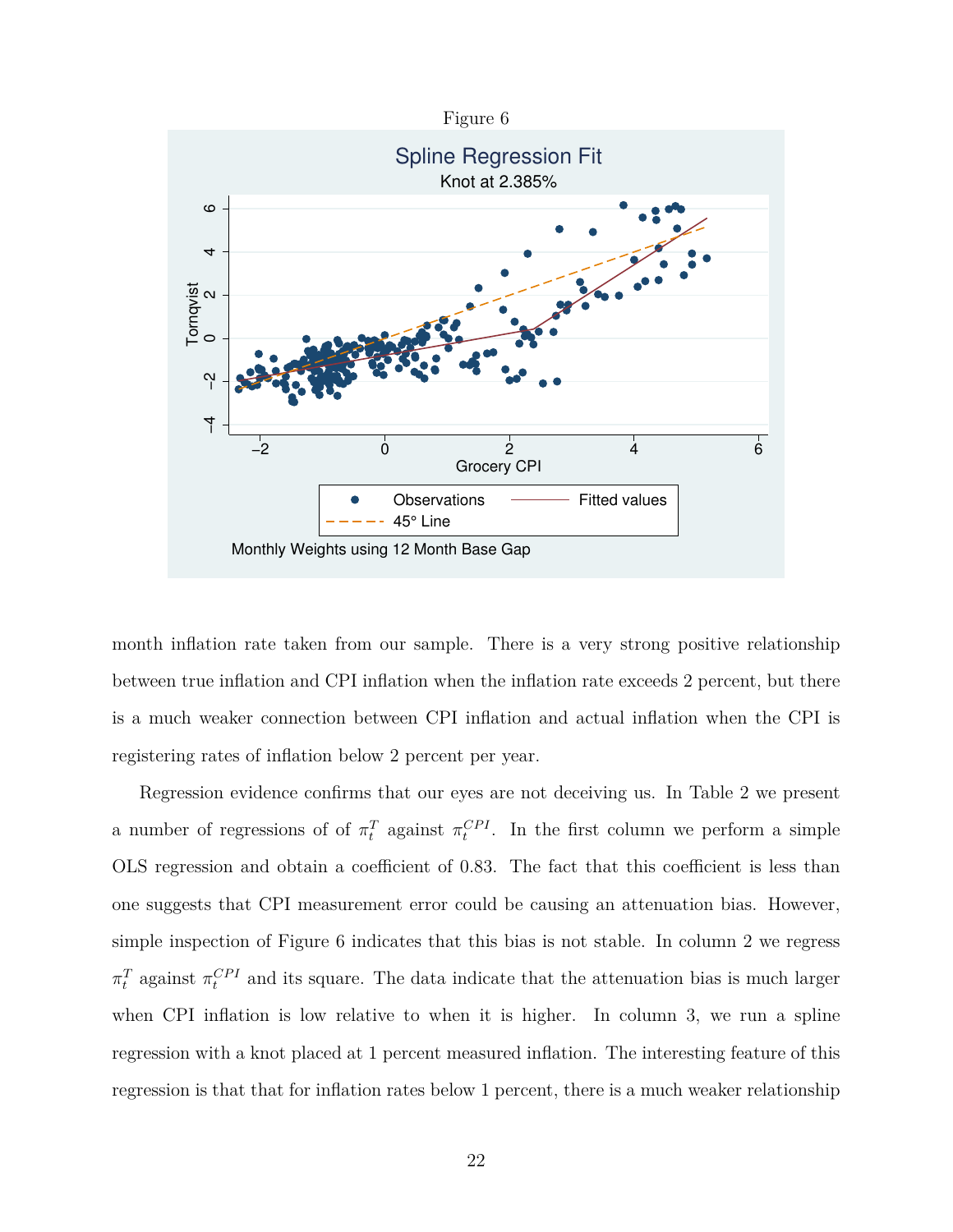Figure 6

Spline Regression Fit

Knot at 2.385%

Monthly Weights using 12 Month Base Gap

month inflation rate taken from our sample. There is a very strong positive relationship between true inflation and CPI inflation when the inflation rate exceeds 2 percent, but there is a much weaker connection between CPI inflation and actual inflation when the CPI is registering rates of inflation below 2 percent per year.

Regression evidence confirms that our eyes are not deceiving us. In Table 2 we present a number of regressions of of $\pi_t^T$ against $\pi_t^{CPI}$. In the first column we perform a simple OLS regression and obtain a coefficient of 0.83. The fact that this coefficient is less than one suggests that CPI measurement error could be causing an attenuation bias. However, simple inspection of Figure 6 indicates that this bias is not stable. In column 2 we regress $\pi_t^T$ against $\pi_t^{CPI}$ and its square. The data indicate that the attenuation bias is much larger when CPI inflation is low relative to when it is higher. In column 3, we run a spline regression with a knot placed at 1 percent measured inflation. The interesting feature of this regression is that that for inflation rates below 1 percent, there is a much weaker relationship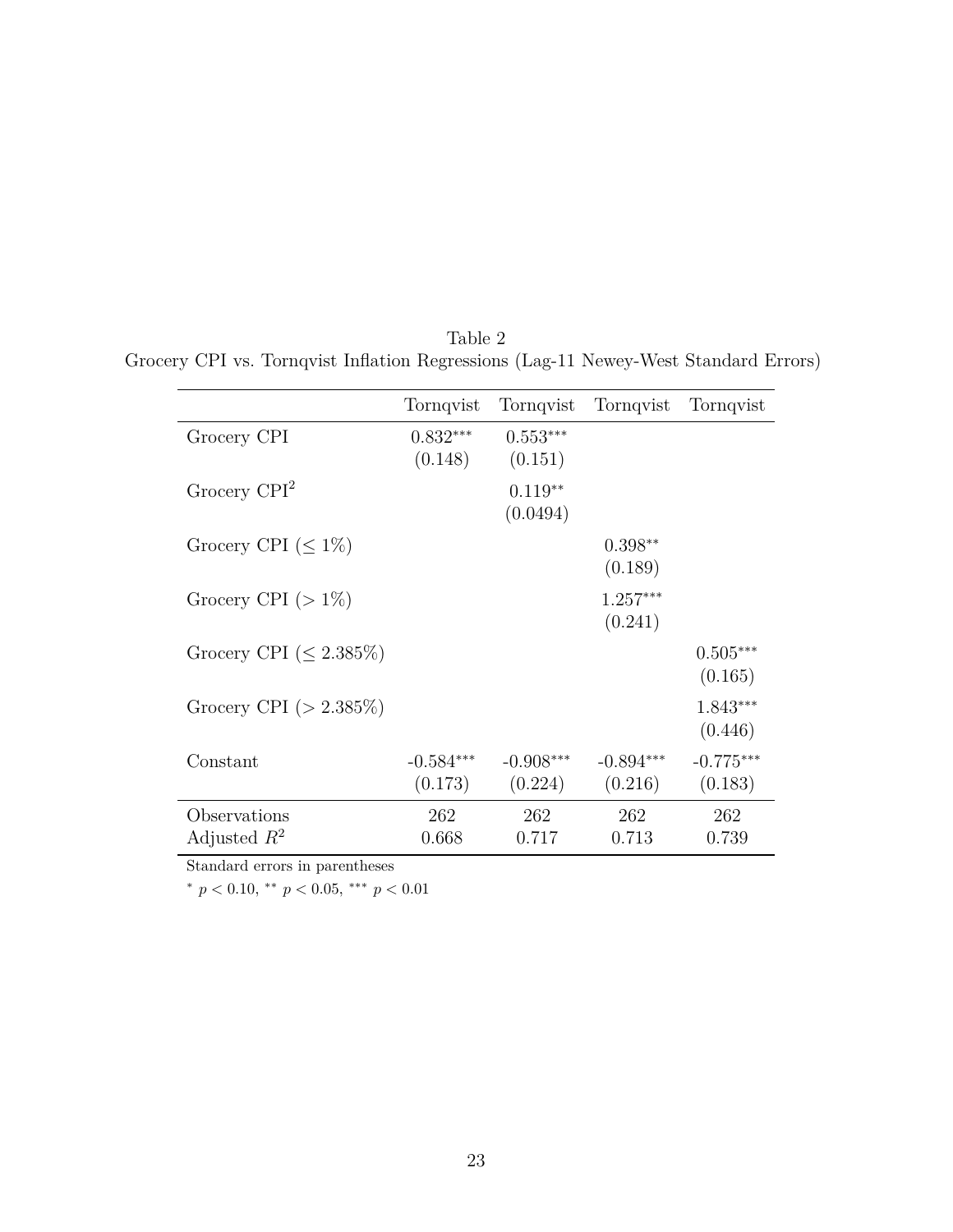Table 2

Grocery CPI vs. Tornqvist Inflation Regressions (Lag-11 Newey-West Standard Errors)

| | Tornqvist | Tornqvist | Tornqvist | Tornqvist |
|---|---|---|---|---|
| Grocery CPI | 0.832*** | 0.553*** | | |
| | (0.148) | (0.151) | | |
| Grocery CPI$^2$ | | 0.119** | | |
| | | (0.0494) | | |
| Grocery CPI ($\leq 1\%$) | | | 0.398** | |
| | | | (0.189) | |
| Grocery CPI ($> 1\%$) | | | 1.257*** | |
| | | | (0.241) | |
| Grocery CPI ($\leq 2.385\%$) | | | | 0.505*** |
| | | | | (0.165) |
| Grocery CPI ($> 2.385\%$) | | | | 1.843*** |
| | | | | (0.446) |
| Constant | -0.584*** | -0.908*** | -0.894*** | -0.775*** |
| | (0.173) | (0.224) | (0.216) | (0.183) |
| Observations | 262 | 262 | 262 | 262 |
| Adjusted $R^2$ | 0.668 | 0.717 | 0.713 | 0.739 |

Standard errors in parentheses

* $p < 0.10$, ** $p < 0.05$, *** $p < 0.01$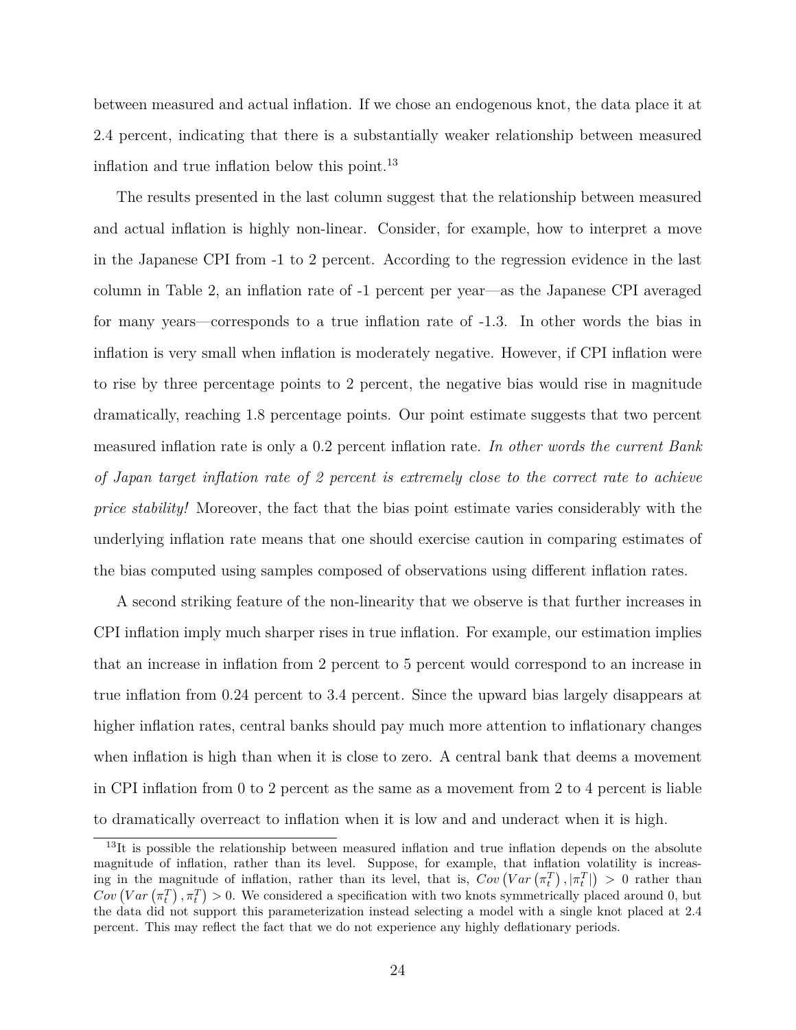between measured and actual inflation. If we chose an endogenous knot, the data place it at 2.4 percent, indicating that there is a substantially weaker relationship between measured inflation and true inflation below this point.[13]

The results presented in the last column suggest that the relationship between measured and actual inflation is highly non-linear. Consider, for example, how to interpret a move in the Japanese CPI from -1 to 2 percent. According to the regression evidence in the last column in Table 2, an inflation rate of -1 percent per year—as the Japanese CPI averaged for many years—corresponds to a true inflation rate of -1.3. In other words the bias in inflation is very small when inflation is moderately negative. However, if CPI inflation were to rise by three percentage points to 2 percent, the negative bias would rise in magnitude dramatically, reaching 1.8 percentage points. Our point estimate suggests that two percent measured inflation rate is only a 0.2 percent inflation rate. *In other words the current Bank of Japan target inflation rate of 2 percent is extremely close to the correct rate to achieve price stability!* Moreover, the fact that the bias point estimate varies considerably with the underlying inflation rate means that one should exercise caution in comparing estimates of the bias computed using samples composed of observations using different inflation rates.

A second striking feature of the non-linearity that we observe is that further increases in CPI inflation imply much sharper rises in true inflation. For example, our estimation implies that an increase in inflation from 2 percent to 5 percent would correspond to an increase in true inflation from 0.24 percent to 3.4 percent. Since the upward bias largely disappears at higher inflation rates, central banks should pay much more attention to inflationary changes when inflation is high than when it is close to zero. A central bank that deems a movement in CPI inflation from 0 to 2 percent as the same as a movement from 2 to 4 percent is liable to dramatically overreact to inflation when it is low and and underact when it is high.

[13] It is possible the relationship between measured inflation and true inflation depends on the absolute magnitude of inflation, rather than its level. Suppose, for example, that inflation volatility is increasing in the magnitude of inflation, rather than its level, that is, $Cov\left(Var\left(\pi_t^T\right), |\pi_t^T|\right) > 0$ rather than $Cov\left(Var\left(\pi_t^T\right), \pi_t^T\right) > 0$. We considered a specification with two knots symmetrically placed around 0, but the data did not support this parameterization instead selecting a model with a single knot placed at 2.4 percent. This may reflect the fact that we do not experience any highly deflationary periods.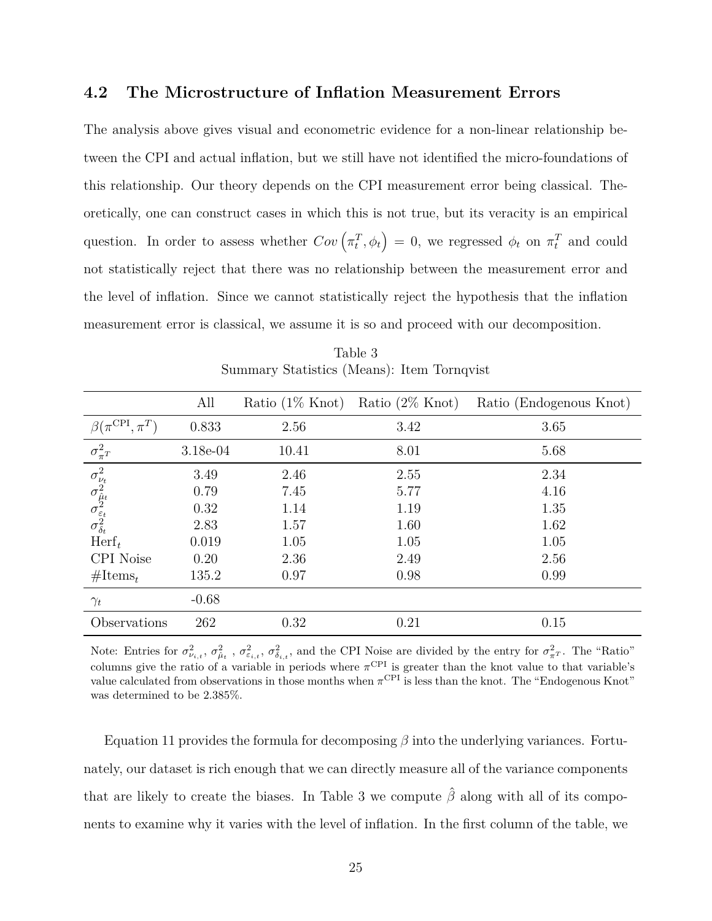### 4.2 The Microstructure of Inflation Measurement Errors

The analysis above gives visual and econometric evidence for a non-linear relationship between the CPI and actual inflation, but we still have not identified the micro-foundations of this relationship. Our theory depends on the CPI measurement error being classical. Theoretically, one can construct cases in which this is not true, but its veracity is an empirical question. In order to assess whether $Cov\left(\pi_t^T, \phi_t\right) = 0$, we regressed $\phi_t$ on $\pi_t^T$ and could not statistically reject that there was no relationship between the measurement error and the level of inflation. Since we cannot statistically reject the hypothesis that the inflation measurement error is classical, we assume it is so and proceed with our decomposition.

Table 3
Summary Statistics (Means): Item Tornqvist

| | All | Ratio (1% Knot) | Ratio (2% Knot) | Ratio (Endogenous Knot) |
|---|---|---|---|---|
| $\beta(\pi^{\text{CPI}}, \pi^T)$ | 0.833 | 2.56 | 3.42 | 3.65 |
| $\sigma^2_{\pi^T}$ | 3.18e-04 | 10.41 | 8.01 | 5.68 |
| $\sigma^2_{\nu_t}$ | 3.49 | 2.46 | 2.55 | 2.34 |
| $\sigma^2_{\bar{\mu}_t}$ | 0.79 | 7.45 | 5.77 | 4.16 |
| $\sigma^2_{\varepsilon_t}$ | 0.32 | 1.14 | 1.19 | 1.35 |
| $\sigma^2_{\delta_t}$ | 2.83 | 1.57 | 1.60 | 1.62 |
| $\text{Herf}_t$ | 0.019 | 1.05 | 1.05 | 1.05 |
| CPI Noise | 0.20 | 2.36 | 2.49 | 2.56 |
| $\#\text{Items}_t$ | 135.2 | 0.97 | 0.98 | 0.99 |
| $\gamma_t$ | -0.68 | | | |
| Observations | 262 | 0.32 | 0.21 | 0.15 |

Note: Entries for $\sigma^2_{\nu_{i,t}}$, $\sigma^2_{\bar{\mu}_t}$ , $\sigma^2_{\varepsilon_{i,t}}$, $\sigma^2_{\delta_{i,t}}$, and the CPI Noise are divided by the entry for $\sigma^2_{\pi^T}$. The "Ratio" columns give the ratio of a variable in periods where $\pi^{\text{CPI}}$ is greater than the knot value to that variable's value calculated from observations in those months when $\pi^{\text{CPI}}$ is less than the knot. The "Endogenous Knot" was determined to be 2.385%.

Equation 11 provides the formula for decomposing $\beta$ into the underlying variances. Fortunately, our dataset is rich enough that we can directly measure all of the variance components that are likely to create the biases. In Table 3 we compute $\hat{\beta}$ along with all of its components to examine why it varies with the level of inflation. In the first column of the table, we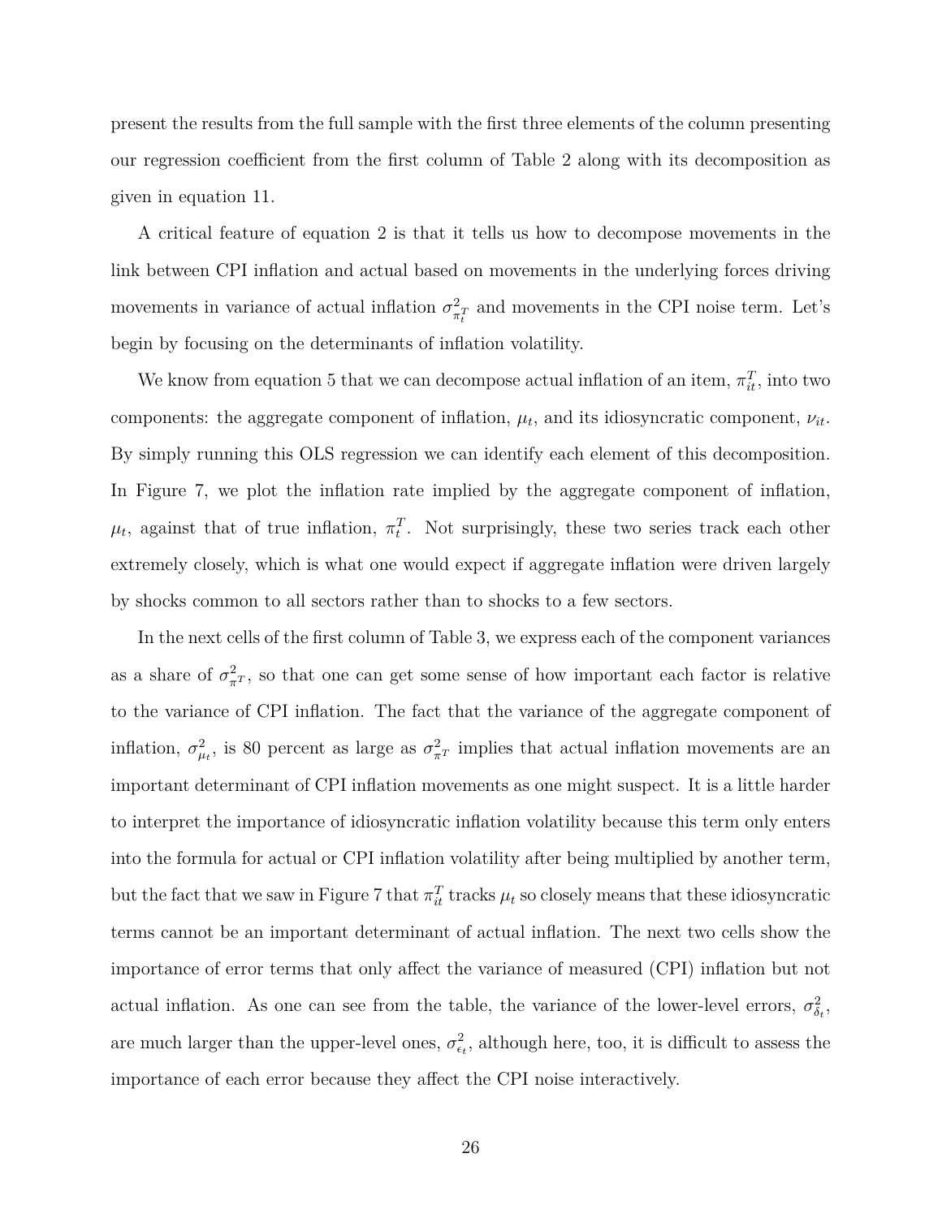present the results from the full sample with the first three elements of the column presenting our regression coefficient from the first column of Table 2 along with its decomposition as given in equation 11.

A critical feature of equation 2 is that it tells us how to decompose movements in the link between CPI inflation and actual based on movements in the underlying forces driving movements in variance of actual inflation $\sigma^2_{\pi^T_t}$ and movements in the CPI noise term. Let's begin by focusing on the determinants of inflation volatility.

We know from equation 5 that we can decompose actual inflation of an item, $\pi^T_{it}$, into two components: the aggregate component of inflation, $\mu_t$, and its idiosyncratic component, $\nu_{it}$. By simply running this OLS regression we can identify each element of this decomposition. In Figure 7, we plot the inflation rate implied by the aggregate component of inflation, $\mu_t$, against that of true inflation, $\pi^T_t$. Not surprisingly, these two series track each other extremely closely, which is what one would expect if aggregate inflation were driven largely by shocks common to all sectors rather than to shocks to a few sectors.

In the next cells of the first column of Table 3, we express each of the component variances as a share of $\sigma^2_{\pi^T}$, so that one can get some sense of how important each factor is relative to the variance of CPI inflation. The fact that the variance of the aggregate component of inflation, $\sigma^2_{\mu_t}$, is 80 percent as large as $\sigma^2_{\pi^T}$ implies that actual inflation movements are an important determinant of CPI inflation movements as one might suspect. It is a little harder to interpret the importance of idiosyncratic inflation volatility because this term only enters into the formula for actual or CPI inflation volatility after being multiplied by another term, but the fact that we saw in Figure 7 that $\pi^T_{it}$ tracks $\mu_t$ so closely means that these idiosyncratic terms cannot be an important determinant of actual inflation. The next two cells show the importance of error terms that only affect the variance of measured (CPI) inflation but not actual inflation. As one can see from the table, the variance of the lower-level errors, $\sigma^2_{\delta_t}$, are much larger than the upper-level ones, $\sigma^2_{\epsilon_t}$, although here, too, it is difficult to assess the importance of each error because they affect the CPI noise interactively.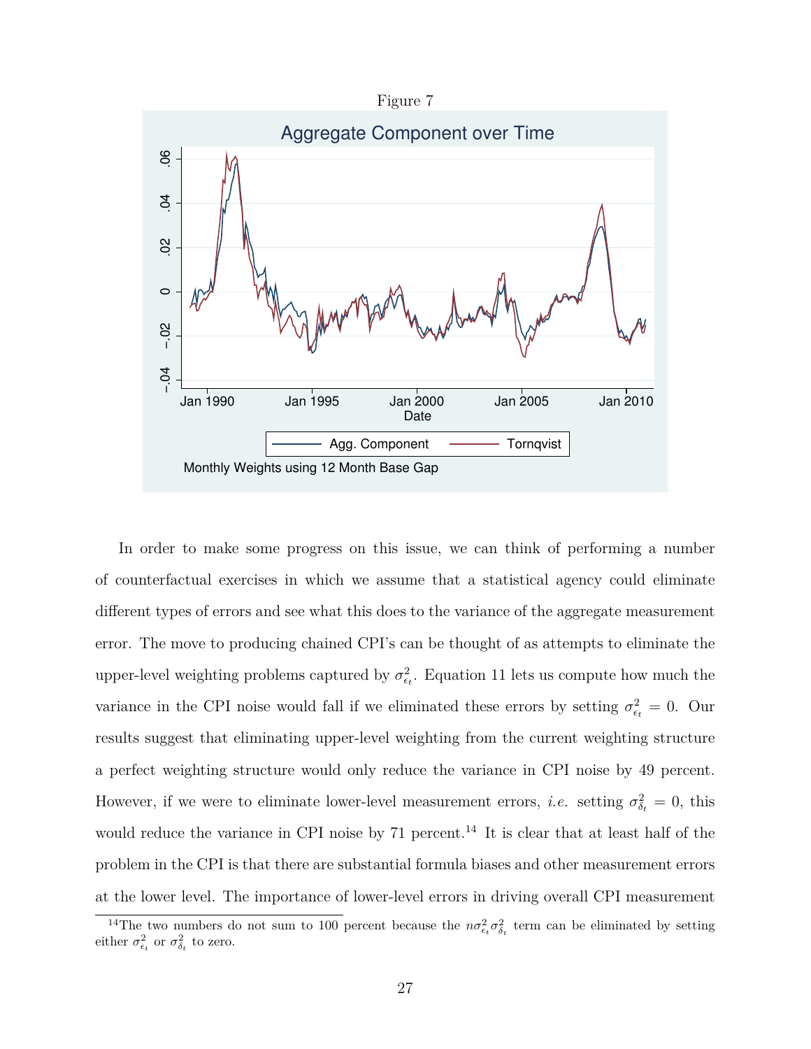Figure 7

In order to make some progress on this issue, we can think of performing a number of counterfactual exercises in which we assume that a statistical agency could eliminate different types of errors and see what this does to the variance of the aggregate measurement error. The move to producing chained CPI's can be thought of as attempts to eliminate the upper-level weighting problems captured by $\sigma^2_{\epsilon_t}$. Equation 11 lets us compute how much the variance in the CPI noise would fall if we eliminated these errors by setting $\sigma^2_{\epsilon_t} = 0$. Our results suggest that eliminating upper-level weighting from the current weighting structure a perfect weighting structure would only reduce the variance in CPI noise by 49 percent. However, if we were to eliminate lower-level measurement errors, *i.e.* setting $\sigma^2_{\delta_t} = 0$, this would reduce the variance in CPI noise by 71 percent.[14] It is clear that at least half of the problem in the CPI is that there are substantial formula biases and other measurement errors at the lower level. The importance of lower-level errors in driving overall CPI measurement

[14]The two numbers do not sum to 100 percent because the $n\sigma^2_{\epsilon_t}\sigma^2_{\delta_t}$ term can be eliminated by setting either $\sigma^2_{\epsilon_t}$ or $\sigma^2_{\delta_t}$ to zero.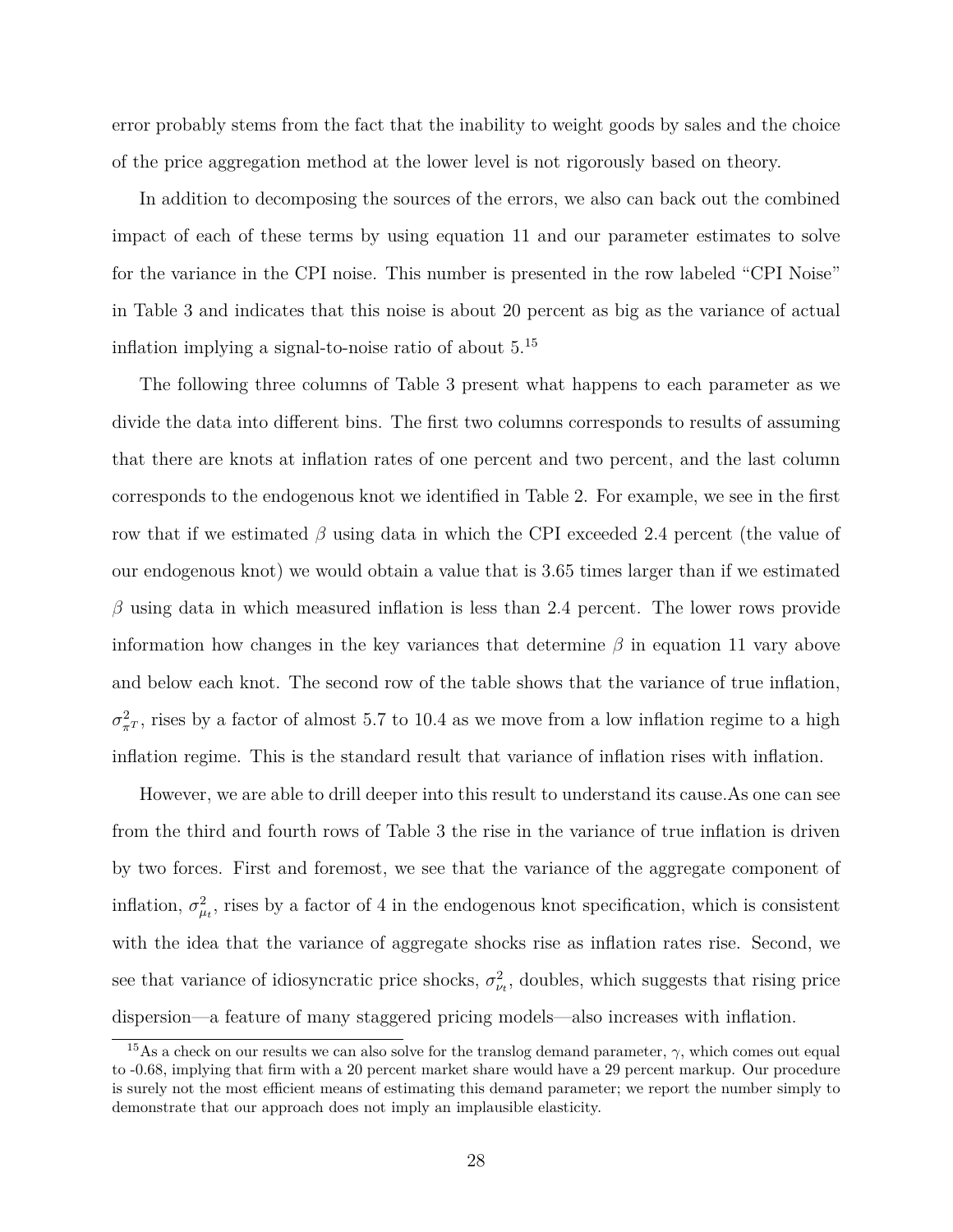error probably stems from the fact that the inability to weight goods by sales and the choice of the price aggregation method at the lower level is not rigorously based on theory.

In addition to decomposing the sources of the errors, we also can back out the combined impact of each of these terms by using equation 11 and our parameter estimates to solve for the variance in the CPI noise. This number is presented in the row labeled "CPI Noise" in Table 3 and indicates that this noise is about 20 percent as big as the variance of actual inflation implying a signal-to-noise ratio of about 5.[15]

The following three columns of Table 3 present what happens to each parameter as we divide the data into different bins. The first two columns corresponds to results of assuming that there are knots at inflation rates of one percent and two percent, and the last column corresponds to the endogenous knot we identified in Table 2. For example, we see in the first row that if we estimated $\beta$ using data in which the CPI exceeded 2.4 percent (the value of our endogenous knot) we would obtain a value that is 3.65 times larger than if we estimated $\beta$ using data in which measured inflation is less than 2.4 percent. The lower rows provide information how changes in the key variances that determine $\beta$ in equation 11 vary above and below each knot. The second row of the table shows that the variance of true inflation, $\sigma^2_{\pi^T}$, rises by a factor of almost 5.7 to 10.4 as we move from a low inflation regime to a high inflation regime. This is the standard result that variance of inflation rises with inflation.

However, we are able to drill deeper into this result to understand its cause.As one can see from the third and fourth rows of Table 3 the rise in the variance of true inflation is driven by two forces. First and foremost, we see that the variance of the aggregate component of inflation, $\sigma^2_{\mu_t}$, rises by a factor of 4 in the endogenous knot specification, which is consistent with the idea that the variance of aggregate shocks rise as inflation rates rise. Second, we see that variance of idiosyncratic price shocks, $\sigma^2_{\nu_t}$, doubles, which suggests that rising price dispersion—a feature of many staggered pricing models—also increases with inflation.

[15] As a check on our results we can also solve for the translog demand parameter, $\gamma$, which comes out equal to -0.68, implying that firm with a 20 percent market share would have a 29 percent markup. Our procedure is surely not the most efficient means of estimating this demand parameter; we report the number simply to demonstrate that our approach does not imply an implausible elasticity.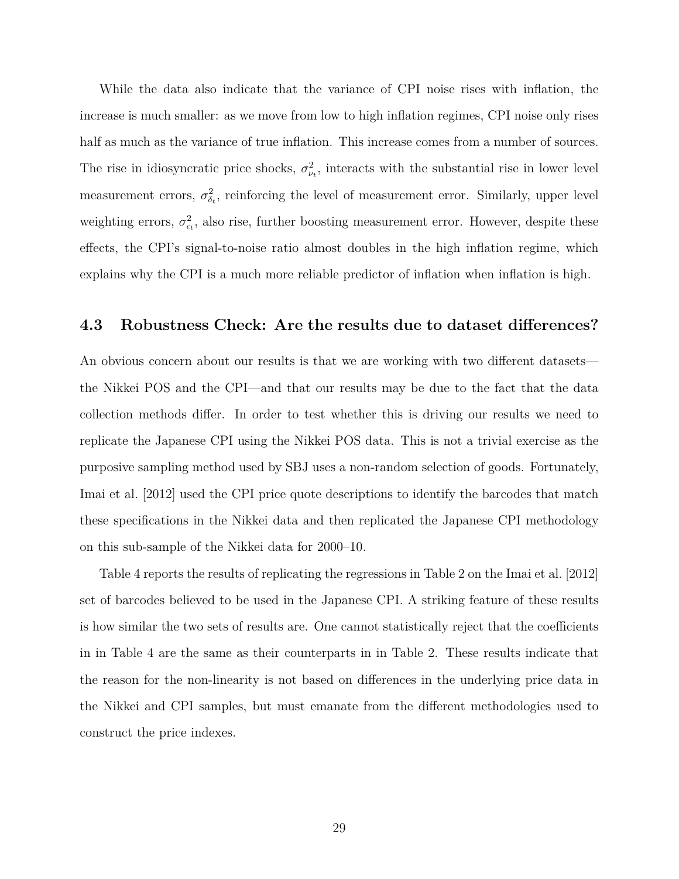While the data also indicate that the variance of CPI noise rises with inflation, the increase is much smaller: as we move from low to high inflation regimes, CPI noise only rises half as much as the variance of true inflation. This increase comes from a number of sources. The rise in idiosyncratic price shocks, $\sigma^2_{\nu_t}$, interacts with the substantial rise in lower level measurement errors, $\sigma^2_{\delta_t}$, reinforcing the level of measurement error. Similarly, upper level weighting errors, $\sigma^2_{\epsilon_t}$, also rise, further boosting measurement error. However, despite these effects, the CPI's signal-to-noise ratio almost doubles in the high inflation regime, which explains why the CPI is a much more reliable predictor of inflation when inflation is high.

## 4.3 Robustness Check: Are the results due to dataset differences?

An obvious concern about our results is that we are working with two different datasets—the Nikkei POS and the CPI—and that our results may be due to the fact that the data collection methods differ. In order to test whether this is driving our results we need to replicate the Japanese CPI using the Nikkei POS data. This is not a trivial exercise as the purposive sampling method used by SBJ uses a non-random selection of goods. Fortunately, Imai et al. [2012] used the CPI price quote descriptions to identify the barcodes that match these specifications in the Nikkei data and then replicated the Japanese CPI methodology on this sub-sample of the Nikkei data for 2000–10.

Table 4 reports the results of replicating the regressions in Table 2 on the Imai et al. [2012] set of barcodes believed to be used in the Japanese CPI. A striking feature of these results is how similar the two sets of results are. One cannot statistically reject that the coefficients in in Table 4 are the same as their counterparts in in Table 2. These results indicate that the reason for the non-linearity is not based on differences in the underlying price data in the Nikkei and CPI samples, but must emanate from the different methodologies used to construct the price indexes.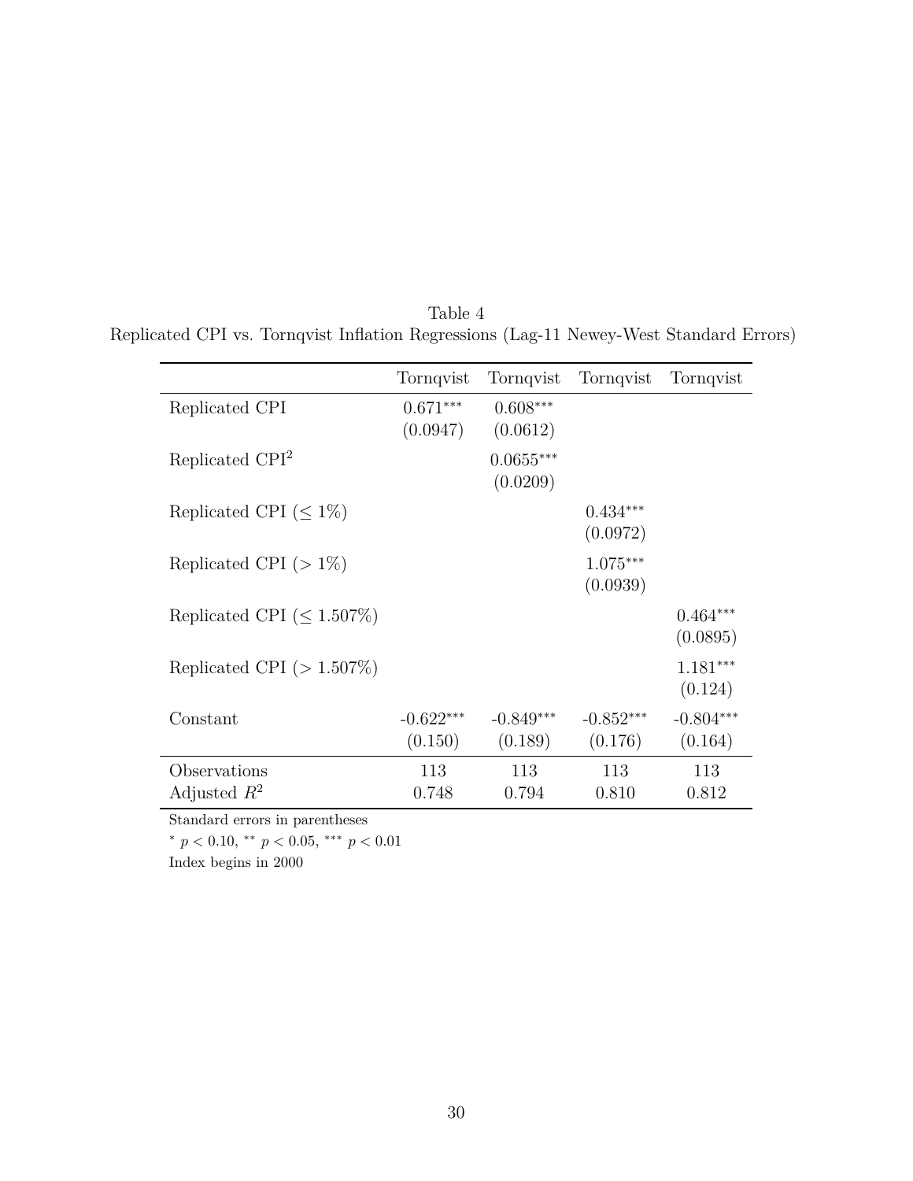Table 4

Replicated CPI vs. Tornqvist Inflation Regressions (Lag-11 Newey-West Standard Errors)

| | Tornqvist | Tornqvist | Tornqvist | Tornqvist |
|---|---|---|---|---|
| Replicated CPI | 0.671*** | 0.608*** | | |
| | (0.0947) | (0.0612) | | |
| Replicated CPI$^2$ | | 0.0655*** | | |
| | | (0.0209) | | |
| Replicated CPI ($\leq 1\%$) | | | 0.434*** | |
| | | | (0.0972) | |
| Replicated CPI ($> 1\%$) | | | 1.075*** | |
| | | | (0.0939) | |
| Replicated CPI ($\leq 1.507\%$) | | | | 0.464*** |
| | | | | (0.0895) |
| Replicated CPI ($> 1.507\%$) | | | | 1.181*** |
| | | | | (0.124) |
| Constant | -0.622*** | -0.849*** | -0.852*** | -0.804*** |
| | (0.150) | (0.189) | (0.176) | (0.164) |
| Observations | 113 | 113 | 113 | 113 |
| Adjusted $R^2$ | 0.748 | 0.794 | 0.810 | 0.812 |

Standard errors in parentheses

$^{*}$ $p < 0.10$, $^{**}$ $p < 0.05$, $^{***}$ $p < 0.01$

Index begins in 2000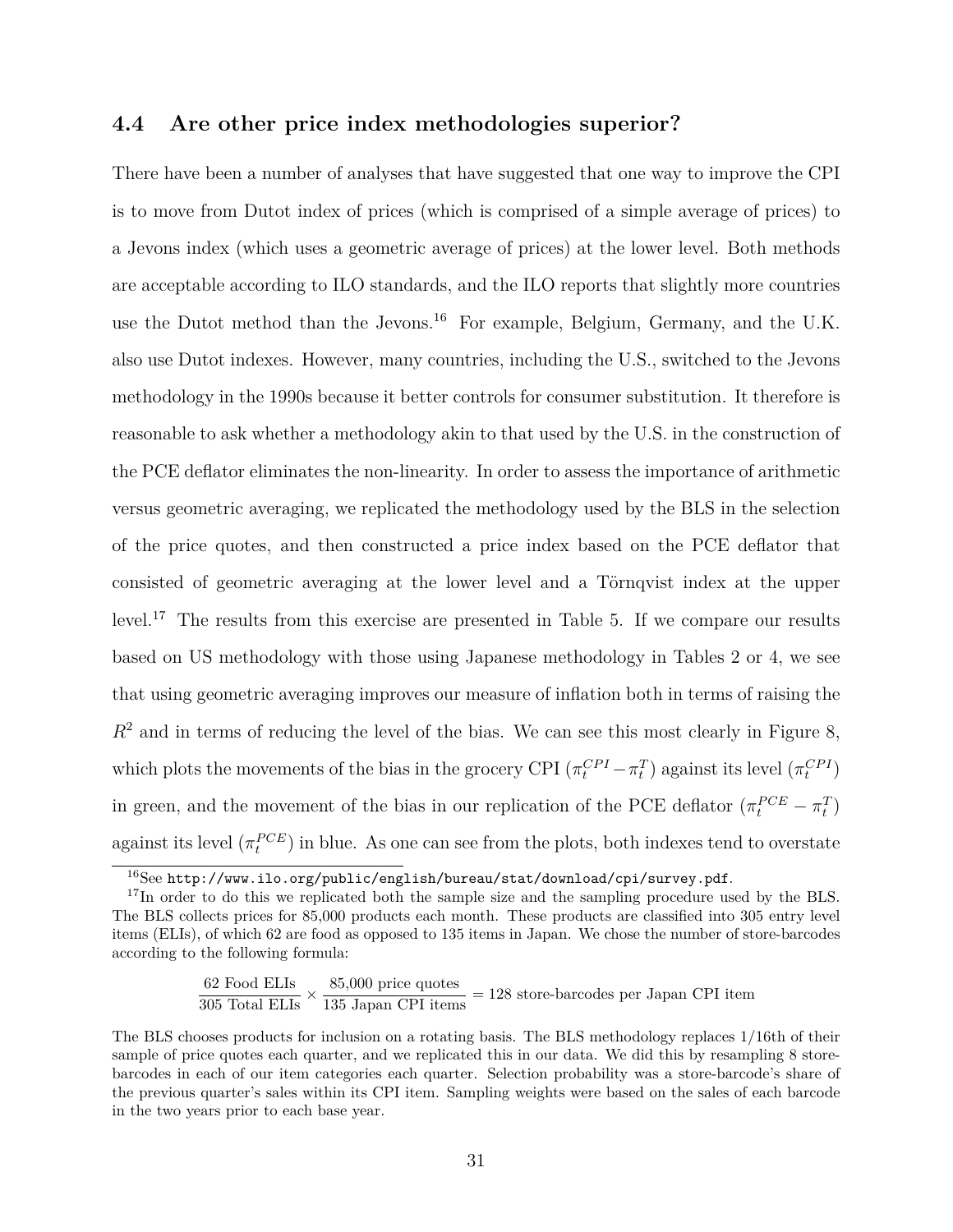### 4.4 Are other price index methodologies superior?

There have been a number of analyses that have suggested that one way to improve the CPI is to move from Dutot index of prices (which is comprised of a simple average of prices) to a Jevons index (which uses a geometric average of prices) at the lower level. Both methods are acceptable according to ILO standards, and the ILO reports that slightly more countries use the Dutot method than the Jevons.[16] For example, Belgium, Germany, and the U.K. also use Dutot indexes. However, many countries, including the U.S., switched to the Jevons methodology in the 1990s because it better controls for consumer substitution. It therefore is reasonable to ask whether a methodology akin to that used by the U.S. in the construction of the PCE deflator eliminates the non-linearity. In order to assess the importance of arithmetic versus geometric averaging, we replicated the methodology used by the BLS in the selection of the price quotes, and then constructed a price index based on the PCE deflator that consisted of geometric averaging at the lower level and a Törnqvist index at the upper level.[17] The results from this exercise are presented in Table 5. If we compare our results based on US methodology with those using Japanese methodology in Tables 2 or 4, we see that using geometric averaging improves our measure of inflation both in terms of raising the $R^2$ and in terms of reducing the level of the bias. We can see this most clearly in Figure 8, which plots the movements of the bias in the grocery CPI ($\pi_t^{CPI} - \pi_t^T$) against its level ($\pi_t^{CPI}$) in green, and the movement of the bias in our replication of the PCE deflator ($\pi_t^{PCE} - \pi_t^T$) against its level ($\pi_t^{PCE}$) in blue. As one can see from the plots, both indexes tend to overstate

---

[16] See http://www.ilo.org/public/english/bureau/stat/download/cpi/survey.pdf.

[17] In order to do this we replicated both the sample size and the sampling procedure used by the BLS. The BLS collects prices for 85,000 products each month. These products are classified into 305 entry level items (ELIs), of which 62 are food as opposed to 135 items in Japan. We chose the number of store-barcodes according to the following formula:

$$\frac{\text{62 Food ELIs}}{\text{305 Total ELIs}} \times \frac{\text{85,000 price quotes}}{\text{135 Japan CPI items}} = \text{128 store-barcodes per Japan CPI item}$$

The BLS chooses products for inclusion on a rotating basis. The BLS methodology replaces 1/16th of their sample of price quotes each quarter, and we replicated this in our data. We did this by resampling 8 store-barcodes in each of our item categories each quarter. Selection probability was a store-barcode's share of the previous quarter's sales within its CPI item. Sampling weights were based on the sales of each barcode in the two years prior to each base year.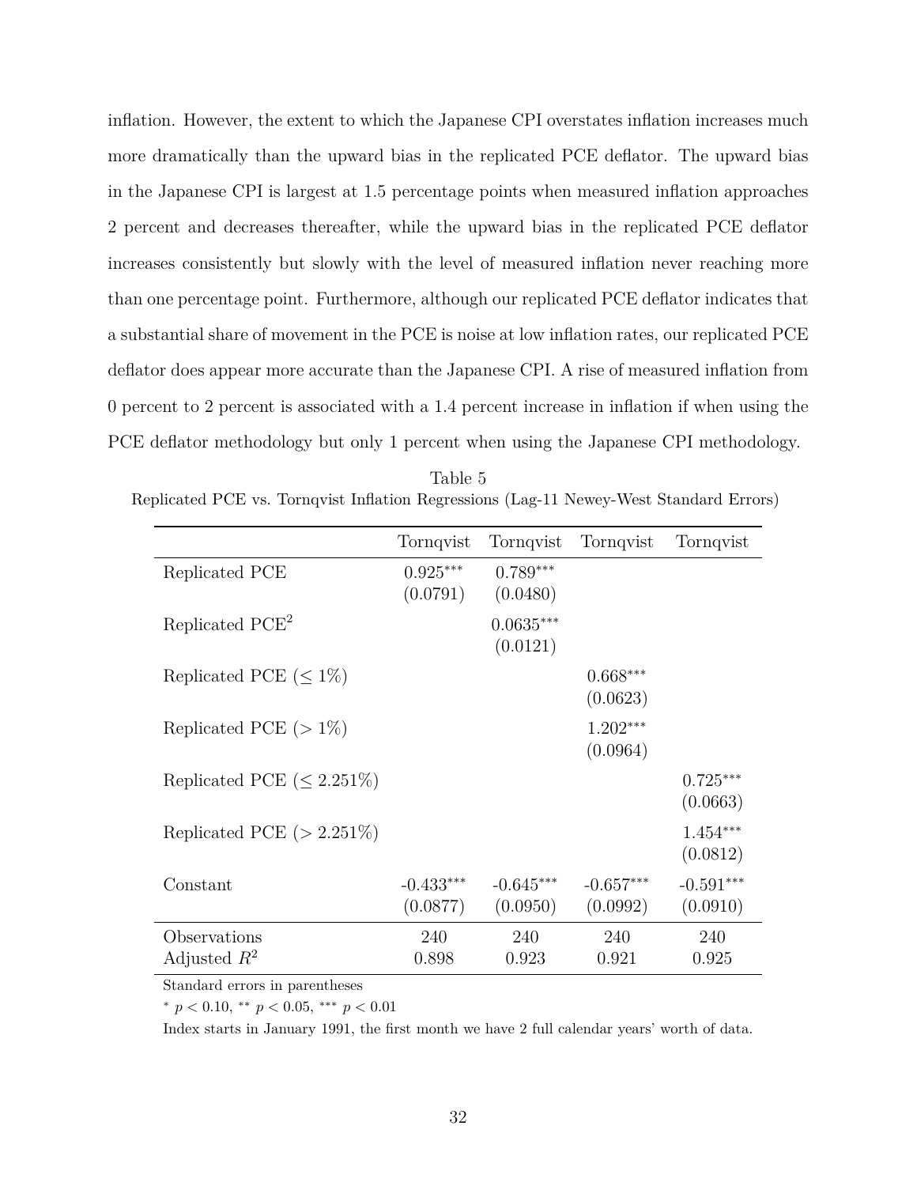inflation. However, the extent to which the Japanese CPI overstates inflation increases much more dramatically than the upward bias in the replicated PCE deflator. The upward bias in the Japanese CPI is largest at 1.5 percentage points when measured inflation approaches 2 percent and decreases thereafter, while the upward bias in the replicated PCE deflator increases consistently but slowly with the level of measured inflation never reaching more than one percentage point. Furthermore, although our replicated PCE deflator indicates that a substantial share of movement in the PCE is noise at low inflation rates, our replicated PCE deflator does appear more accurate than the Japanese CPI. A rise of measured inflation from 0 percent to 2 percent is associated with a 1.4 percent increase in inflation if when using the PCE deflator methodology but only 1 percent when using the Japanese CPI methodology.

Table 5
Replicated PCE vs. Tornqvist Inflation Regressions (Lag-11 Newey-West Standard Errors)

| | Tornqvist | Tornqvist | Tornqvist | Tornqvist |
|---|---|---|---|---|
| Replicated PCE | 0.925*** | 0.789*** | | |
| | (0.0791) | (0.0480) | | |
| Replicated PCE$^2$ | | 0.0635*** | | |
| | | (0.0121) | | |
| Replicated PCE ($\leq 1\%$) | | | 0.668*** | |
| | | | (0.0623) | |
| Replicated PCE ($> 1\%$) | | | 1.202*** | |
| | | | (0.0964) | |
| Replicated PCE ($\leq 2.251\%$) | | | | 0.725*** |
| | | | | (0.0663) |
| Replicated PCE ($> 2.251\%$) | | | | 1.454*** |
| | | | | (0.0812) |
| Constant | -0.433*** | -0.645*** | -0.657*** | -0.591*** |
| | (0.0877) | (0.0950) | (0.0992) | (0.0910) |
| Observations | 240 | 240 | 240 | 240 |
| Adjusted $R^2$ | 0.898 | 0.923 | 0.921 | 0.925 |

Standard errors in parentheses

* $p < 0.10$, ** $p < 0.05$, *** $p < 0.01$

Index starts in January 1991, the first month we have 2 full calendar years' worth of data.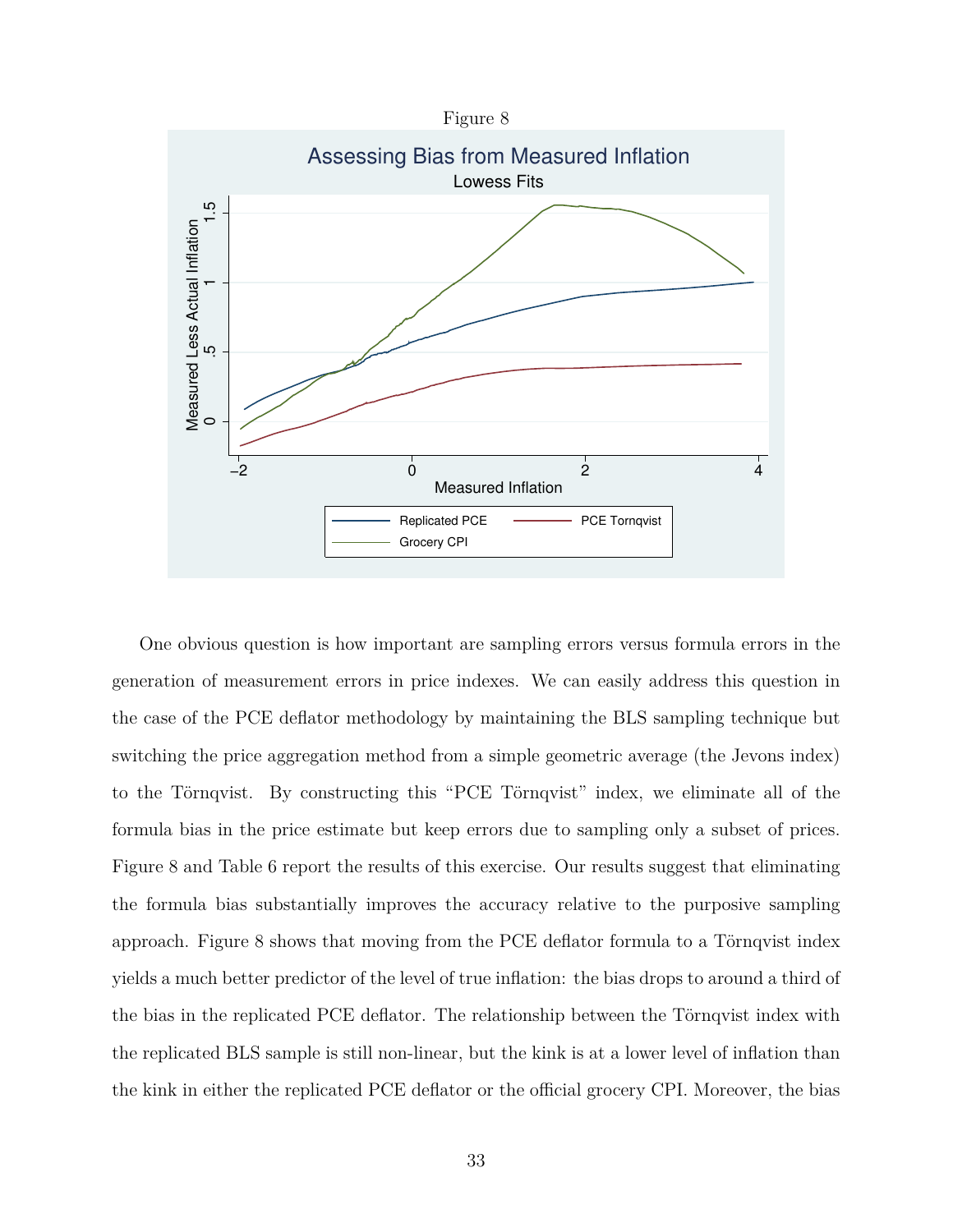Figure 8

One obvious question is how important are sampling errors versus formula errors in the generation of measurement errors in price indexes. We can easily address this question in the case of the PCE deflator methodology by maintaining the BLS sampling technique but switching the price aggregation method from a simple geometric average (the Jevons index) to the Törnqvist. By constructing this "PCE Törnqvist" index, we eliminate all of the formula bias in the price estimate but keep errors due to sampling only a subset of prices. Figure 8 and Table 6 report the results of this exercise. Our results suggest that eliminating the formula bias substantially improves the accuracy relative to the purposive sampling approach. Figure 8 shows that moving from the PCE deflator formula to a Törnqvist index yields a much better predictor of the level of true inflation: the bias drops to around a third of the bias in the replicated PCE deflator. The relationship between the Törnqvist index with the replicated BLS sample is still non-linear, but the kink is at a lower level of inflation than the kink in either the replicated PCE deflator or the official grocery CPI. Moreover, the bias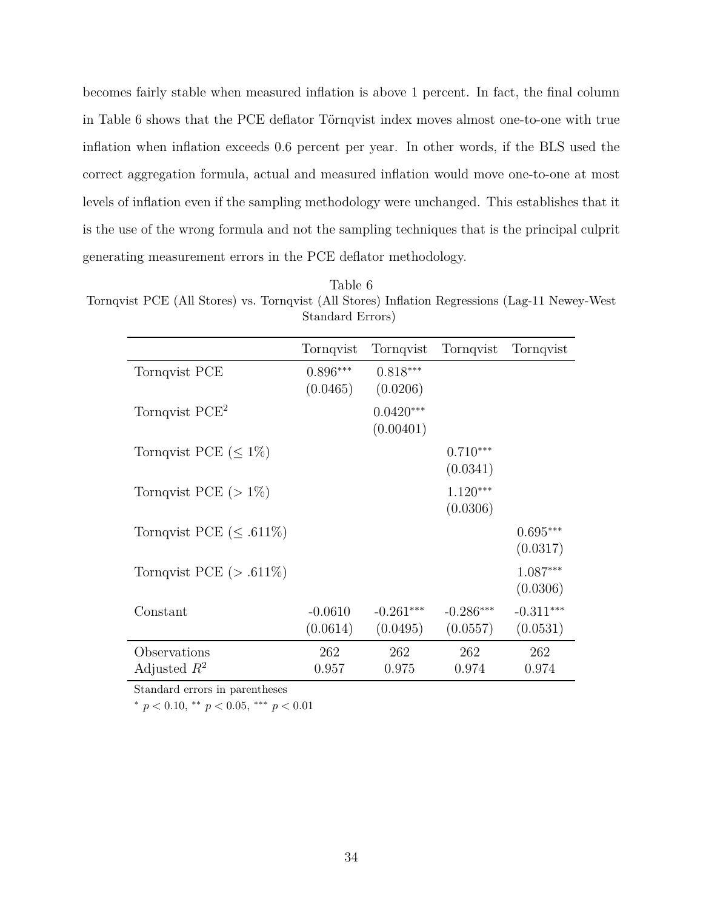becomes fairly stable when measured inflation is above 1 percent. In fact, the final column in Table 6 shows that the PCE deflator Törnqvist index moves almost one-to-one with true inflation when inflation exceeds 0.6 percent per year. In other words, if the BLS used the correct aggregation formula, actual and measured inflation would move one-to-one at most levels of inflation even if the sampling methodology were unchanged. This establishes that it is the use of the wrong formula and not the sampling techniques that is the principal culprit generating measurement errors in the PCE deflator methodology.

Table 6
Tornqvist PCE (All Stores) vs. Tornqvist (All Stores) Inflation Regressions (Lag-11 Newey-West Standard Errors)

| | Tornqvist | Tornqvist | Tornqvist | Tornqvist |
|---|---|---|---|---|
| Tornqvist PCE | 0.896*** | 0.818*** | | |
| | (0.0465) | (0.0206) | | |
| Tornqvist PCE$^2$ | | 0.0420*** | | |
| | | (0.00401) | | |
| Tornqvist PCE ($\leq 1\%$) | | | 0.710*** | |
| | | | (0.0341) | |
| Tornqvist PCE ($> 1\%$) | | | 1.120*** | |
| | | | (0.0306) | |
| Tornqvist PCE ($\leq .611\%$) | | | | 0.695*** |
| | | | | (0.0317) |
| Tornqvist PCE ($> .611\%$) | | | | 1.087*** |
| | | | | (0.0306) |
| Constant | -0.0610 | -0.261*** | -0.286*** | -0.311*** |
| | (0.0614) | (0.0495) | (0.0557) | (0.0531) |
| Observations | 262 | 262 | 262 | 262 |
| Adjusted $R^2$ | 0.957 | 0.975 | 0.974 | 0.974 |

Standard errors in parentheses

* $p < 0.10$, ** $p < 0.05$, *** $p < 0.01$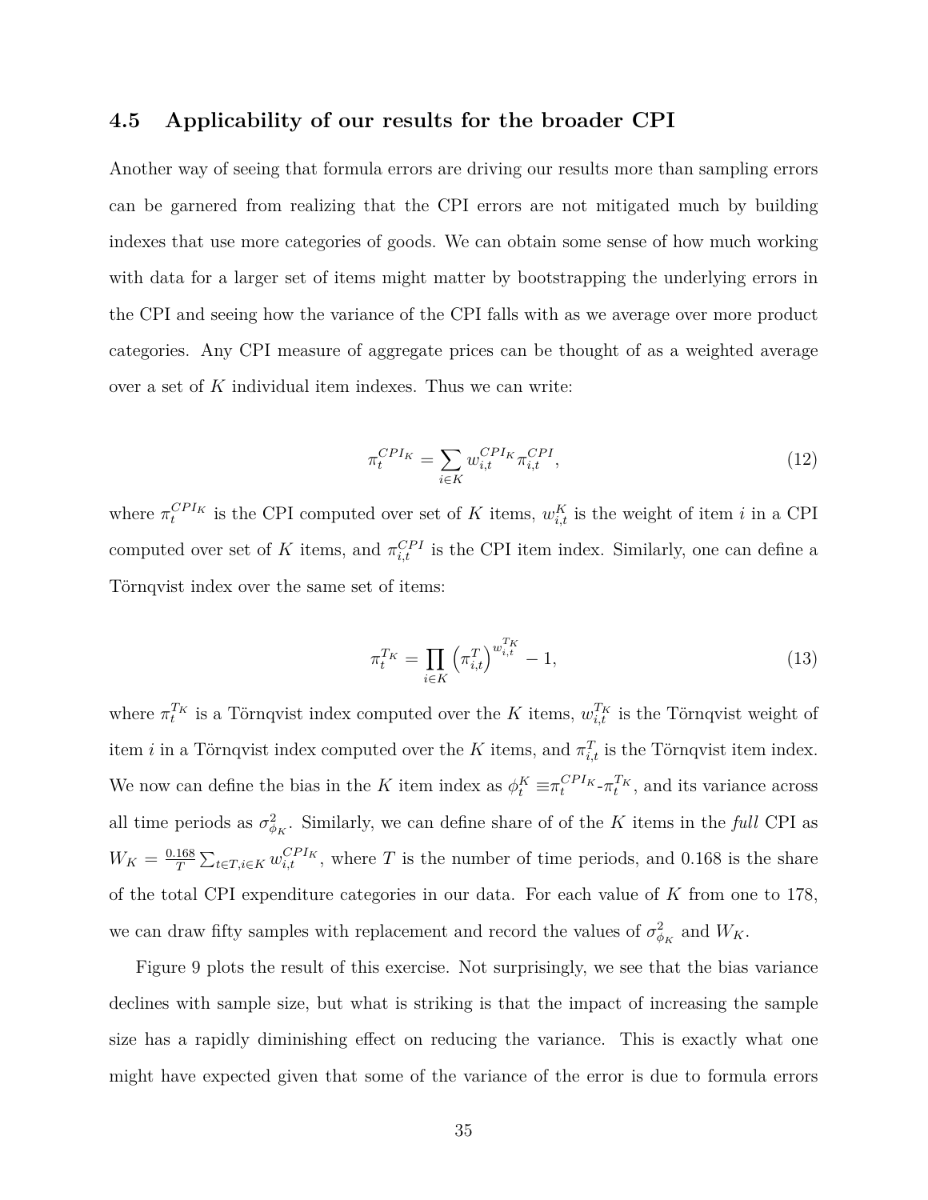### 4.5 Applicability of our results for the broader CPI

Another way of seeing that formula errors are driving our results more than sampling errors can be garnered from realizing that the CPI errors are not mitigated much by building indexes that use more categories of goods. We can obtain some sense of how much working with data for a larger set of items might matter by bootstrapping the underlying errors in the CPI and seeing how the variance of the CPI falls with as we average over more product categories. Any CPI measure of aggregate prices can be thought of as a weighted average over a set of $K$ individual item indexes. Thus we can write:

$$\pi_t^{CPI_K} = \sum_{i \in K} w_{i,t}^{CPI_K} \pi_{i,t}^{CPI}, \tag{12}$$

where $\pi_t^{CPI_K}$ is the CPI computed over set of $K$ items, $w_{i,t}^K$ is the weight of item $i$ in a CPI computed over set of $K$ items, and $\pi_{i,t}^{CPI}$ is the CPI item index. Similarly, one can define a Törnqvist index over the same set of items:

$$\pi_t^{T_K} = \prod_{i \in K} \left(\pi_{i,t}^T\right)^{w_{i,t}^{T_K}} - 1, \tag{13}$$

where $\pi_t^{T_K}$ is a Törnqvist index computed over the $K$ items, $w_{i,t}^{T_K}$ is the Törnqvist weight of item $i$ in a Törnqvist index computed over the $K$ items, and $\pi_{i,t}^T$ is the Törnqvist item index. We now can define the bias in the $K$ item index as $\phi_t^K \equiv \pi_t^{CPI_K}$-$\pi_t^{T_K}$, and its variance across all time periods as $\sigma_{\phi_K}^2$. Similarly, we can define share of of the $K$ items in the *full* CPI as $W_K = \frac{0.168}{T} \sum_{t \in T, i \in K} w_{i,t}^{CPI_K}$, where $T$ is the number of time periods, and 0.168 is the share of the total CPI expenditure categories in our data. For each value of $K$ from one to 178, we can draw fifty samples with replacement and record the values of $\sigma_{\phi_K}^2$ and $W_K$.

Figure 9 plots the result of this exercise. Not surprisingly, we see that the bias variance declines with sample size, but what is striking is that the impact of increasing the sample size has a rapidly diminishing effect on reducing the variance. This is exactly what one might have expected given that some of the variance of the error is due to formula errors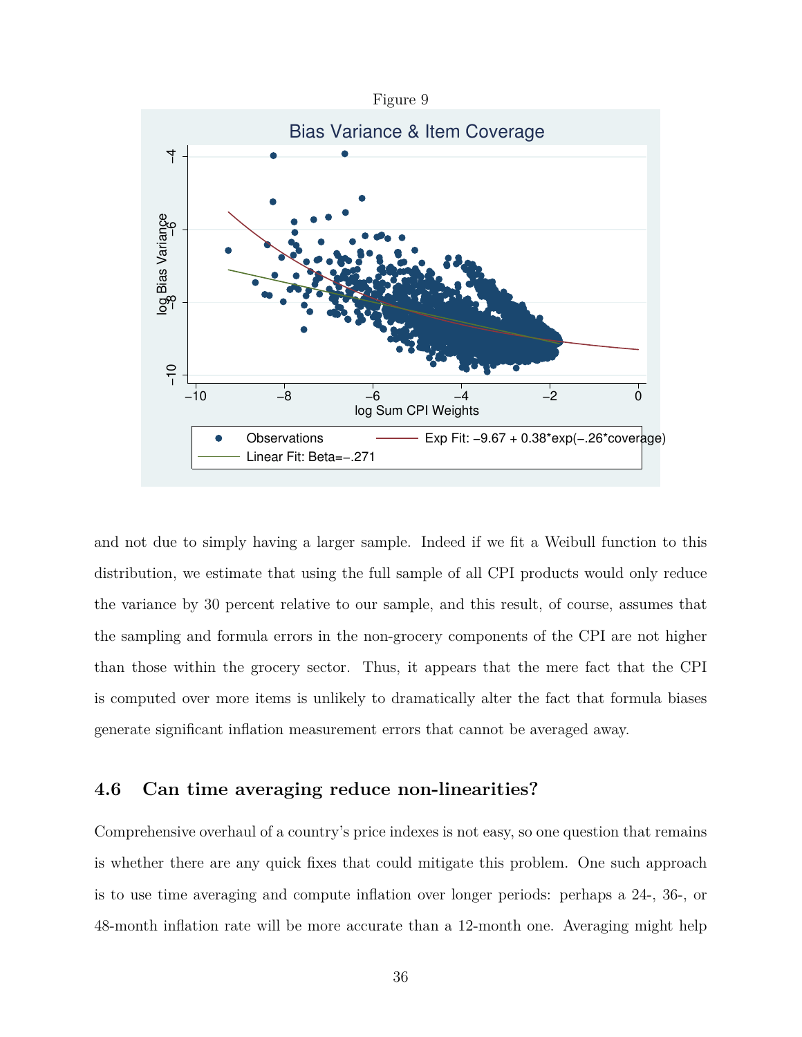Figure 9

and not due to simply having a larger sample. Indeed if we fit a Weibull function to this distribution, we estimate that using the full sample of all CPI products would only reduce the variance by 30 percent relative to our sample, and this result, of course, assumes that the sampling and formula errors in the non-grocery components of the CPI are not higher than those within the grocery sector. Thus, it appears that the mere fact that the CPI is computed over more items is unlikely to dramatically alter the fact that formula biases generate significant inflation measurement errors that cannot be averaged away.

### 4.6 Can time averaging reduce non-linearities?

Comprehensive overhaul of a country's price indexes is not easy, so one question that remains is whether there are any quick fixes that could mitigate this problem. One such approach is to use time averaging and compute inflation over longer periods: perhaps a 24-, 36-, or 48-month inflation rate will be more accurate than a 12-month one. Averaging might help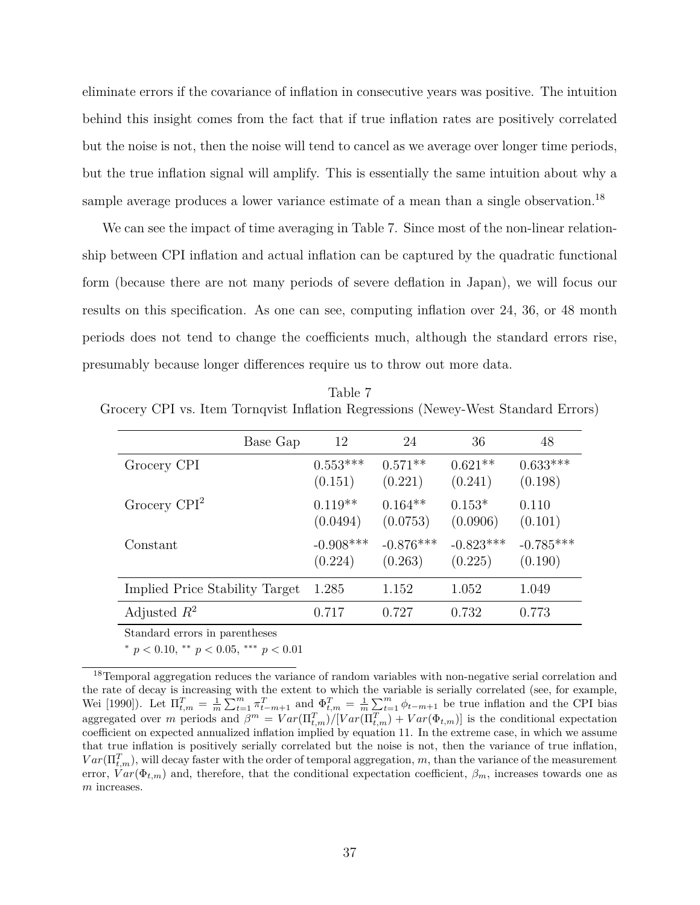eliminate errors if the covariance of inflation in consecutive years was positive. The intuition behind this insight comes from the fact that if true inflation rates are positively correlated but the noise is not, then the noise will tend to cancel as we average over longer time periods, but the true inflation signal will amplify. This is essentially the same intuition about why a sample average produces a lower variance estimate of a mean than a single observation.[18]

We can see the impact of time averaging in Table 7. Since most of the non-linear relationship between CPI inflation and actual inflation can be captured by the quadratic functional form (because there are not many periods of severe deflation in Japan), we will focus our results on this specification. As one can see, computing inflation over 24, 36, or 48 month periods does not tend to change the coefficients much, although the standard errors rise, presumably because longer differences require us to throw out more data.

Table 7
Grocery CPI vs. Item Tornqvist Inflation Regressions (Newey-West Standard Errors)

| Base Gap | 12 | 24 | 36 | 48 |
|---|---|---|---|---|
| Grocery CPI | 0.553*** | 0.571** | 0.621** | 0.633*** |
| | (0.151) | (0.221) | (0.241) | (0.198) |
| Grocery CPI$^2$ | 0.119** | 0.164** | 0.153* | 0.110 |
| | (0.0494) | (0.0753) | (0.0906) | (0.101) |
| Constant | -0.908*** | -0.876*** | -0.823*** | -0.785*** |
| | (0.224) | (0.263) | (0.225) | (0.190) |
| Implied Price Stability Target | 1.285 | 1.152 | 1.052 | 1.049 |
| Adjusted $R^2$ | 0.717 | 0.727 | 0.732 | 0.773 |

Standard errors in parentheses

* $p < 0.10$, ** $p < 0.05$, *** $p < 0.01$

[18] Temporal aggregation reduces the variance of random variables with non-negative serial correlation and the rate of decay is increasing with the extent to which the variable is serially correlated (see, for example, Wei [1990]). Let $\Pi^T_{t,m} = \frac{1}{m}\sum_{t=1}^{m}\pi^T_{t-m+1}$ and $\Phi^T_{t,m} = \frac{1}{m}\sum_{t=1}^{m}\phi_{t-m+1}$ be true inflation and the CPI bias aggregated over $m$ periods and $\beta^m = Var(\Pi^T_{t,m})/[Var(\Pi^T_{t,m}) + Var(\Phi_{t,m})]$ is the conditional expectation coefficient on expected annualized inflation implied by equation 11. In the extreme case, in which we assume that true inflation is positively serially correlated but the noise is not, then the variance of true inflation, $Var(\Pi^T_{t,m})$, will decay faster with the order of temporal aggregation, $m$, than the variance of the measurement error, $Var(\Phi_{t,m})$ and, therefore, that the conditional expectation coefficient, $\beta_m$, increases towards one as $m$ increases.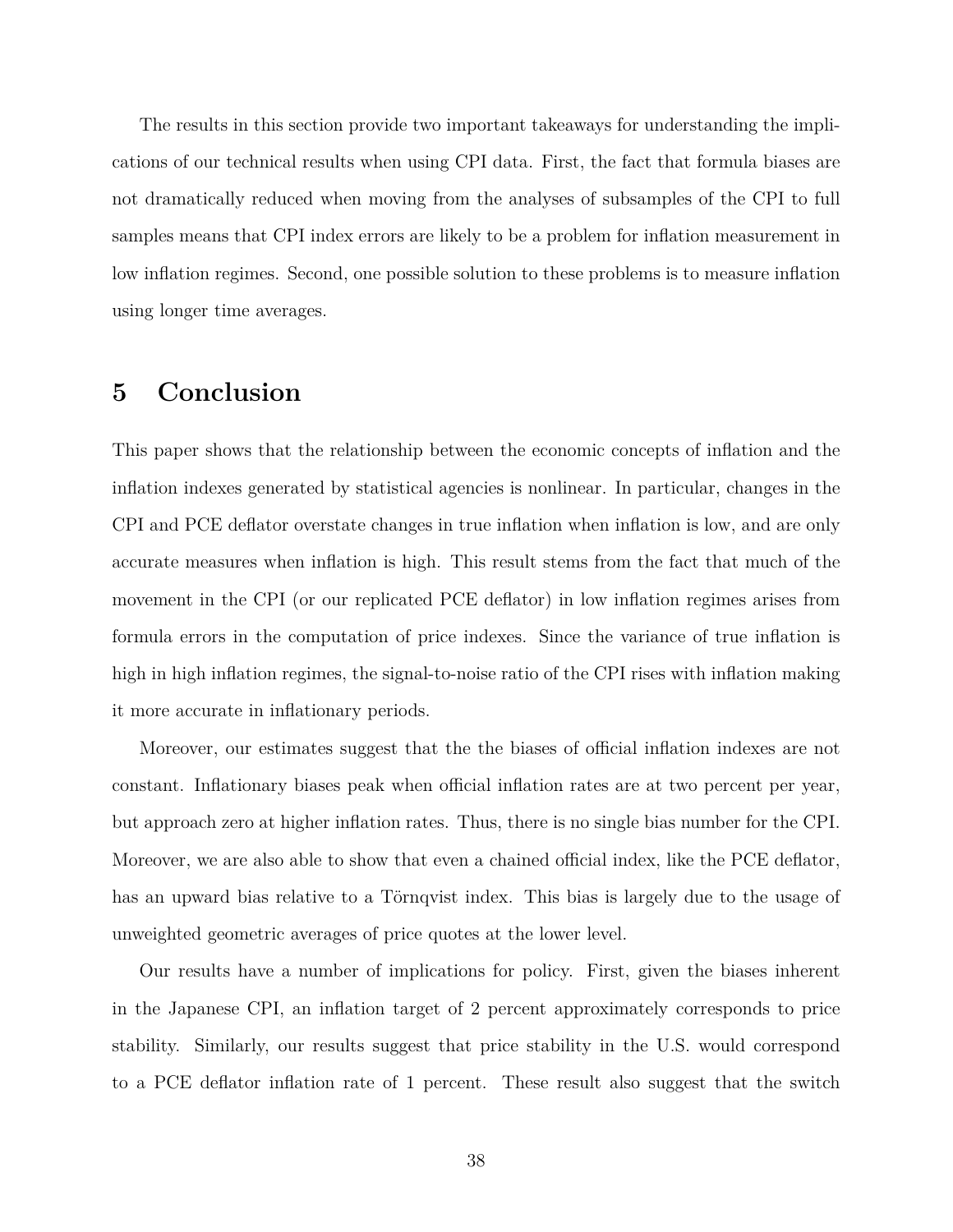The results in this section provide two important takeaways for understanding the implications of our technical results when using CPI data. First, the fact that formula biases are not dramatically reduced when moving from the analyses of subsamples of the CPI to full samples means that CPI index errors are likely to be a problem for inflation measurement in low inflation regimes. Second, one possible solution to these problems is to measure inflation using longer time averages.

# 5 Conclusion

This paper shows that the relationship between the economic concepts of inflation and the inflation indexes generated by statistical agencies is nonlinear. In particular, changes in the CPI and PCE deflator overstate changes in true inflation when inflation is low, and are only accurate measures when inflation is high. This result stems from the fact that much of the movement in the CPI (or our replicated PCE deflator) in low inflation regimes arises from formula errors in the computation of price indexes. Since the variance of true inflation is high in high inflation regimes, the signal-to-noise ratio of the CPI rises with inflation making it more accurate in inflationary periods.

Moreover, our estimates suggest that the the biases of official inflation indexes are not constant. Inflationary biases peak when official inflation rates are at two percent per year, but approach zero at higher inflation rates. Thus, there is no single bias number for the CPI. Moreover, we are also able to show that even a chained official index, like the PCE deflator, has an upward bias relative to a Törnqvist index. This bias is largely due to the usage of unweighted geometric averages of price quotes at the lower level.

Our results have a number of implications for policy. First, given the biases inherent in the Japanese CPI, an inflation target of 2 percent approximately corresponds to price stability. Similarly, our results suggest that price stability in the U.S. would correspond to a PCE deflator inflation rate of 1 percent. These result also suggest that the switch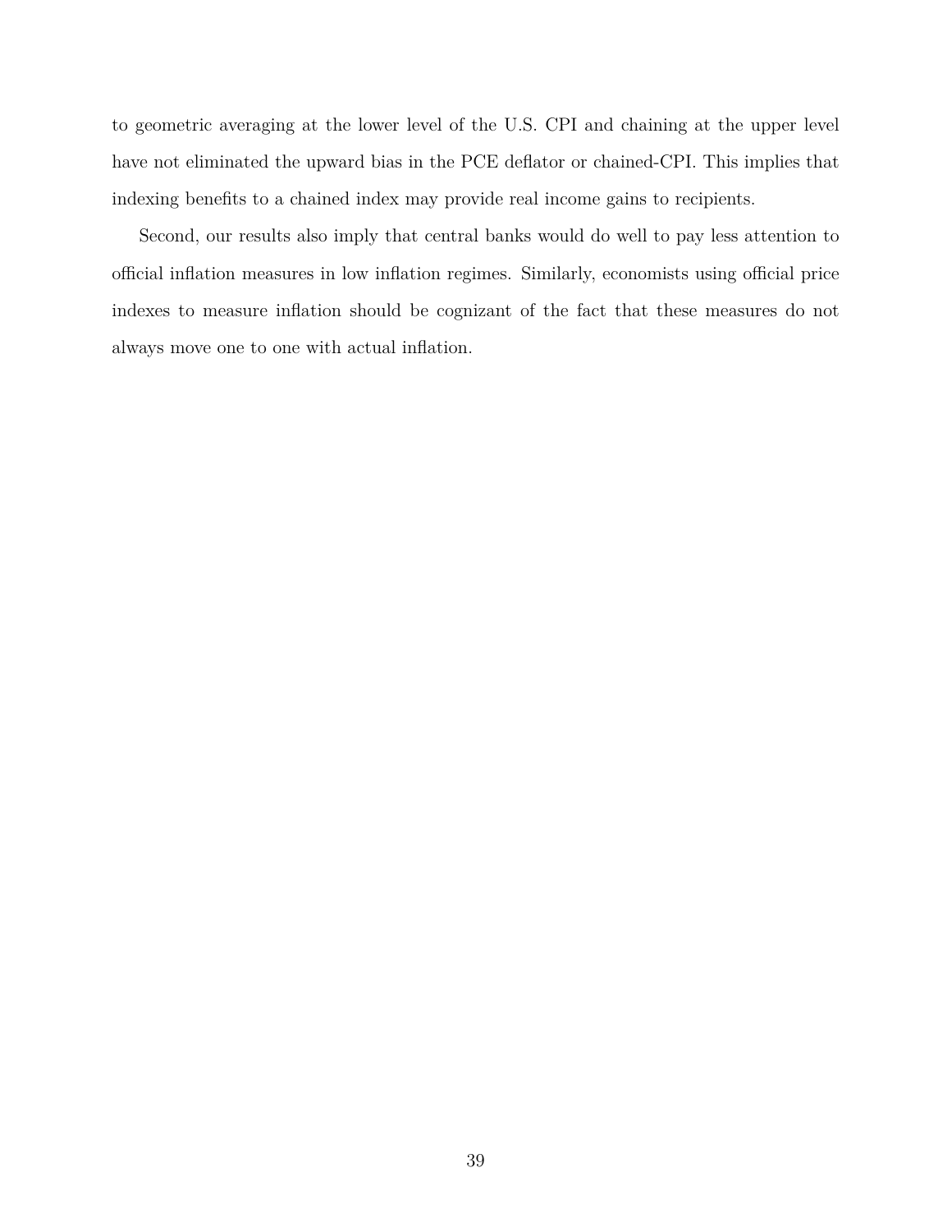to geometric averaging at the lower level of the U.S. CPI and chaining at the upper level have not eliminated the upward bias in the PCE deflator or chained-CPI. This implies that indexing benefits to a chained index may provide real income gains to recipients.

Second, our results also imply that central banks would do well to pay less attention to official inflation measures in low inflation regimes. Similarly, economists using official price indexes to measure inflation should be cognizant of the fact that these measures do not always move one to one with actual inflation.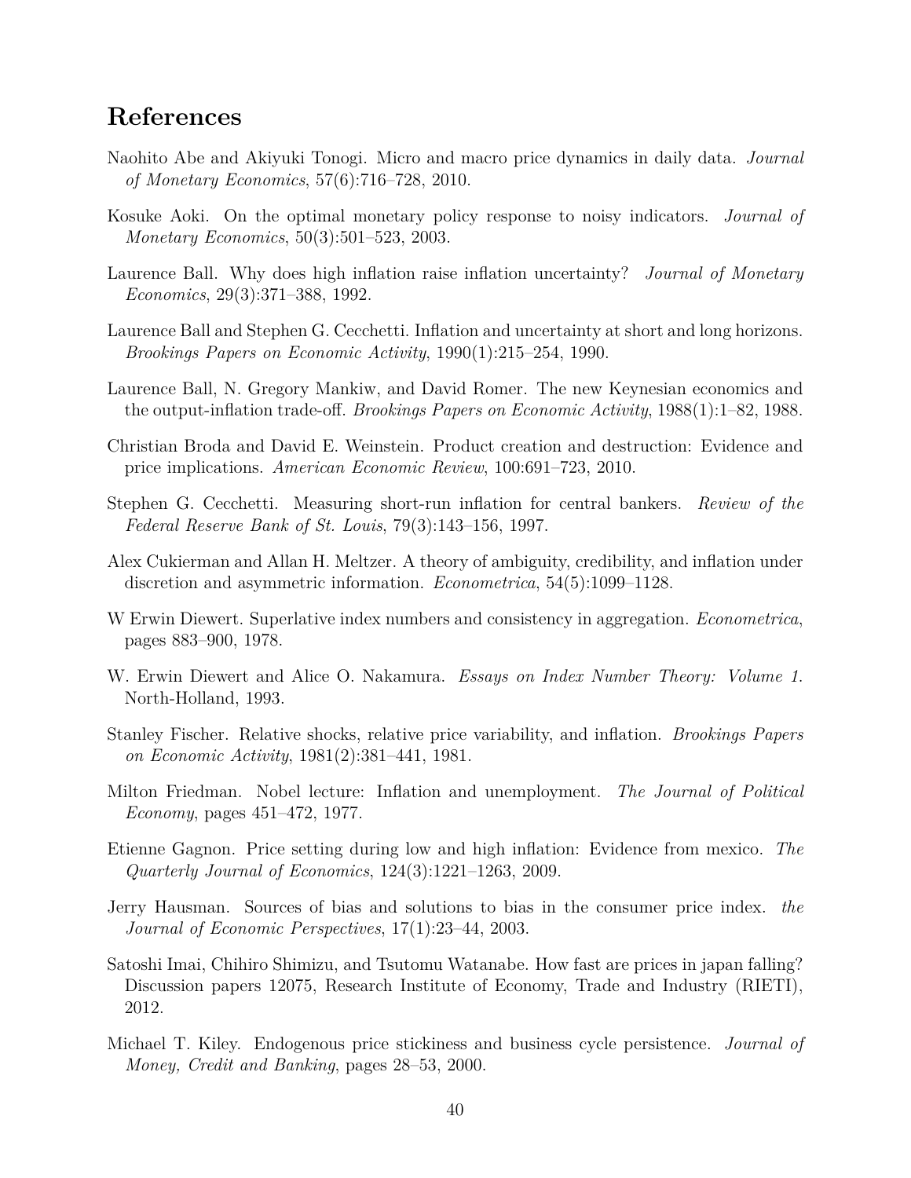## References

Naohito Abe and Akiyuki Tonogi. Micro and macro price dynamics in daily data. *Journal of Monetary Economics*, 57(6):716–728, 2010.

Kosuke Aoki. On the optimal monetary policy response to noisy indicators. *Journal of Monetary Economics*, 50(3):501–523, 2003.

Laurence Ball. Why does high inflation raise inflation uncertainty? *Journal of Monetary Economics*, 29(3):371–388, 1992.

Laurence Ball and Stephen G. Cecchetti. Inflation and uncertainty at short and long horizons. *Brookings Papers on Economic Activity*, 1990(1):215–254, 1990.

Laurence Ball, N. Gregory Mankiw, and David Romer. The new Keynesian economics and the output-inflation trade-off. *Brookings Papers on Economic Activity*, 1988(1):1–82, 1988.

Christian Broda and David E. Weinstein. Product creation and destruction: Evidence and price implications. *American Economic Review*, 100:691–723, 2010.

Stephen G. Cecchetti. Measuring short-run inflation for central bankers. *Review of the Federal Reserve Bank of St. Louis*, 79(3):143–156, 1997.

Alex Cukierman and Allan H. Meltzer. A theory of ambiguity, credibility, and inflation under discretion and asymmetric information. *Econometrica*, 54(5):1099–1128.

W Erwin Diewert. Superlative index numbers and consistency in aggregation. *Econometrica*, pages 883–900, 1978.

W. Erwin Diewert and Alice O. Nakamura. *Essays on Index Number Theory: Volume 1.* North-Holland, 1993.

Stanley Fischer. Relative shocks, relative price variability, and inflation. *Brookings Papers on Economic Activity*, 1981(2):381–441, 1981.

Milton Friedman. Nobel lecture: Inflation and unemployment. *The Journal of Political Economy*, pages 451–472, 1977.

Etienne Gagnon. Price setting during low and high inflation: Evidence from mexico. *The Quarterly Journal of Economics*, 124(3):1221–1263, 2009.

Jerry Hausman. Sources of bias and solutions to bias in the consumer price index. *the Journal of Economic Perspectives*, 17(1):23–44, 2003.

Satoshi Imai, Chihiro Shimizu, and Tsutomu Watanabe. How fast are prices in japan falling? Discussion papers 12075, Research Institute of Economy, Trade and Industry (RIETI), 2012.

Michael T. Kiley. Endogenous price stickiness and business cycle persistence. *Journal of Money, Credit and Banking*, pages 28–53, 2000.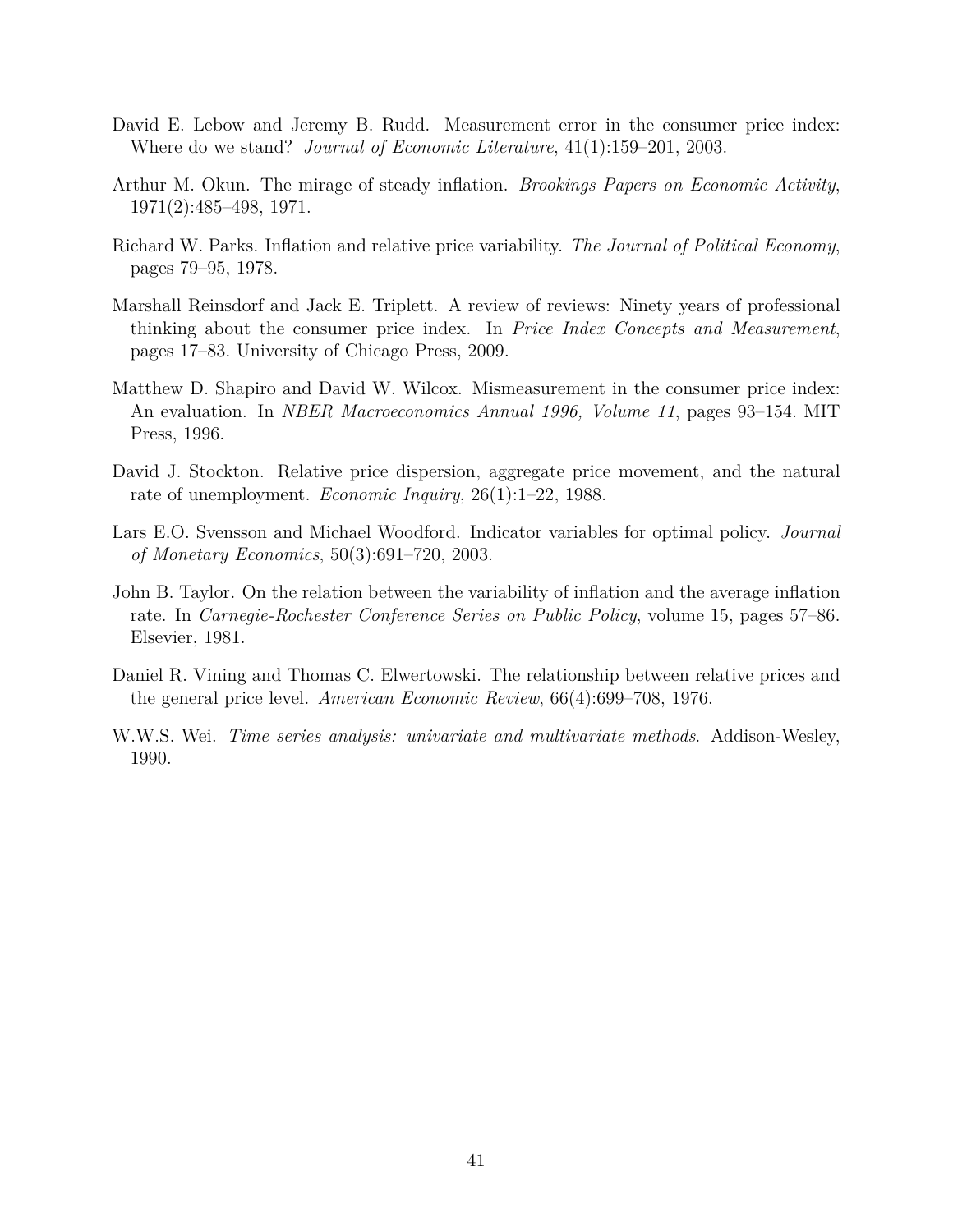David E. Lebow and Jeremy B. Rudd. Measurement error in the consumer price index: Where do we stand? *Journal of Economic Literature*, 41(1):159–201, 2003.

Arthur M. Okun. The mirage of steady inflation. *Brookings Papers on Economic Activity*, 1971(2):485–498, 1971.

Richard W. Parks. Inflation and relative price variability. *The Journal of Political Economy*, pages 79–95, 1978.

Marshall Reinsdorf and Jack E. Triplett. A review of reviews: Ninety years of professional thinking about the consumer price index. In *Price Index Concepts and Measurement*, pages 17–83. University of Chicago Press, 2009.

Matthew D. Shapiro and David W. Wilcox. Mismeasurement in the consumer price index: An evaluation. In *NBER Macroeconomics Annual 1996, Volume 11*, pages 93–154. MIT Press, 1996.

David J. Stockton. Relative price dispersion, aggregate price movement, and the natural rate of unemployment. *Economic Inquiry*, 26(1):1–22, 1988.

Lars E.O. Svensson and Michael Woodford. Indicator variables for optimal policy. *Journal of Monetary Economics*, 50(3):691–720, 2003.

John B. Taylor. On the relation between the variability of inflation and the average inflation rate. In *Carnegie-Rochester Conference Series on Public Policy*, volume 15, pages 57–86. Elsevier, 1981.

Daniel R. Vining and Thomas C. Elwertowski. The relationship between relative prices and the general price level. *American Economic Review*, 66(4):699–708, 1976.

W.W.S. Wei. *Time series analysis: univariate and multivariate methods*. Addison-Wesley, 1990.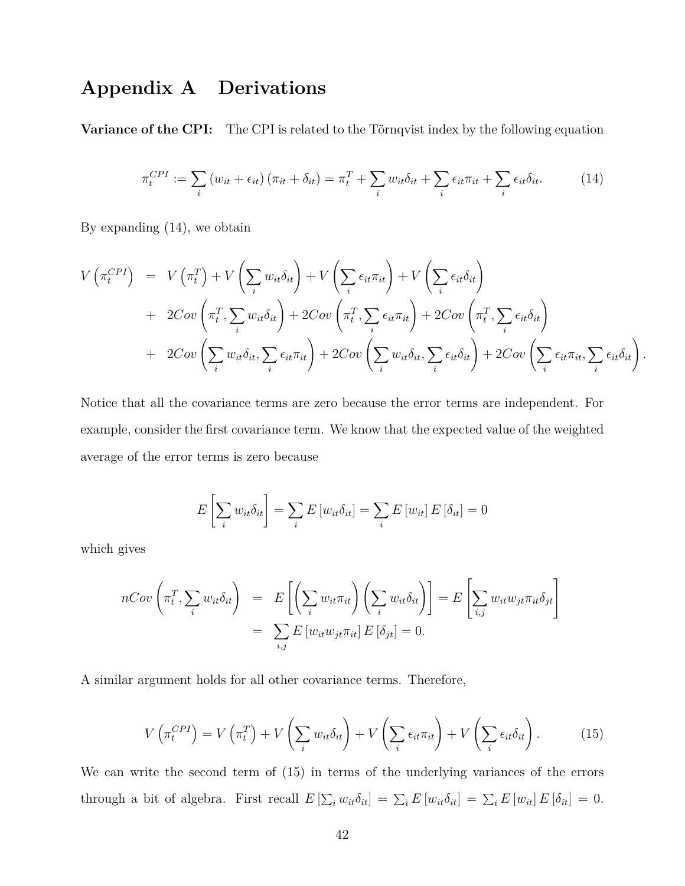# Appendix A Derivations

**Variance of the CPI:** The CPI is related to the Törnqvist index by the following equation

$$\pi_t^{CPI} := \sum_i (w_{it} + \epsilon_{it})(\pi_{it} + \delta_{it}) = \pi_t^T + \sum_i w_{it}\delta_{it} + \sum_i \epsilon_{it}\pi_{it} + \sum_i \epsilon_{it}\delta_{it}. \tag{14}$$

By expanding (14), we obtain

$$\begin{aligned}
V\left(\pi_t^{CPI}\right) &= V\left(\pi_t^T\right) + V\left(\sum_i w_{it}\delta_{it}\right) + V\left(\sum_i \epsilon_{it}\pi_{it}\right) + V\left(\sum_i \epsilon_{it}\delta_{it}\right) \\
&+ 2Cov\left(\pi_t^T, \sum_i w_{it}\delta_{it}\right) + 2Cov\left(\pi_t^T, \sum_i \epsilon_{it}\pi_{it}\right) + 2Cov\left(\pi_t^T, \sum_i \epsilon_{it}\delta_{it}\right) \\
&+ 2Cov\left(\sum_i w_{it}\delta_{it}, \sum_i \epsilon_{it}\pi_{it}\right) + 2Cov\left(\sum_i w_{it}\delta_{it}, \sum_i \epsilon_{it}\delta_{it}\right) + 2Cov\left(\sum_i \epsilon_{it}\pi_{it}, \sum_i \epsilon_{it}\delta_{it}\right).
\end{aligned}$$

Notice that all the covariance terms are zero because the error terms are independent. For example, consider the first covariance term. We know that the expected value of the weighted average of the error terms is zero because

$$E\left[\sum_i w_{it}\delta_{it}\right] = \sum_i E\left[w_{it}\delta_{it}\right] = \sum_i E\left[w_{it}\right]E\left[\delta_{it}\right] = 0$$

which gives

$$\begin{aligned}
nCov\left(\pi_t^T, \sum_i w_{it}\delta_{it}\right) &= E\left[\left(\sum_i w_{it}\pi_{it}\right)\left(\sum_i w_{it}\delta_{it}\right)\right] = E\left[\sum_{i,j} w_{it}w_{jt}\pi_{it}\delta_{jt}\right] \\
&= \sum_{i,j} E\left[w_{it}w_{jt}\pi_{it}\right]E\left[\delta_{jt}\right] = 0.
\end{aligned}$$

A similar argument holds for all other covariance terms. Therefore,

$$V\left(\pi_t^{CPI}\right) = V\left(\pi_t^T\right) + V\left(\sum_i w_{it}\delta_{it}\right) + V\left(\sum_i \epsilon_{it}\pi_{it}\right) + V\left(\sum_i \epsilon_{it}\delta_{it}\right). \tag{15}$$

We can write the second term of (15) in terms of the underlying variances of the errors through a bit of algebra. First recall $E\left[\sum_i w_{it}\delta_{it}\right] = \sum_i E\left[w_{it}\delta_{it}\right] = \sum_i E\left[w_{it}\right]E\left[\delta_{it}\right] = 0$.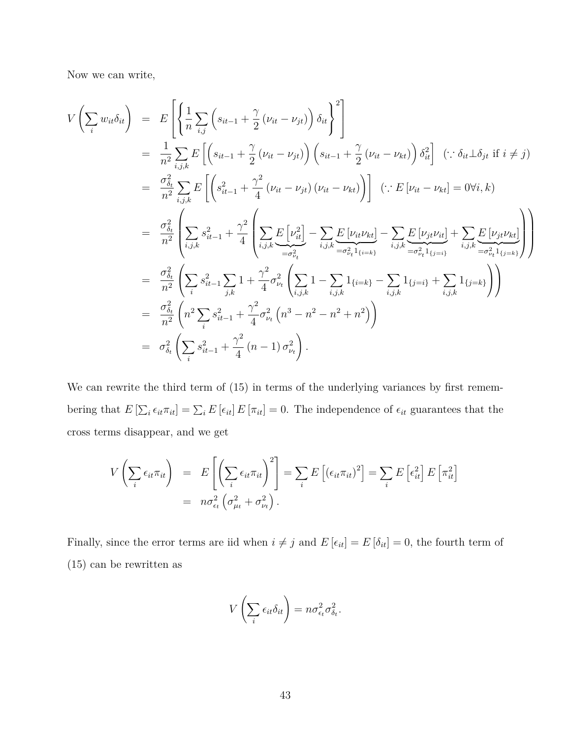Now we can write,

$$
\begin{aligned}
V\left(\sum_i w_{it}\delta_{it}\right) &= E\left[\left\{\frac{1}{n}\sum_{i,j}\left(s_{it-1}+\frac{\gamma}{2}\left(\nu_{it}-\nu_{jt}\right)\right)\delta_{it}\right\}^2\right] \\
&= \frac{1}{n^2}\sum_{i,j,k}E\left[\left(s_{it-1}+\frac{\gamma}{2}\left(\nu_{it}-\nu_{jt}\right)\right)\left(s_{it-1}+\frac{\gamma}{2}\left(\nu_{it}-\nu_{kt}\right)\right)\delta_{it}^2\right] \quad (\because \delta_{it}\perp\delta_{jt} \text{ if } i\neq j) \\
&= \frac{\sigma_{\delta_t}^2}{n^2}\sum_{i,j,k}E\left[\left(s_{it-1}^2+\frac{\gamma^2}{4}\left(\nu_{it}-\nu_{jt}\right)\left(\nu_{it}-\nu_{kt}\right)\right)\right] \quad (\because E\left[\nu_{it}-\nu_{kt}\right]=0\forall i,k) \\
&= \frac{\sigma_{\delta_t}^2}{n^2}\left(\sum_{i,j,k}s_{it-1}^2+\frac{\gamma^2}{4}\left(\sum_{i,j,k}\underbrace{E\left[\nu_{it}^2\right]}_{=\sigma_{\nu_t}^2}-\sum_{i,j,k}\underbrace{E\left[\nu_{it}\nu_{kt}\right]}_{=\sigma_{\nu_t}^2 1_{\{i=k\}}}-\sum_{i,j,k}\underbrace{E\left[\nu_{jt}\nu_{it}\right]}_{=\sigma_{\nu_t}^2 1_{\{j=i\}}}+\sum_{i,j,k}\underbrace{E\left[\nu_{jt}\nu_{kt}\right]}_{=\sigma_{\nu_t}^2 1_{\{j=k\}}}\right)\right) \\
&= \frac{\sigma_{\delta_t}^2}{n^2}\left(\sum_i s_{it-1}^2\sum_{j,k}1+\frac{\gamma^2}{4}\sigma_{\nu_t}^2\left(\sum_{i,j,k}1-\sum_{i,j,k}1_{\{i=k\}}-\sum_{i,j,k}1_{\{j=i\}}+\sum_{i,j,k}1_{\{j=k\}}\right)\right) \\
&= \frac{\sigma_{\delta_t}^2}{n^2}\left(n^2\sum_i s_{it-1}^2+\frac{\gamma^2}{4}\sigma_{\nu_t}^2\left(n^3-n^2-n^2+n^2\right)\right) \\
&= \sigma_{\delta_t}^2\left(\sum_i s_{it-1}^2+\frac{\gamma^2}{4}\left(n-1\right)\sigma_{\nu_t}^2\right).
\end{aligned}
$$

We can rewrite the third term of (15) in terms of the underlying variances by first remembering that $E\left[\sum_i \epsilon_{it}\pi_{it}\right]=\sum_i E\left[\epsilon_{it}\right]E\left[\pi_{it}\right]=0$. The independence of $\epsilon_{it}$ guarantees that the cross terms disappear, and we get

$$
\begin{aligned}
V\left(\sum_i \epsilon_{it}\pi_{it}\right) &= E\left[\left(\sum_i \epsilon_{it}\pi_{it}\right)^2\right]=\sum_i E\left[\left(\epsilon_{it}\pi_{it}\right)^2\right]=\sum_i E\left[\epsilon_{it}^2\right]E\left[\pi_{it}^2\right] \\
&= n\sigma_{\epsilon_t}^2\left(\sigma_{\mu t}^2+\sigma_{\nu t}^2\right).
\end{aligned}
$$

Finally, since the error terms are iid when $i\neq j$ and $E\left[\epsilon_{it}\right]=E\left[\delta_{it}\right]=0$, the fourth term of (15) can be rewritten as

$$
V\left(\sum_i \epsilon_{it}\delta_{it}\right)=n\sigma_{\epsilon_t}^2\sigma_{\delta_t}^2.
$$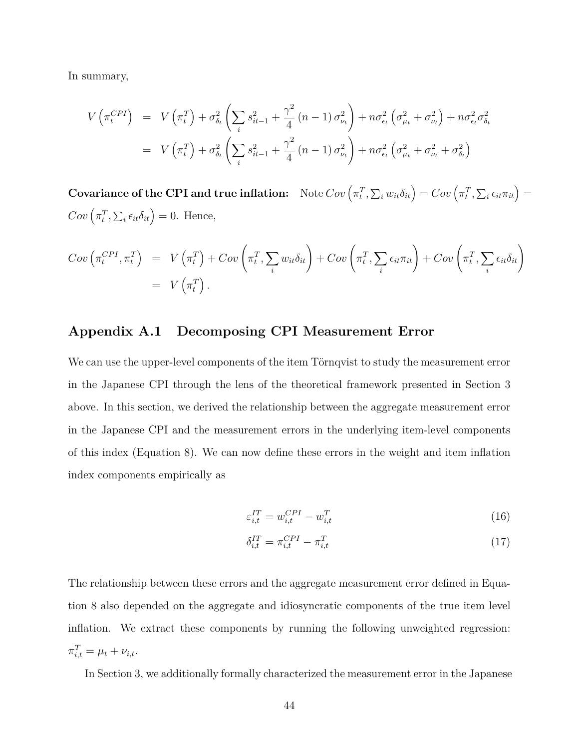In summary,

$$
\begin{aligned}
V\left(\pi_t^{CPI}\right) &= V\left(\pi_t^T\right) + \sigma_{\delta_t}^2\left(\sum_i s_{it-1}^2 + \frac{\gamma^2}{4}(n-1)\sigma_{\nu_t}^2\right) + n\sigma_{\epsilon_t}^2\left(\sigma_{\mu_t}^2 + \sigma_{\nu_t}^2\right) + n\sigma_{\epsilon_t}^2\sigma_{\delta_t}^2 \\
&= V\left(\pi_t^T\right) + \sigma_{\delta_t}^2\left(\sum_i s_{it-1}^2 + \frac{\gamma^2}{4}(n-1)\sigma_{\nu_t}^2\right) + n\sigma_{\epsilon_t}^2\left(\sigma_{\mu_t}^2 + \sigma_{\nu_t}^2 + \sigma_{\delta_t}^2\right)
\end{aligned}
$$

**Covariance of the CPI and true inflation:** Note $Cov\left(\pi_t^T, \sum_i w_{it}\delta_{it}\right) = Cov\left(\pi_t^T, \sum_i \epsilon_{it}\pi_{it}\right) = Cov\left(\pi_t^T, \sum_i \epsilon_{it}\delta_{it}\right) = 0$. Hence,

$$
\begin{aligned}
Cov\left(\pi_t^{CPI}, \pi_t^T\right) &= V\left(\pi_t^T\right) + Cov\left(\pi_t^T, \sum_i w_{it}\delta_{it}\right) + Cov\left(\pi_t^T, \sum_i \epsilon_{it}\pi_{it}\right) + Cov\left(\pi_t^T, \sum_i \epsilon_{it}\delta_{it}\right) \\
&= V\left(\pi_t^T\right).
\end{aligned}
$$

## Appendix A.1 Decomposing CPI Measurement Error

We can use the upper-level components of the item Törnqvist to study the measurement error in the Japanese CPI through the lens of the theoretical framework presented in Section 3 above. In this section, we derived the relationship between the aggregate measurement error in the Japanese CPI and the measurement errors in the underlying item-level components of this index (Equation 8). We can now define these errors in the weight and item inflation index components empirically as

$$
\varepsilon_{i,t}^{IT} = w_{i,t}^{CPI} - w_{i,t}^T \tag{16}
$$

$$
\delta_{i,t}^{IT} = \pi_{i,t}^{CPI} - \pi_{i,t}^T \tag{17}
$$

The relationship between these errors and the aggregate measurement error defined in Equation 8 also depended on the aggregate and idiosyncratic components of the true item level inflation. We extract these components by running the following unweighted regression: $\pi_{i,t}^T = \mu_t + \nu_{i,t}$.

In Section 3, we additionally formally characterized the measurement error in the Japanese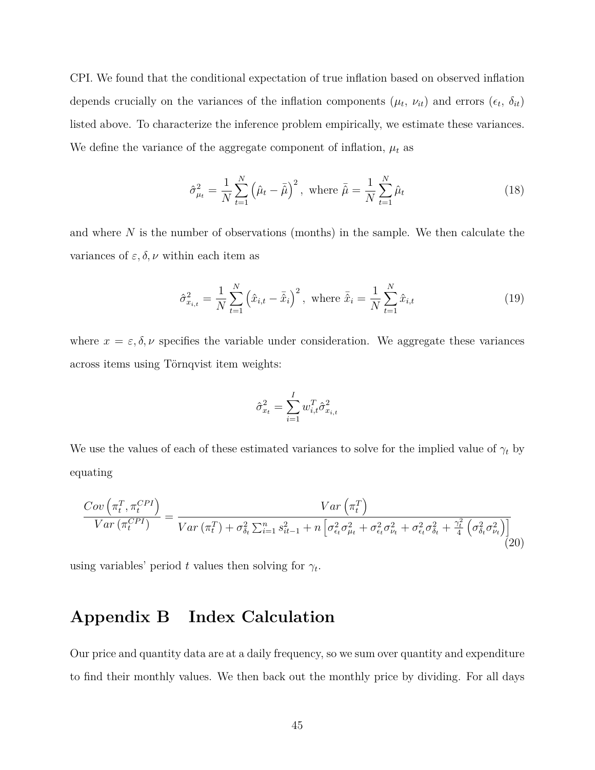CPI. We found that the conditional expectation of true inflation based on observed inflation depends crucially on the variances of the inflation components ($\mu_t$, $\nu_{it}$) and errors ($\epsilon_t$, $\delta_{it}$) listed above. To characterize the inference problem empirically, we estimate these variances. We define the variance of the aggregate component of inflation, $\mu_t$ as

$$\hat{\sigma}^2_{\mu_t} = \frac{1}{N}\sum_{t=1}^{N}\left(\hat{\mu}_t - \bar{\hat{\mu}}\right)^2, \text{ where } \bar{\hat{\mu}} = \frac{1}{N}\sum_{t=1}^{N}\hat{\mu}_t \tag{18}$$

and where $N$ is the number of observations (months) in the sample. We then calculate the variances of $\varepsilon, \delta, \nu$ within each item as

$$\hat{\sigma}^2_{x_{i,t}} = \frac{1}{N}\sum_{t=1}^{N}\left(\hat{x}_{i,t} - \bar{\hat{x}}_i\right)^2, \text{ where } \bar{\hat{x}}_i = \frac{1}{N}\sum_{t=1}^{N}\hat{x}_{i,t} \tag{19}$$

where $x = \varepsilon, \delta, \nu$ specifies the variable under consideration. We aggregate these variances across items using Törnqvist item weights:

$$\hat{\sigma}^2_{x_t} = \sum_{i=1}^{I} w^T_{i,t}\hat{\sigma}^2_{x_{i,t}}$$

We use the values of each of these estimated variances to solve for the implied value of $\gamma_t$ by equating

$$\frac{Cov\left(\pi^T_t, \pi^{CPI}_t\right)}{Var\left(\pi^{CPI}_t\right)} = \frac{Var\left(\pi^T_t\right)}{Var\left(\pi^T_t\right) + \sigma^2_{\delta_t}\sum_{i=1}^{n} s^2_{it-1} + n\left[\sigma^2_{\epsilon_t}\sigma^2_{\mu_t} + \sigma^2_{\epsilon_t}\sigma^2_{\nu_t} + \sigma^2_{\epsilon_t}\sigma^2_{\delta_t} + \frac{\gamma^2_t}{4}\left(\sigma^2_{\delta_t}\sigma^2_{\nu_t}\right)\right]} \tag{20}$$

using variables' period $t$ values then solving for $\gamma_t$.

# Appendix B Index Calculation

Our price and quantity data are at a daily frequency, so we sum over quantity and expenditure to find their monthly values. We then back out the monthly price by dividing. For all days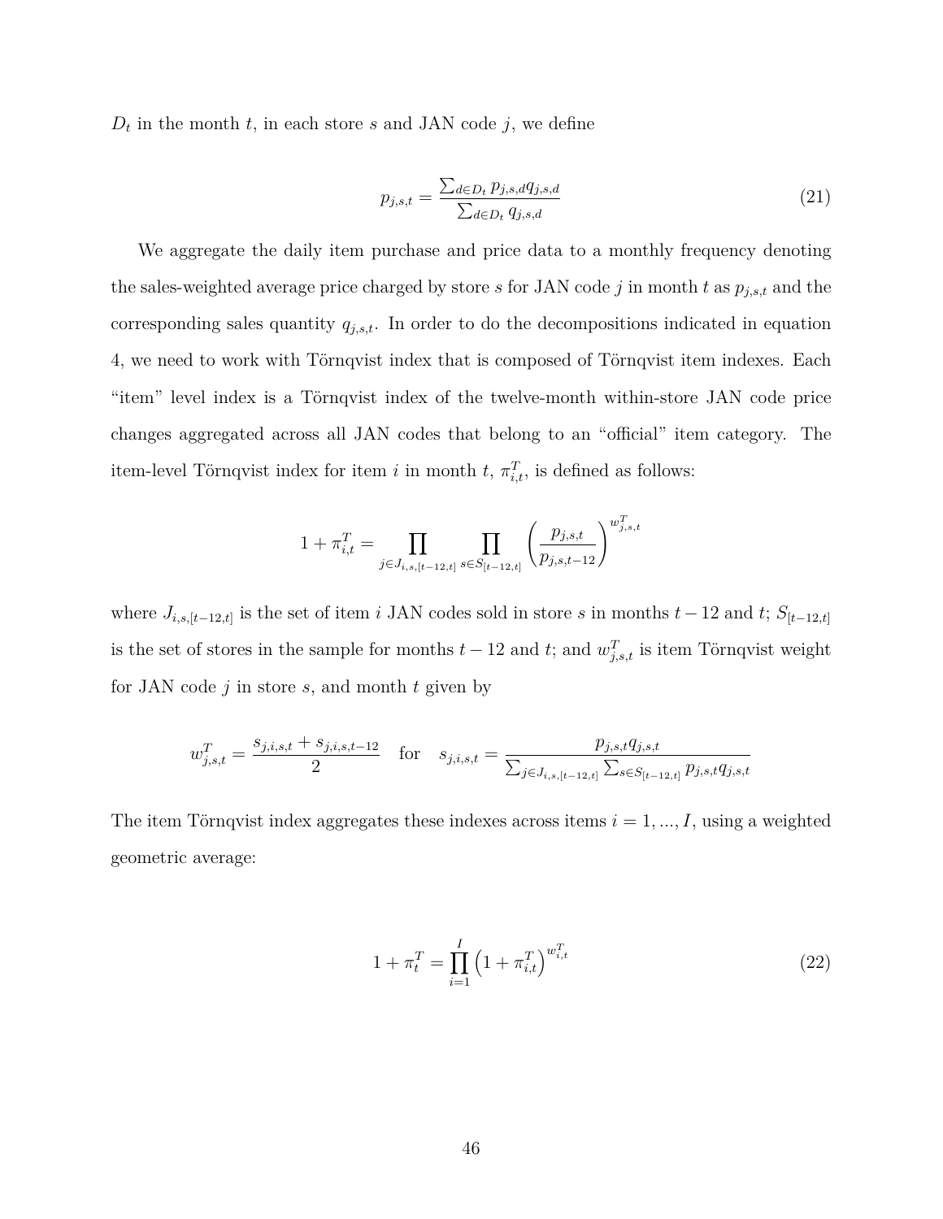$D_t$ in the month $t$, in each store $s$ and JAN code $j$, we define

$$p_{j,s,t} = \frac{\sum_{d \in D_t} p_{j,s,d} q_{j,s,d}}{\sum_{d \in D_t} q_{j,s,d}} \tag{21}$$

We aggregate the daily item purchase and price data to a monthly frequency denoting the sales-weighted average price charged by store $s$ for JAN code $j$ in month $t$ as $p_{j,s,t}$ and the corresponding sales quantity $q_{j,s,t}$. In order to do the decompositions indicated in equation 4, we need to work with Törnqvist index that is composed of Törnqvist item indexes. Each "item" level index is a Törnqvist index of the twelve-month within-store JAN code price changes aggregated across all JAN codes that belong to an "official" item category. The item-level Törnqvist index for item $i$ in month $t$, $\pi^T_{i,t}$, is defined as follows:

$$1 + \pi^T_{i,t} = \prod_{j \in J_{i,s,[t-12,t]}} \prod_{s \in S_{[t-12,t]}} \left( \frac{p_{j,s,t}}{p_{j,s,t-12}} \right)^{w^T_{j,s,t}}$$

where $J_{i,s,[t-12,t]}$ is the set of item $i$ JAN codes sold in store $s$ in months $t-12$ and $t$; $S_{[t-12,t]}$ is the set of stores in the sample for months $t-12$ and $t$; and $w^T_{j,s,t}$ is item Törnqvist weight for JAN code $j$ in store $s$, and month $t$ given by

$$w^T_{j,s,t} = \frac{s_{j,i,s,t} + s_{j,i,s,t-12}}{2} \quad \text{for} \quad s_{j,i,s,t} = \frac{p_{j,s,t} q_{j,s,t}}{\sum_{j \in J_{i,s,[t-12,t]}} \sum_{s \in S_{[t-12,t]}} p_{j,s,t} q_{j,s,t}}$$

The item Törnqvist index aggregates these indexes across items $i = 1, ..., I$, using a weighted geometric average:

$$1 + \pi^T_t = \prod_{i=1}^{I} \left( 1 + \pi^T_{i,t} \right)^{w^T_{i,t}} \tag{22}$$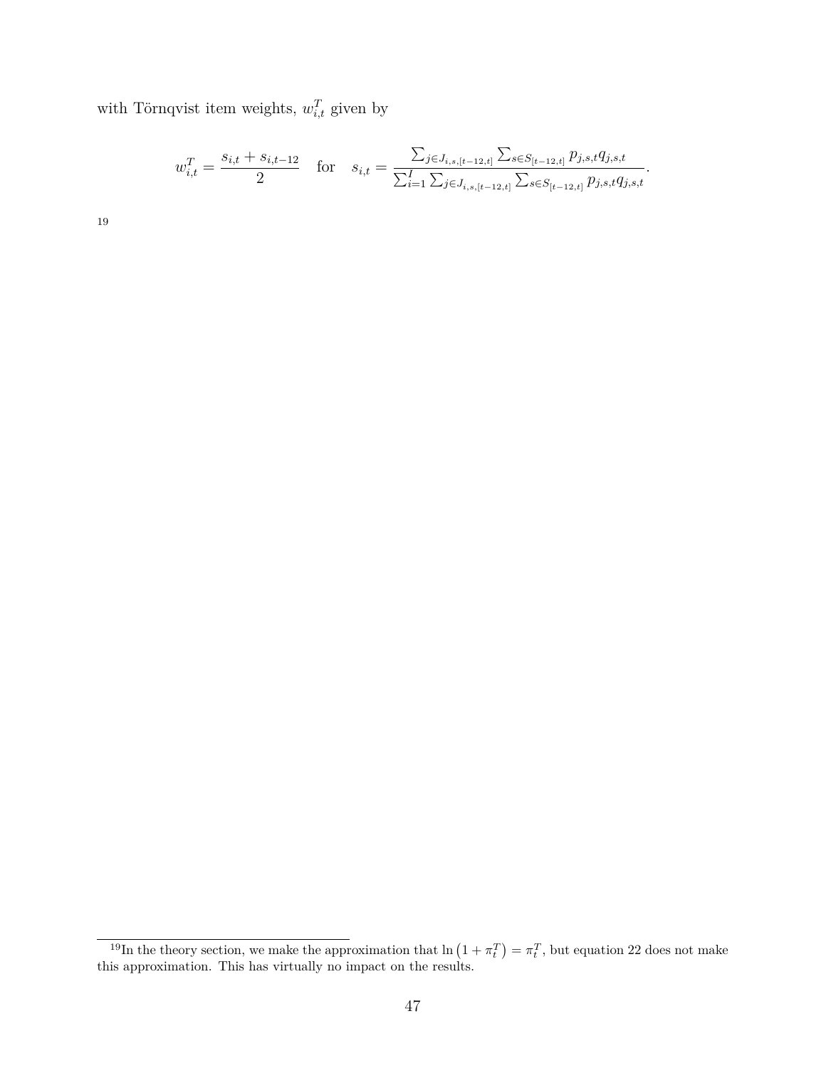with Törnqvist item weights, $w_{i,t}^T$ given by

$$w_{i,t}^T = \frac{s_{i,t} + s_{i,t-12}}{2} \quad \text{for} \quad s_{i,t} = \frac{\sum_{j \in J_{i,s,[t-12,t]}} \sum_{s \in S_{[t-12,t]}} p_{j,s,t} q_{j,s,t}}{\sum_{i=1}^{I} \sum_{j \in J_{i,s,[t-12,t]}} \sum_{s \in S_{[t-12,t]}} p_{j,s,t} q_{j,s,t}}.$$

[19]

[19] In the theory section, we make the approximation that $\ln\left(1 + \pi_t^T\right) = \pi_t^T$, but equation 22 does not make this approximation. This has virtually no impact on the results.